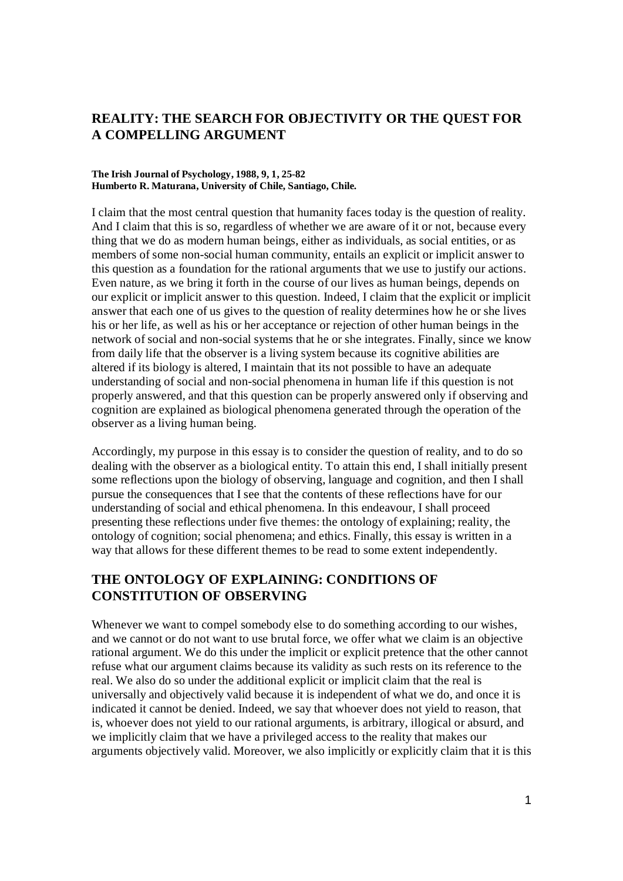## REALITY: THE SEARCH FOR OBJECTIVITY OR THE QUEST FOR A COMPELLING ARGUMENT

**The Irish Journal of Psychology, 1988, 9, 1, 25-82**
**Humberto R. Maturana, University of Chile, Santiago, Chile.**

I claim that the most central question that humanity faces today is the question of reality. And I claim that this is so, regardless of whether we are aware of it or not, because every thing that we do as modern human beings, either as individuals, as social entities, or as members of some non-social human community, entails an explicit or implicit answer to this question as a foundation for the rational arguments that we use to justify our actions. Even nature, as we bring it forth in the course of our lives as human beings, depends on our explicit or implicit answer to this question. Indeed, I claim that the explicit or implicit answer that each one of us gives to the question of reality determines how he or she lives his or her life, as well as his or her acceptance or rejection of other human beings in the network of social and non-social systems that he or she integrates. Finally, since we know from daily life that the observer is a living system because its cognitive abilities are altered if its biology is altered, I maintain that its not possible to have an adequate understanding of social and non-social phenomena in human life if this question is not properly answered, and that this question can be properly answered only if observing and cognition are explained as biological phenomena generated through the operation of the observer as a living human being.

Accordingly, my purpose in this essay is to consider the question of reality, and to do so dealing with the observer as a biological entity. To attain this end, I shall initially present some reflections upon the biology of observing, language and cognition, and then I shall pursue the consequences that I see that the contents of these reflections have for our understanding of social and ethical phenomena. In this endeavour, I shall proceed presenting these reflections under five themes: the ontology of explaining; reality, the ontology of cognition; social phenomena; and ethics. Finally, this essay is written in a way that allows for these different themes to be read to some extent independently.

## THE ONTOLOGY OF EXPLAINING: CONDITIONS OF CONSTITUTION OF OBSERVING

Whenever we want to compel somebody else to do something according to our wishes, and we cannot or do not want to use brutal force, we offer what we claim is an objective rational argument. We do this under the implicit or explicit pretence that the other cannot refuse what our argument claims because its validity as such rests on its reference to the real. We also do so under the additional explicit or implicit claim that the real is universally and objectively valid because it is independent of what we do, and once it is indicated it cannot be denied. Indeed, we say that whoever does not yield to reason, that is, whoever does not yield to our rational arguments, is arbitrary, illogical or absurd, and we implicitly claim that we have a privileged access to the reality that makes our arguments objectively valid. Moreover, we also implicitly or explicitly claim that it is this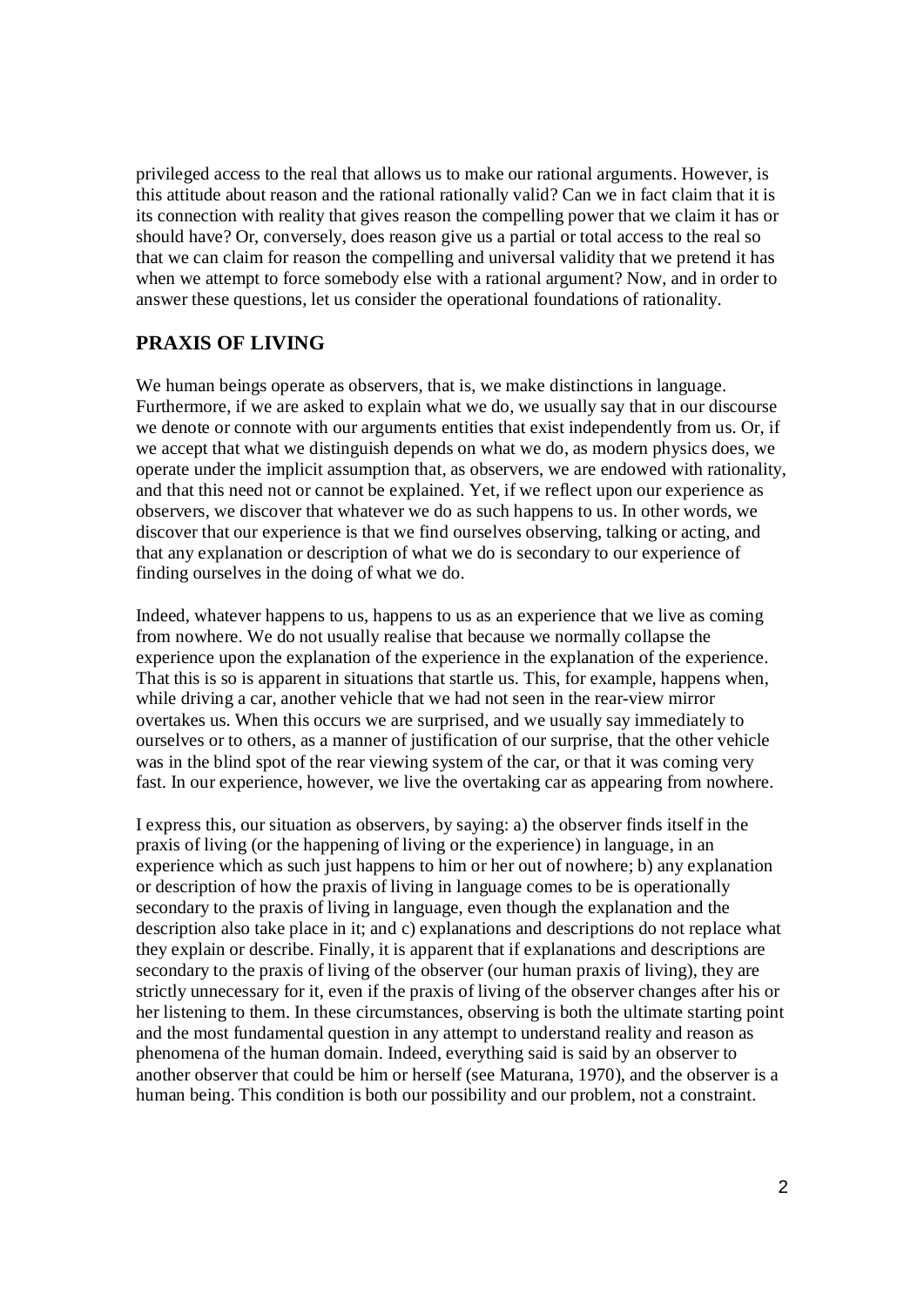privileged access to the real that allows us to make our rational arguments. However, is this attitude about reason and the rational rationally valid? Can we in fact claim that it is its connection with reality that gives reason the compelling power that we claim it has or should have? Or, conversely, does reason give us a partial or total access to the real so that we can claim for reason the compelling and universal validity that we pretend it has when we attempt to force somebody else with a rational argument? Now, and in order to answer these questions, let us consider the operational foundations of rationality.

## PRAXIS OF LIVING

We human beings operate as observers, that is, we make distinctions in language. Furthermore, if we are asked to explain what we do, we usually say that in our discourse we denote or connote with our arguments entities that exist independently from us. Or, if we accept that what we distinguish depends on what we do, as modern physics does, we operate under the implicit assumption that, as observers, we are endowed with rationality, and that this need not or cannot be explained. Yet, if we reflect upon our experience as observers, we discover that whatever we do as such happens to us. In other words, we discover that our experience is that we find ourselves observing, talking or acting, and that any explanation or description of what we do is secondary to our experience of finding ourselves in the doing of what we do.

Indeed, whatever happens to us, happens to us as an experience that we live as coming from nowhere. We do not usually realise that because we normally collapse the experience upon the explanation of the experience in the explanation of the experience. That this is so is apparent in situations that startle us. This, for example, happens when, while driving a car, another vehicle that we had not seen in the rear-view mirror overtakes us. When this occurs we are surprised, and we usually say immediately to ourselves or to others, as a manner of justification of our surprise, that the other vehicle was in the blind spot of the rear viewing system of the car, or that it was coming very fast. In our experience, however, we live the overtaking car as appearing from nowhere.

I express this, our situation as observers, by saying: a) the observer finds itself in the praxis of living (or the happening of living or the experience) in language, in an experience which as such just happens to him or her out of nowhere; b) any explanation or description of how the praxis of living in language comes to be is operationally secondary to the praxis of living in language, even though the explanation and the description also take place in it; and c) explanations and descriptions do not replace what they explain or describe. Finally, it is apparent that if explanations and descriptions are secondary to the praxis of living of the observer (our human praxis of living), they are strictly unnecessary for it, even if the praxis of living of the observer changes after his or her listening to them. In these circumstances, observing is both the ultimate starting point and the most fundamental question in any attempt to understand reality and reason as phenomena of the human domain. Indeed, everything said is said by an observer to another observer that could be him or herself (see Maturana, 1970), and the observer is a human being. This condition is both our possibility and our problem, not a constraint.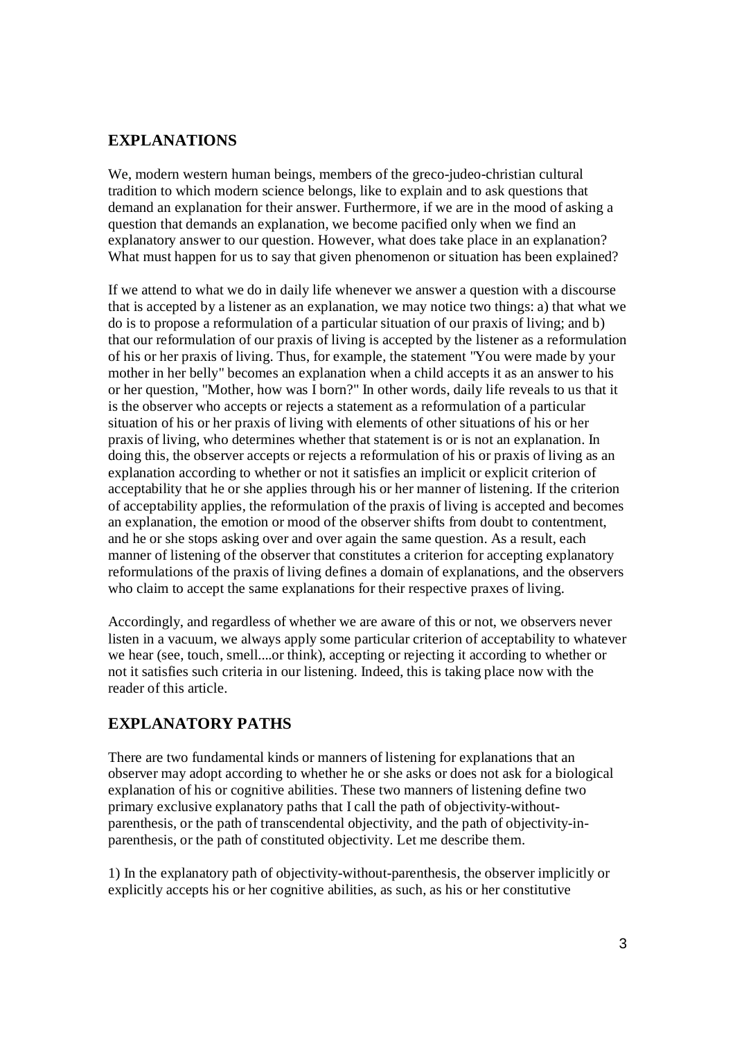## EXPLANATIONS

We, modern western human beings, members of the greco-judeo-christian cultural tradition to which modern science belongs, like to explain and to ask questions that demand an explanation for their answer. Furthermore, if we are in the mood of asking a question that demands an explanation, we become pacified only when we find an explanatory answer to our question. However, what does take place in an explanation? What must happen for us to say that given phenomenon or situation has been explained?

If we attend to what we do in daily life whenever we answer a question with a discourse that is accepted by a listener as an explanation, we may notice two things: a) that what we do is to propose a reformulation of a particular situation of our praxis of living; and b) that our reformulation of our praxis of living is accepted by the listener as a reformulation of his or her praxis of living. Thus, for example, the statement "You were made by your mother in her belly" becomes an explanation when a child accepts it as an answer to his or her question, "Mother, how was I born?" In other words, daily life reveals to us that it is the observer who accepts or rejects a statement as a reformulation of a particular situation of his or her praxis of living with elements of other situations of his or her praxis of living, who determines whether that statement is or is not an explanation. In doing this, the observer accepts or rejects a reformulation of his or praxis of living as an explanation according to whether or not it satisfies an implicit or explicit criterion of acceptability that he or she applies through his or her manner of listening. If the criterion of acceptability applies, the reformulation of the praxis of living is accepted and becomes an explanation, the emotion or mood of the observer shifts from doubt to contentment, and he or she stops asking over and over again the same question. As a result, each manner of listening of the observer that constitutes a criterion for accepting explanatory reformulations of the praxis of living defines a domain of explanations, and the observers who claim to accept the same explanations for their respective praxes of living.

Accordingly, and regardless of whether we are aware of this or not, we observers never listen in a vacuum, we always apply some particular criterion of acceptability to whatever we hear (see, touch, smell....or think), accepting or rejecting it according to whether or not it satisfies such criteria in our listening. Indeed, this is taking place now with the reader of this article.

## EXPLANATORY PATHS

There are two fundamental kinds or manners of listening for explanations that an observer may adopt according to whether he or she asks or does not ask for a biological explanation of his or cognitive abilities. These two manners of listening define two primary exclusive explanatory paths that I call the path of objectivity-without-parenthesis, or the path of transcendental objectivity, and the path of objectivity-in-parenthesis, or the path of constituted objectivity. Let me describe them.

1) In the explanatory path of objectivity-without-parenthesis, the observer implicitly or explicitly accepts his or her cognitive abilities, as such, as his or her constitutive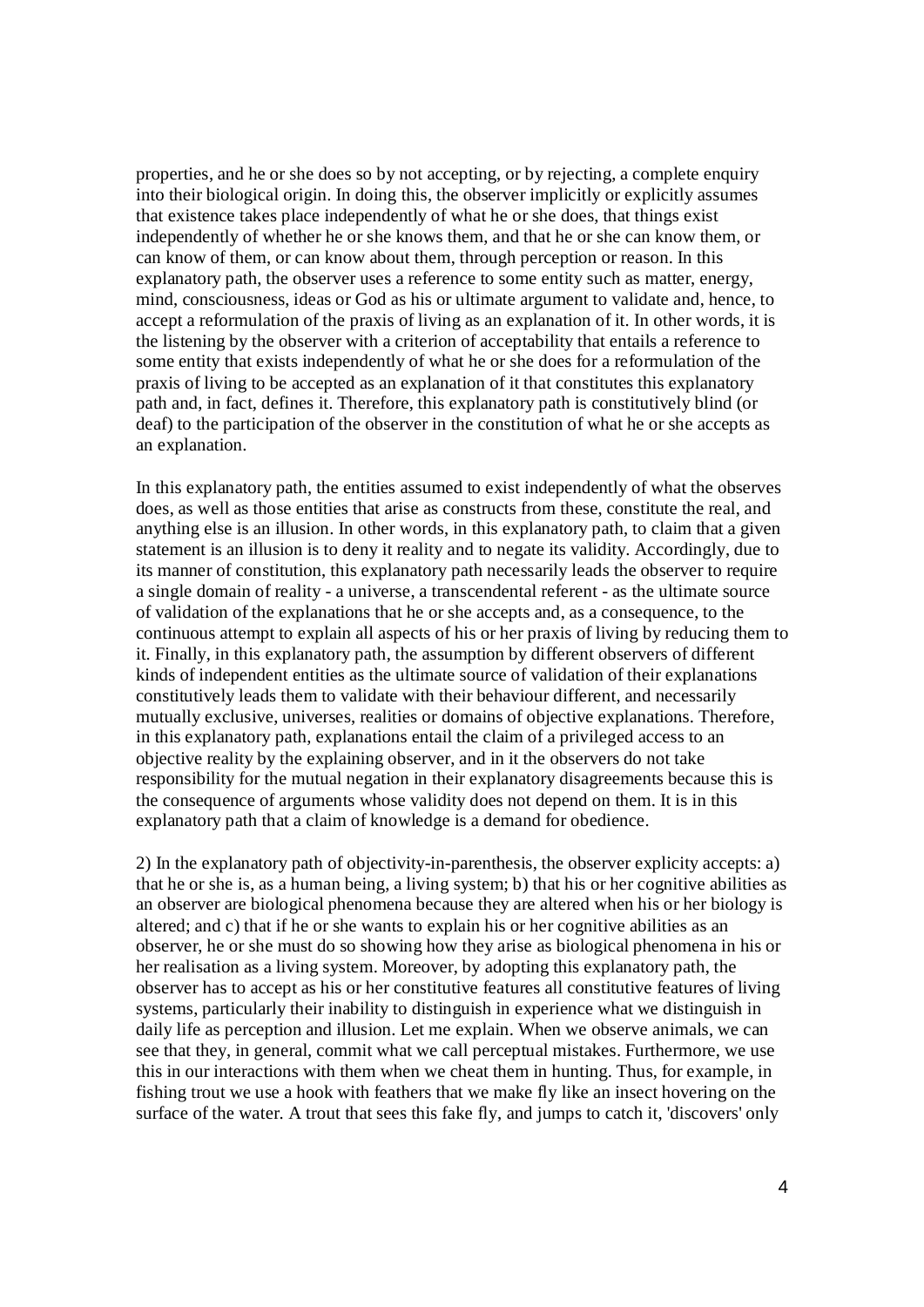properties, and he or she does so by not accepting, or by rejecting, a complete enquiry into their biological origin. In doing this, the observer implicitly or explicitly assumes that existence takes place independently of what he or she does, that things exist independently of whether he or she knows them, and that he or she can know them, or can know of them, or can know about them, through perception or reason. In this explanatory path, the observer uses a reference to some entity such as matter, energy, mind, consciousness, ideas or God as his or ultimate argument to validate and, hence, to accept a reformulation of the praxis of living as an explanation of it. In other words, it is the listening by the observer with a criterion of acceptability that entails a reference to some entity that exists independently of what he or she does for a reformulation of the praxis of living to be accepted as an explanation of it that constitutes this explanatory path and, in fact, defines it. Therefore, this explanatory path is constitutively blind (or deaf) to the participation of the observer in the constitution of what he or she accepts as an explanation.

In this explanatory path, the entities assumed to exist independently of what the observes does, as well as those entities that arise as constructs from these, constitute the real, and anything else is an illusion. In other words, in this explanatory path, to claim that a given statement is an illusion is to deny it reality and to negate its validity. Accordingly, due to its manner of constitution, this explanatory path necessarily leads the observer to require a single domain of reality - a universe, a transcendental referent - as the ultimate source of validation of the explanations that he or she accepts and, as a consequence, to the continuous attempt to explain all aspects of his or her praxis of living by reducing them to it. Finally, in this explanatory path, the assumption by different observers of different kinds of independent entities as the ultimate source of validation of their explanations constitutively leads them to validate with their behaviour different, and necessarily mutually exclusive, universes, realities or domains of objective explanations. Therefore, in this explanatory path, explanations entail the claim of a privileged access to an objective reality by the explaining observer, and in it the observers do not take responsibility for the mutual negation in their explanatory disagreements because this is the consequence of arguments whose validity does not depend on them. It is in this explanatory path that a claim of knowledge is a demand for obedience.

2) In the explanatory path of objectivity-in-parenthesis, the observer explicity accepts: a) that he or she is, as a human being, a living system; b) that his or her cognitive abilities as an observer are biological phenomena because they are altered when his or her biology is altered; and c) that if he or she wants to explain his or her cognitive abilities as an observer, he or she must do so showing how they arise as biological phenomena in his or her realisation as a living system. Moreover, by adopting this explanatory path, the observer has to accept as his or her constitutive features all constitutive features of living systems, particularly their inability to distinguish in experience what we distinguish in daily life as perception and illusion. Let me explain. When we observe animals, we can see that they, in general, commit what we call perceptual mistakes. Furthermore, we use this in our interactions with them when we cheat them in hunting. Thus, for example, in fishing trout we use a hook with feathers that we make fly like an insect hovering on the surface of the water. A trout that sees this fake fly, and jumps to catch it, 'discovers' only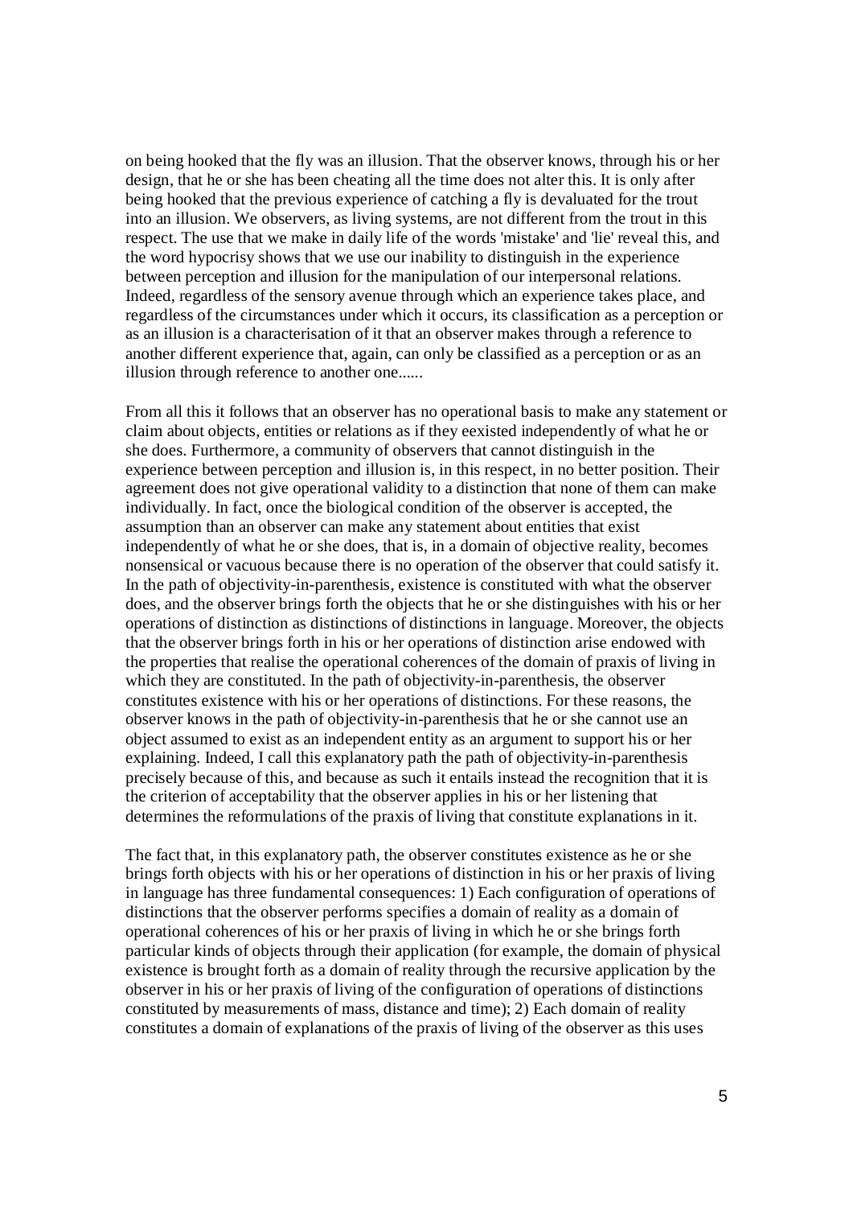on being hooked that the fly was an illusion. That the observer knows, through his or her design, that he or she has been cheating all the time does not alter this. It is only after being hooked that the previous experience of catching a fly is devaluated for the trout into an illusion. We observers, as living systems, are not different from the trout in this respect. The use that we make in daily life of the words 'mistake' and 'lie' reveal this, and the word hypocrisy shows that we use our inability to distinguish in the experience between perception and illusion for the manipulation of our interpersonal relations. Indeed, regardless of the sensory avenue through which an experience takes place, and regardless of the circumstances under which it occurs, its classification as a perception or as an illusion is a characterisation of it that an observer makes through a reference to another different experience that, again, can only be classified as a perception or as an illusion through reference to another one......

From all this it follows that an observer has no operational basis to make any statement or claim about objects, entities or relations as if they eexisted independently of what he or she does. Furthermore, a community of observers that cannot distinguish in the experience between perception and illusion is, in this respect, in no better position. Their agreement does not give operational validity to a distinction that none of them can make individually. In fact, once the biological condition of the observer is accepted, the assumption than an observer can make any statement about entities that exist independently of what he or she does, that is, in a domain of objective reality, becomes nonsensical or vacuous because there is no operation of the observer that could satisfy it. In the path of objectivity-in-parenthesis, existence is constituted with what the observer does, and the observer brings forth the objects that he or she distinguishes with his or her operations of distinction as distinctions of distinctions in language. Moreover, the objects that the observer brings forth in his or her operations of distinction arise endowed with the properties that realise the operational coherences of the domain of praxis of living in which they are constituted. In the path of objectivity-in-parenthesis, the observer constitutes existence with his or her operations of distinctions. For these reasons, the observer knows in the path of objectivity-in-parenthesis that he or she cannot use an object assumed to exist as an independent entity as an argument to support his or her explaining. Indeed, I call this explanatory path the path of objectivity-in-parenthesis precisely because of this, and because as such it entails instead the recognition that it is the criterion of acceptability that the observer applies in his or her listening that determines the reformulations of the praxis of living that constitute explanations in it.

The fact that, in this explanatory path, the observer constitutes existence as he or she brings forth objects with his or her operations of distinction in his or her praxis of living in language has three fundamental consequences: 1) Each configuration of operations of distinctions that the observer performs specifies a domain of reality as a domain of operational coherences of his or her praxis of living in which he or she brings forth particular kinds of objects through their application (for example, the domain of physical existence is brought forth as a domain of reality through the recursive application by the observer in his or her praxis of living of the configuration of operations of distinctions constituted by measurements of mass, distance and time); 2) Each domain of reality constitutes a domain of explanations of the praxis of living of the observer as this uses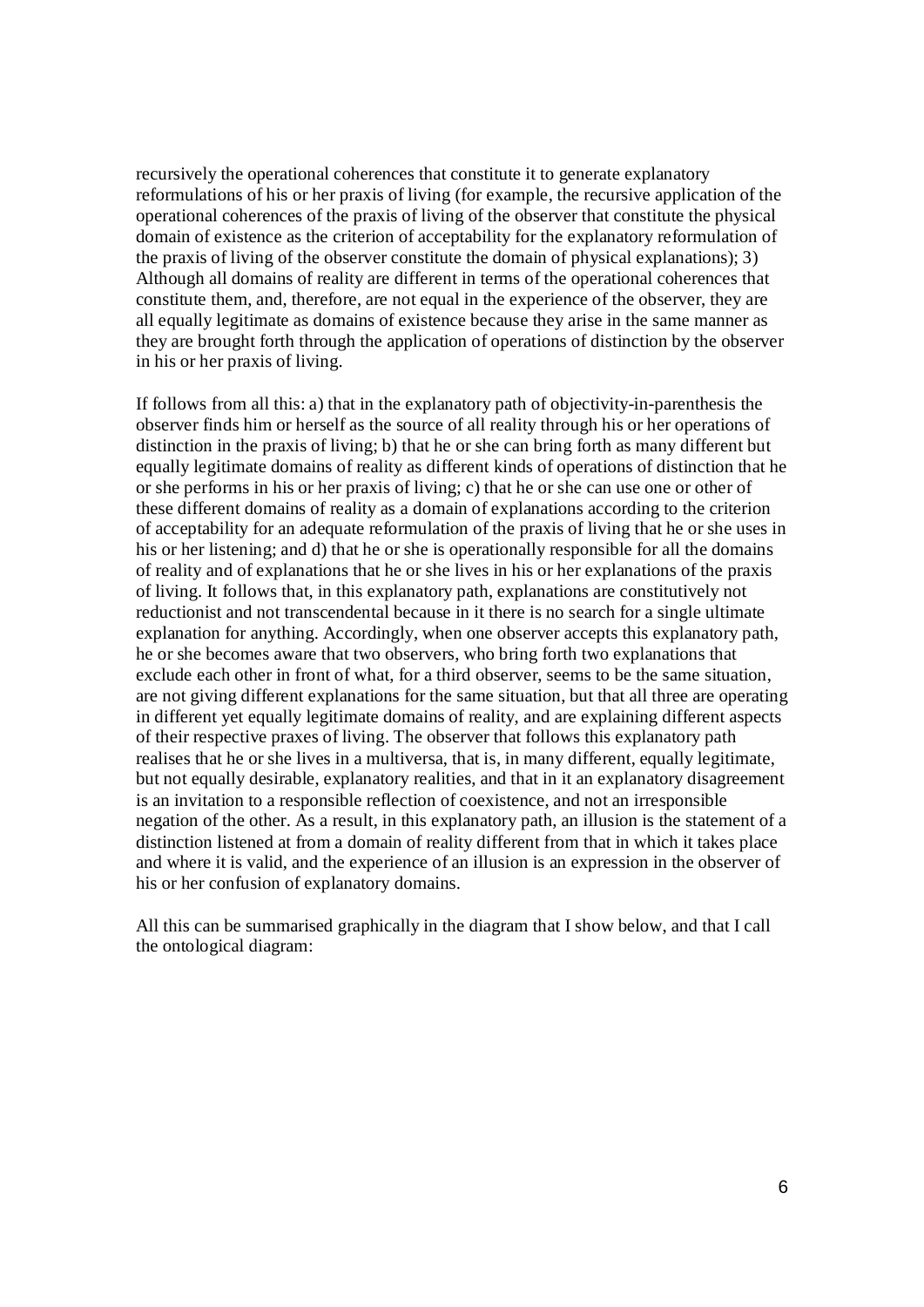recursively the operational coherences that constitute it to generate explanatory reformulations of his or her praxis of living (for example, the recursive application of the operational coherences of the praxis of living of the observer that constitute the physical domain of existence as the criterion of acceptability for the explanatory reformulation of the praxis of living of the observer constitute the domain of physical explanations); 3) Although all domains of reality are different in terms of the operational coherences that constitute them, and, therefore, are not equal in the experience of the observer, they are all equally legitimate as domains of existence because they arise in the same manner as they are brought forth through the application of operations of distinction by the observer in his or her praxis of living.

If follows from all this: a) that in the explanatory path of objectivity-in-parenthesis the observer finds him or herself as the source of all reality through his or her operations of distinction in the praxis of living; b) that he or she can bring forth as many different but equally legitimate domains of reality as different kinds of operations of distinction that he or she performs in his or her praxis of living; c) that he or she can use one or other of these different domains of reality as a domain of explanations according to the criterion of acceptability for an adequate reformulation of the praxis of living that he or she uses in his or her listening; and d) that he or she is operationally responsible for all the domains of reality and of explanations that he or she lives in his or her explanations of the praxis of living. It follows that, in this explanatory path, explanations are constitutively not reductionist and not transcendental because in it there is no search for a single ultimate explanation for anything. Accordingly, when one observer accepts this explanatory path, he or she becomes aware that two observers, who bring forth two explanations that exclude each other in front of what, for a third observer, seems to be the same situation, are not giving different explanations for the same situation, but that all three are operating in different yet equally legitimate domains of reality, and are explaining different aspects of their respective praxes of living. The observer that follows this explanatory path realises that he or she lives in a multiversa, that is, in many different, equally legitimate, but not equally desirable, explanatory realities, and that in it an explanatory disagreement is an invitation to a responsible reflection of coexistence, and not an irresponsible negation of the other. As a result, in this explanatory path, an illusion is the statement of a distinction listened at from a domain of reality different from that in which it takes place and where it is valid, and the experience of an illusion is an expression in the observer of his or her confusion of explanatory domains.

All this can be summarised graphically in the diagram that I show below, and that I call the ontological diagram: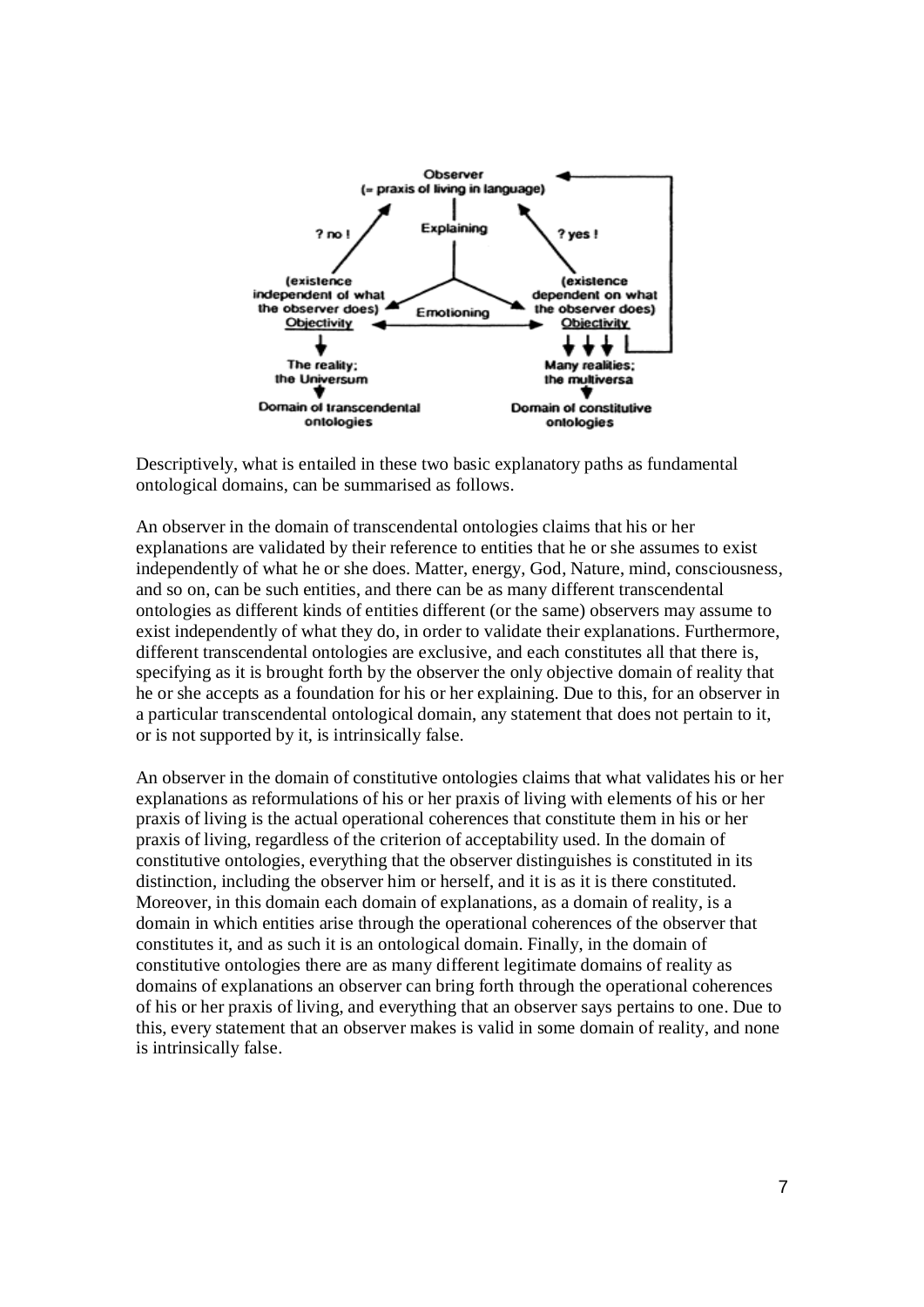Observer
(= praxis of living in language)

Explaining

? no !

? yes !

(existence
independent of what
the observer does)
Objectivity

Emotioning

(existence
dependent on what
the observer does)
Objectivity

The reality;
the Universum

Domain of transcendental
ontologies

Many realities;
the multiversa

Domain of constitutive
ontologies

Descriptively, what is entailed in these two basic explanatory paths as fundamental ontological domains, can be summarised as follows.

An observer in the domain of transcendental ontologies claims that his or her explanations are validated by their reference to entities that he or she assumes to exist independently of what he or she does. Matter, energy, God, Nature, mind, consciousness, and so on, can be such entities, and there can be as many different transcendental ontologies as different kinds of entities different (or the same) observers may assume to exist independently of what they do, in order to validate their explanations. Furthermore, different transcendental ontologies are exclusive, and each constitutes all that there is, specifying as it is brought forth by the observer the only objective domain of reality that he or she accepts as a foundation for his or her explaining. Due to this, for an observer in a particular transcendental ontological domain, any statement that does not pertain to it, or is not supported by it, is intrinsically false.

An observer in the domain of constitutive ontologies claims that what validates his or her explanations as reformulations of his or her praxis of living with elements of his or her praxis of living is the actual operational coherences that constitute them in his or her praxis of living, regardless of the criterion of acceptability used. In the domain of constitutive ontologies, everything that the observer distinguishes is constituted in its distinction, including the observer him or herself, and it is as it is there constituted. Moreover, in this domain each domain of explanations, as a domain of reality, is a domain in which entities arise through the operational coherences of the observer that constitutes it, and as such it is an ontological domain. Finally, in the domain of constitutive ontologies there are as many different legitimate domains of reality as domains of explanations an observer can bring forth through the operational coherences of his or her praxis of living, and everything that an observer says pertains to one. Due to this, every statement that an observer makes is valid in some domain of reality, and none is intrinsically false.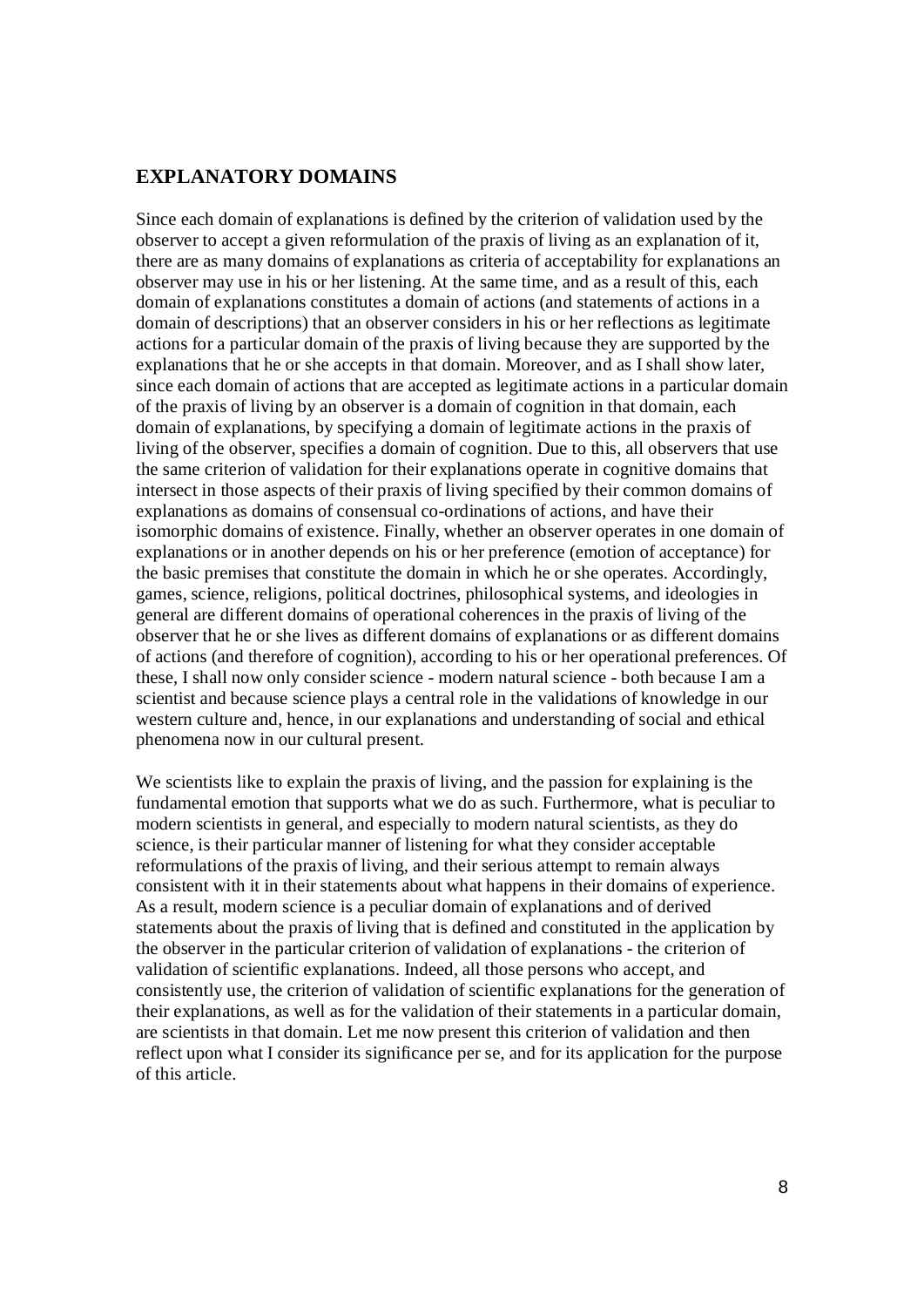## EXPLANATORY DOMAINS

Since each domain of explanations is defined by the criterion of validation used by the observer to accept a given reformulation of the praxis of living as an explanation of it, there are as many domains of explanations as criteria of acceptability for explanations an observer may use in his or her listening. At the same time, and as a result of this, each domain of explanations constitutes a domain of actions (and statements of actions in a domain of descriptions) that an observer considers in his or her reflections as legitimate actions for a particular domain of the praxis of living because they are supported by the explanations that he or she accepts in that domain. Moreover, and as I shall show later, since each domain of actions that are accepted as legitimate actions in a particular domain of the praxis of living by an observer is a domain of cognition in that domain, each domain of explanations, by specifying a domain of legitimate actions in the praxis of living of the observer, specifies a domain of cognition. Due to this, all observers that use the same criterion of validation for their explanations operate in cognitive domains that intersect in those aspects of their praxis of living specified by their common domains of explanations as domains of consensual co-ordinations of actions, and have their isomorphic domains of existence. Finally, whether an observer operates in one domain of explanations or in another depends on his or her preference (emotion of acceptance) for the basic premises that constitute the domain in which he or she operates. Accordingly, games, science, religions, political doctrines, philosophical systems, and ideologies in general are different domains of operational coherences in the praxis of living of the observer that he or she lives as different domains of explanations or as different domains of actions (and therefore of cognition), according to his or her operational preferences. Of these, I shall now only consider science - modern natural science - both because I am a scientist and because science plays a central role in the validations of knowledge in our western culture and, hence, in our explanations and understanding of social and ethical phenomena now in our cultural present.

We scientists like to explain the praxis of living, and the passion for explaining is the fundamental emotion that supports what we do as such. Furthermore, what is peculiar to modern scientists in general, and especially to modern natural scientists, as they do science, is their particular manner of listening for what they consider acceptable reformulations of the praxis of living, and their serious attempt to remain always consistent with it in their statements about what happens in their domains of experience. As a result, modern science is a peculiar domain of explanations and of derived statements about the praxis of living that is defined and constituted in the application by the observer in the particular criterion of validation of explanations - the criterion of validation of scientific explanations. Indeed, all those persons who accept, and consistently use, the criterion of validation of scientific explanations for the generation of their explanations, as well as for the validation of their statements in a particular domain, are scientists in that domain. Let me now present this criterion of validation and then reflect upon what I consider its significance per se, and for its application for the purpose of this article.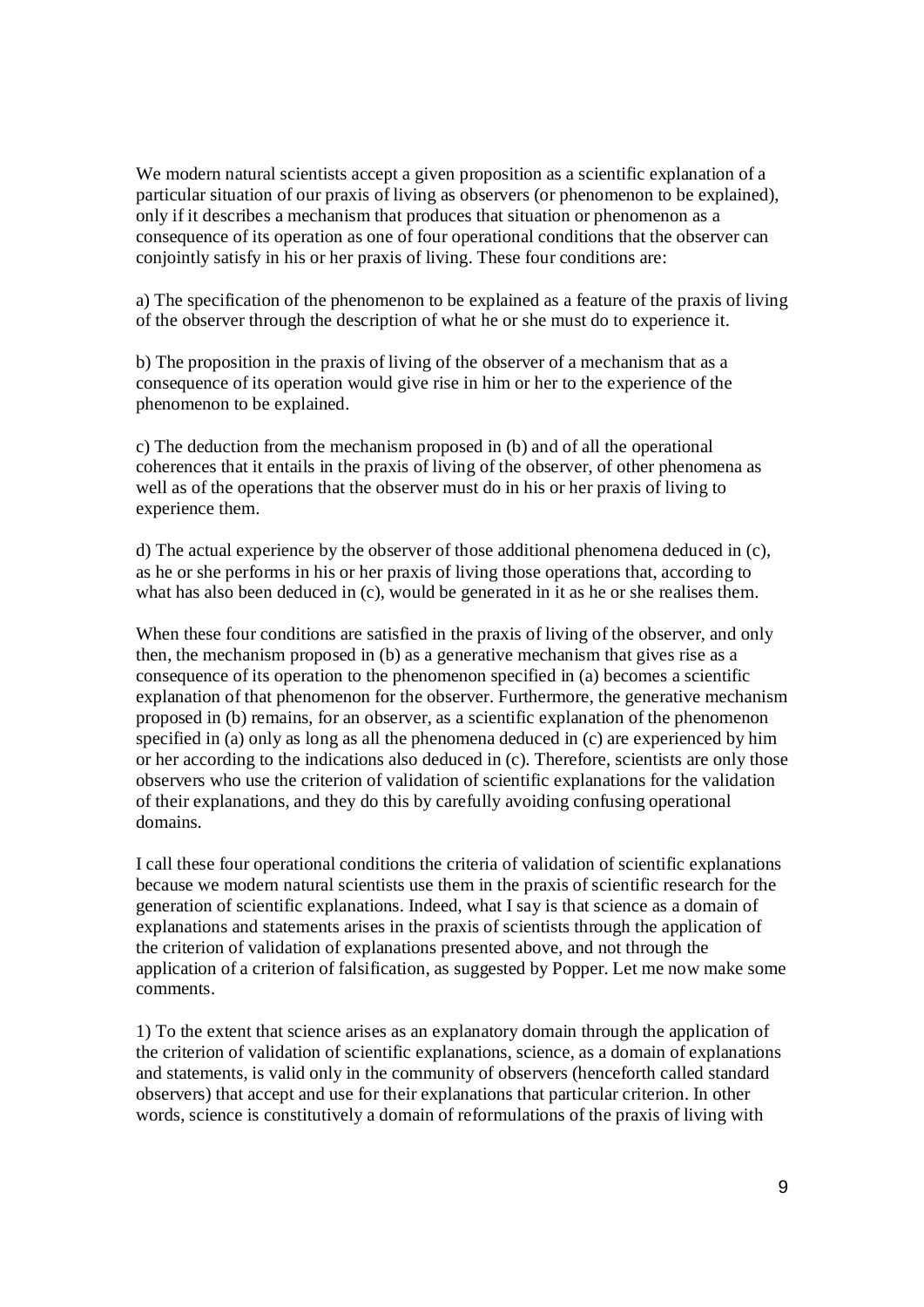We modern natural scientists accept a given proposition as a scientific explanation of a particular situation of our praxis of living as observers (or phenomenon to be explained), only if it describes a mechanism that produces that situation or phenomenon as a consequence of its operation as one of four operational conditions that the observer can conjointly satisfy in his or her praxis of living. These four conditions are:

a) The specification of the phenomenon to be explained as a feature of the praxis of living of the observer through the description of what he or she must do to experience it.

b) The proposition in the praxis of living of the observer of a mechanism that as a consequence of its operation would give rise in him or her to the experience of the phenomenon to be explained.

c) The deduction from the mechanism proposed in (b) and of all the operational coherences that it entails in the praxis of living of the observer, of other phenomena as well as of the operations that the observer must do in his or her praxis of living to experience them.

d) The actual experience by the observer of those additional phenomena deduced in (c), as he or she performs in his or her praxis of living those operations that, according to what has also been deduced in (c), would be generated in it as he or she realises them.

When these four conditions are satisfied in the praxis of living of the observer, and only then, the mechanism proposed in (b) as a generative mechanism that gives rise as a consequence of its operation to the phenomenon specified in (a) becomes a scientific explanation of that phenomenon for the observer. Furthermore, the generative mechanism proposed in (b) remains, for an observer, as a scientific explanation of the phenomenon specified in (a) only as long as all the phenomena deduced in (c) are experienced by him or her according to the indications also deduced in (c). Therefore, scientists are only those observers who use the criterion of validation of scientific explanations for the validation of their explanations, and they do this by carefully avoiding confusing operational domains.

I call these four operational conditions the criteria of validation of scientific explanations because we modern natural scientists use them in the praxis of scientific research for the generation of scientific explanations. Indeed, what I say is that science as a domain of explanations and statements arises in the praxis of scientists through the application of the criterion of validation of explanations presented above, and not through the application of a criterion of falsification, as suggested by Popper. Let me now make some comments.

1) To the extent that science arises as an explanatory domain through the application of the criterion of validation of scientific explanations, science, as a domain of explanations and statements, is valid only in the community of observers (henceforth called standard observers) that accept and use for their explanations that particular criterion. In other words, science is constitutively a domain of reformulations of the praxis of living with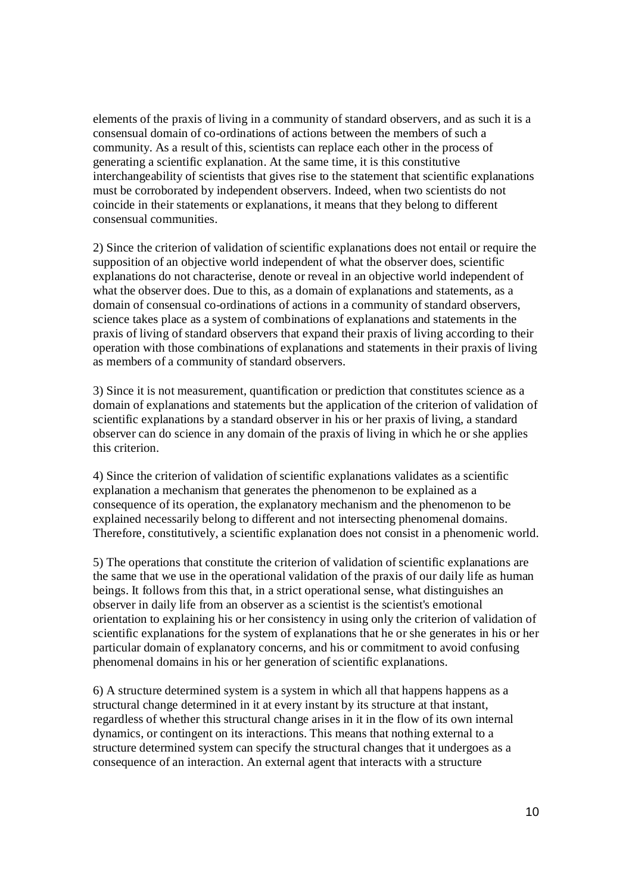elements of the praxis of living in a community of standard observers, and as such it is a consensual domain of co-ordinations of actions between the members of such a community. As a result of this, scientists can replace each other in the process of generating a scientific explanation. At the same time, it is this constitutive interchangeability of scientists that gives rise to the statement that scientific explanations must be corroborated by independent observers. Indeed, when two scientists do not coincide in their statements or explanations, it means that they belong to different consensual communities.

2) Since the criterion of validation of scientific explanations does not entail or require the supposition of an objective world independent of what the observer does, scientific explanations do not characterise, denote or reveal in an objective world independent of what the observer does. Due to this, as a domain of explanations and statements, as a domain of consensual co-ordinations of actions in a community of standard observers, science takes place as a system of combinations of explanations and statements in the praxis of living of standard observers that expand their praxis of living according to their operation with those combinations of explanations and statements in their praxis of living as members of a community of standard observers.

3) Since it is not measurement, quantification or prediction that constitutes science as a domain of explanations and statements but the application of the criterion of validation of scientific explanations by a standard observer in his or her praxis of living, a standard observer can do science in any domain of the praxis of living in which he or she applies this criterion.

4) Since the criterion of validation of scientific explanations validates as a scientific explanation a mechanism that generates the phenomenon to be explained as a consequence of its operation, the explanatory mechanism and the phenomenon to be explained necessarily belong to different and not intersecting phenomenal domains. Therefore, constitutively, a scientific explanation does not consist in a phenomenic world.

5) The operations that constitute the criterion of validation of scientific explanations are the same that we use in the operational validation of the praxis of our daily life as human beings. It follows from this that, in a strict operational sense, what distinguishes an observer in daily life from an observer as a scientist is the scientist's emotional orientation to explaining his or her consistency in using only the criterion of validation of scientific explanations for the system of explanations that he or she generates in his or her particular domain of explanatory concerns, and his or commitment to avoid confusing phenomenal domains in his or her generation of scientific explanations.

6) A structure determined system is a system in which all that happens happens as a structural change determined in it at every instant by its structure at that instant, regardless of whether this structural change arises in it in the flow of its own internal dynamics, or contingent on its interactions. This means that nothing external to a structure determined system can specify the structural changes that it undergoes as a consequence of an interaction. An external agent that interacts with a structure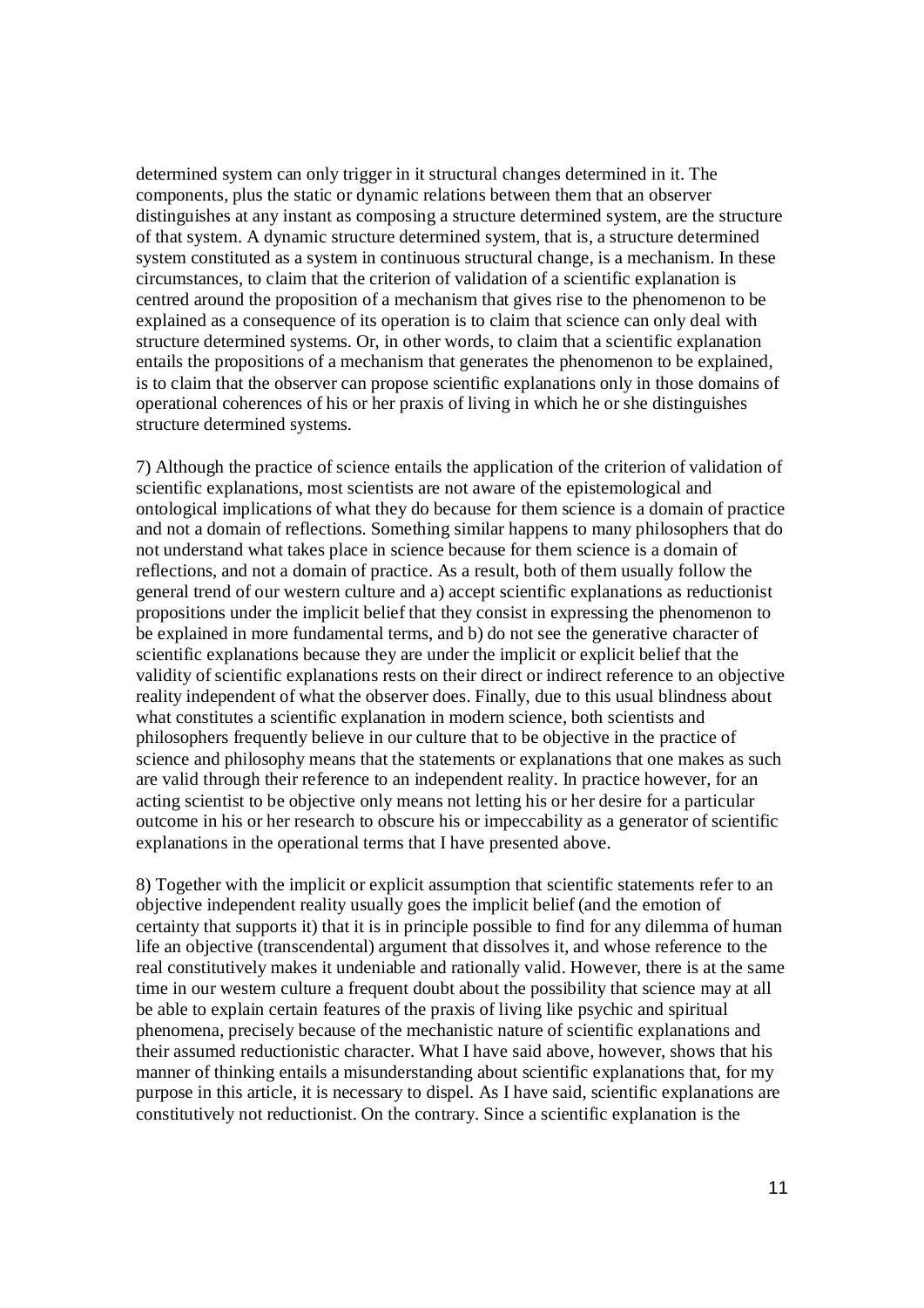determined system can only trigger in it structural changes determined in it. The components, plus the static or dynamic relations between them that an observer distinguishes at any instant as composing a structure determined system, are the structure of that system. A dynamic structure determined system, that is, a structure determined system constituted as a system in continuous structural change, is a mechanism. In these circumstances, to claim that the criterion of validation of a scientific explanation is centred around the proposition of a mechanism that gives rise to the phenomenon to be explained as a consequence of its operation is to claim that science can only deal with structure determined systems. Or, in other words, to claim that a scientific explanation entails the propositions of a mechanism that generates the phenomenon to be explained, is to claim that the observer can propose scientific explanations only in those domains of operational coherences of his or her praxis of living in which he or she distinguishes structure determined systems.

7) Although the practice of science entails the application of the criterion of validation of scientific explanations, most scientists are not aware of the epistemological and ontological implications of what they do because for them science is a domain of practice and not a domain of reflections. Something similar happens to many philosophers that do not understand what takes place in science because for them science is a domain of reflections, and not a domain of practice. As a result, both of them usually follow the general trend of our western culture and a) accept scientific explanations as reductionist propositions under the implicit belief that they consist in expressing the phenomenon to be explained in more fundamental terms, and b) do not see the generative character of scientific explanations because they are under the implicit or explicit belief that the validity of scientific explanations rests on their direct or indirect reference to an objective reality independent of what the observer does. Finally, due to this usual blindness about what constitutes a scientific explanation in modern science, both scientists and philosophers frequently believe in our culture that to be objective in the practice of science and philosophy means that the statements or explanations that one makes as such are valid through their reference to an independent reality. In practice however, for an acting scientist to be objective only means not letting his or her desire for a particular outcome in his or her research to obscure his or impeccability as a generator of scientific explanations in the operational terms that I have presented above.

8) Together with the implicit or explicit assumption that scientific statements refer to an objective independent reality usually goes the implicit belief (and the emotion of certainty that supports it) that it is in principle possible to find for any dilemma of human life an objective (transcendental) argument that dissolves it, and whose reference to the real constitutively makes it undeniable and rationally valid. However, there is at the same time in our western culture a frequent doubt about the possibility that science may at all be able to explain certain features of the praxis of living like psychic and spiritual phenomena, precisely because of the mechanistic nature of scientific explanations and their assumed reductionistic character. What I have said above, however, shows that his manner of thinking entails a misunderstanding about scientific explanations that, for my purpose in this article, it is necessary to dispel. As I have said, scientific explanations are constitutively not reductionist. On the contrary. Since a scientific explanation is the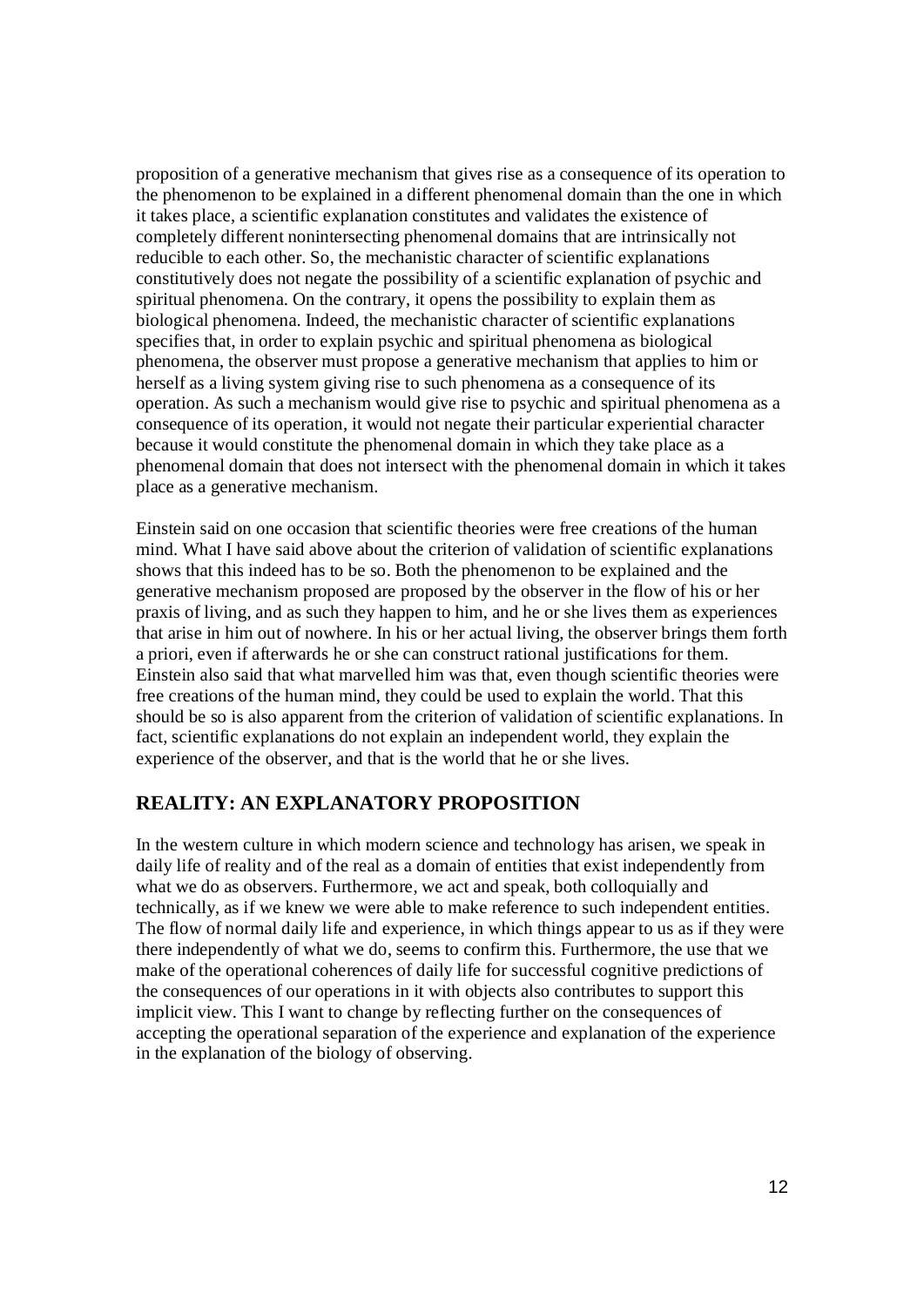proposition of a generative mechanism that gives rise as a consequence of its operation to the phenomenon to be explained in a different phenomenal domain than the one in which it takes place, a scientific explanation constitutes and validates the existence of completely different nonintersecting phenomenal domains that are intrinsically not reducible to each other. So, the mechanistic character of scientific explanations constitutively does not negate the possibility of a scientific explanation of psychic and spiritual phenomena. On the contrary, it opens the possibility to explain them as biological phenomena. Indeed, the mechanistic character of scientific explanations specifies that, in order to explain psychic and spiritual phenomena as biological phenomena, the observer must propose a generative mechanism that applies to him or herself as a living system giving rise to such phenomena as a consequence of its operation. As such a mechanism would give rise to psychic and spiritual phenomena as a consequence of its operation, it would not negate their particular experiential character because it would constitute the phenomenal domain in which they take place as a phenomenal domain that does not intersect with the phenomenal domain in which it takes place as a generative mechanism.

Einstein said on one occasion that scientific theories were free creations of the human mind. What I have said above about the criterion of validation of scientific explanations shows that this indeed has to be so. Both the phenomenon to be explained and the generative mechanism proposed are proposed by the observer in the flow of his or her praxis of living, and as such they happen to him, and he or she lives them as experiences that arise in him out of nowhere. In his or her actual living, the observer brings them forth a priori, even if afterwards he or she can construct rational justifications for them. Einstein also said that what marvelled him was that, even though scientific theories were free creations of the human mind, they could be used to explain the world. That this should be so is also apparent from the criterion of validation of scientific explanations. In fact, scientific explanations do not explain an independent world, they explain the experience of the observer, and that is the world that he or she lives.

## REALITY: AN EXPLANATORY PROPOSITION

In the western culture in which modern science and technology has arisen, we speak in daily life of reality and of the real as a domain of entities that exist independently from what we do as observers. Furthermore, we act and speak, both colloquially and technically, as if we knew we were able to make reference to such independent entities. The flow of normal daily life and experience, in which things appear to us as if they were there independently of what we do, seems to confirm this. Furthermore, the use that we make of the operational coherences of daily life for successful cognitive predictions of the consequences of our operations in it with objects also contributes to support this implicit view. This I want to change by reflecting further on the consequences of accepting the operational separation of the experience and explanation of the experience in the explanation of the biology of observing.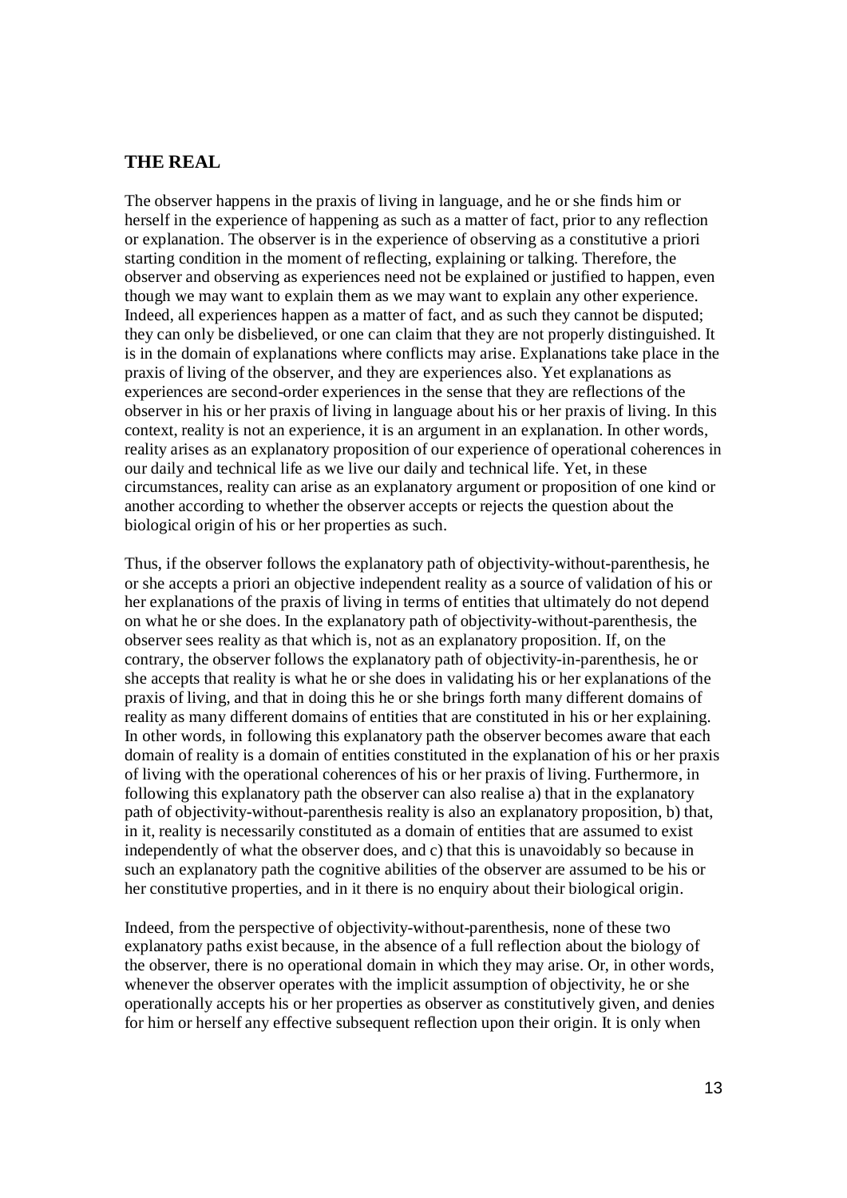## THE REAL

The observer happens in the praxis of living in language, and he or she finds him or herself in the experience of happening as such as a matter of fact, prior to any reflection or explanation. The observer is in the experience of observing as a constitutive a priori starting condition in the moment of reflecting, explaining or talking. Therefore, the observer and observing as experiences need not be explained or justified to happen, even though we may want to explain them as we may want to explain any other experience. Indeed, all experiences happen as a matter of fact, and as such they cannot be disputed; they can only be disbelieved, or one can claim that they are not properly distinguished. It is in the domain of explanations where conflicts may arise. Explanations take place in the praxis of living of the observer, and they are experiences also. Yet explanations as experiences are second-order experiences in the sense that they are reflections of the observer in his or her praxis of living in language about his or her praxis of living. In this context, reality is not an experience, it is an argument in an explanation. In other words, reality arises as an explanatory proposition of our experience of operational coherences in our daily and technical life as we live our daily and technical life. Yet, in these circumstances, reality can arise as an explanatory argument or proposition of one kind or another according to whether the observer accepts or rejects the question about the biological origin of his or her properties as such.

Thus, if the observer follows the explanatory path of objectivity-without-parenthesis, he or she accepts a priori an objective independent reality as a source of validation of his or her explanations of the praxis of living in terms of entities that ultimately do not depend on what he or she does. In the explanatory path of objectivity-without-parenthesis, the observer sees reality as that which is, not as an explanatory proposition. If, on the contrary, the observer follows the explanatory path of objectivity-in-parenthesis, he or she accepts that reality is what he or she does in validating his or her explanations of the praxis of living, and that in doing this he or she brings forth many different domains of reality as many different domains of entities that are constituted in his or her explaining. In other words, in following this explanatory path the observer becomes aware that each domain of reality is a domain of entities constituted in the explanation of his or her praxis of living with the operational coherences of his or her praxis of living. Furthermore, in following this explanatory path the observer can also realise a) that in the explanatory path of objectivity-without-parenthesis reality is also an explanatory proposition, b) that, in it, reality is necessarily constituted as a domain of entities that are assumed to exist independently of what the observer does, and c) that this is unavoidably so because in such an explanatory path the cognitive abilities of the observer are assumed to be his or her constitutive properties, and in it there is no enquiry about their biological origin.

Indeed, from the perspective of objectivity-without-parenthesis, none of these two explanatory paths exist because, in the absence of a full reflection about the biology of the observer, there is no operational domain in which they may arise. Or, in other words, whenever the observer operates with the implicit assumption of objectivity, he or she operationally accepts his or her properties as observer as constitutively given, and denies for him or herself any effective subsequent reflection upon their origin. It is only when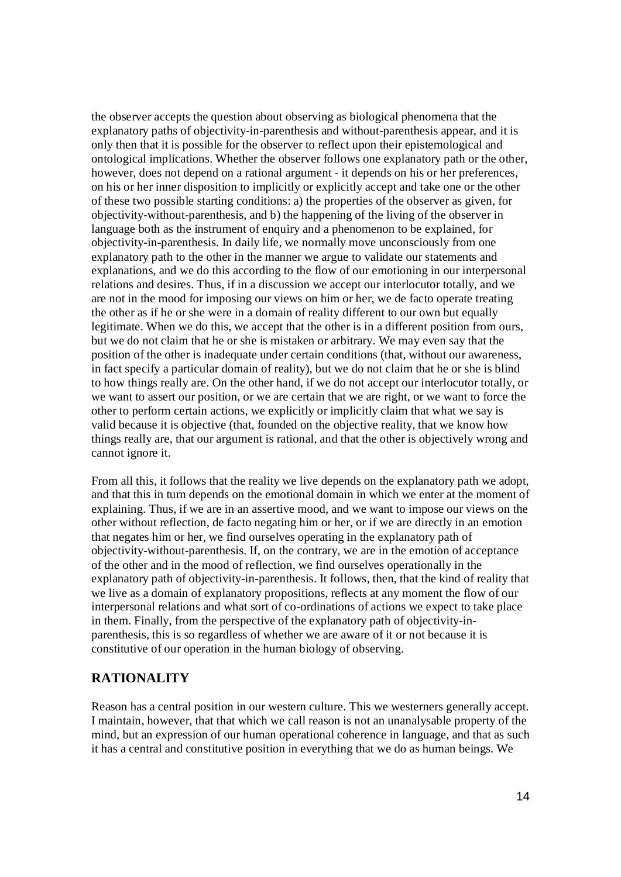the observer accepts the question about observing as biological phenomena that the explanatory paths of objectivity-in-parenthesis and without-parenthesis appear, and it is only then that it is possible for the observer to reflect upon their epistemological and ontological implications. Whether the observer follows one explanatory path or the other, however, does not depend on a rational argument - it depends on his or her preferences, on his or her inner disposition to implicitly or explicitly accept and take one or the other of these two possible starting conditions: a) the properties of the observer as given, for objectivity-without-parenthesis, and b) the happening of the living of the observer in language both as the instrument of enquiry and a phenomenon to be explained, for objectivity-in-parenthesis. In daily life, we normally move unconsciously from one explanatory path to the other in the manner we argue to validate our statements and explanations, and we do this according to the flow of our emotioning in our interpersonal relations and desires. Thus, if in a discussion we accept our interlocutor totally, and we are not in the mood for imposing our views on him or her, we de facto operate treating the other as if he or she were in a domain of reality different to our own but equally legitimate. When we do this, we accept that the other is in a different position from ours, but we do not claim that he or she is mistaken or arbitrary. We may even say that the position of the other is inadequate under certain conditions (that, without our awareness, in fact specify a particular domain of reality), but we do not claim that he or she is blind to how things really are. On the other hand, if we do not accept our interlocutor totally, or we want to assert our position, or we are certain that we are right, or we want to force the other to perform certain actions, we explicitly or implicitly claim that what we say is valid because it is objective (that, founded on the objective reality, that we know how things really are, that our argument is rational, and that the other is objectively wrong and cannot ignore it.

From all this, it follows that the reality we live depends on the explanatory path we adopt, and that this in turn depends on the emotional domain in which we enter at the moment of explaining. Thus, if we are in an assertive mood, and we want to impose our views on the other without reflection, de facto negating him or her, or if we are directly in an emotion that negates him or her, we find ourselves operating in the explanatory path of objectivity-without-parenthesis. If, on the contrary, we are in the emotion of acceptance of the other and in the mood of reflection, we find ourselves operationally in the explanatory path of objectivity-in-parenthesis. It follows, then, that the kind of reality that we live as a domain of explanatory propositions, reflects at any moment the flow of our interpersonal relations and what sort of co-ordinations of actions we expect to take place in them. Finally, from the perspective of the explanatory path of objectivity-in-parenthesis, this is so regardless of whether we are aware of it or not because it is constitutive of our operation in the human biology of observing.

## RATIONALITY

Reason has a central position in our western culture. This we westerners generally accept. I maintain, however, that that which we call reason is not an unanalysable property of the mind, but an expression of our human operational coherence in language, and that as such it has a central and constitutive position in everything that we do as human beings. We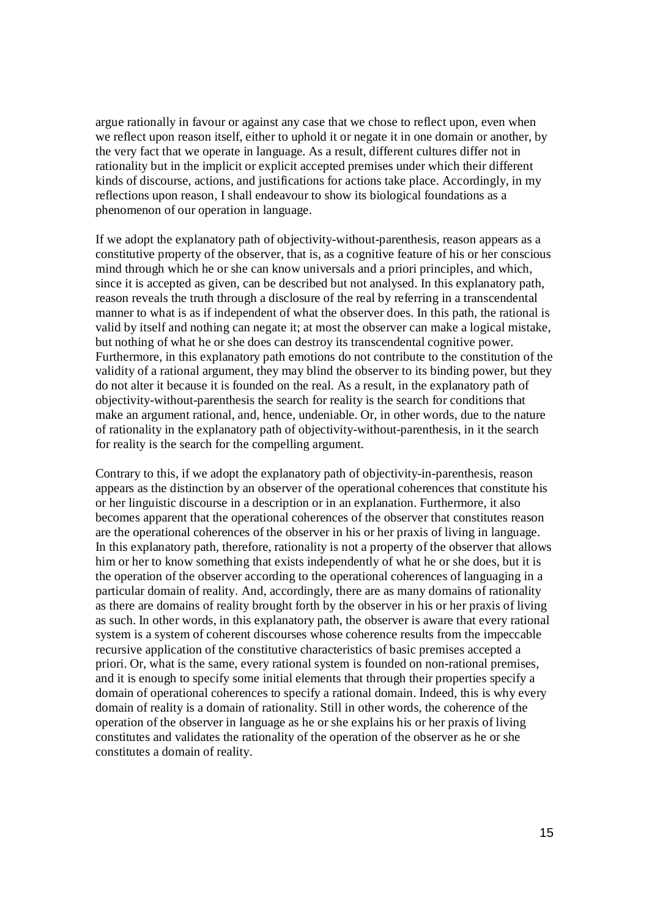argue rationally in favour or against any case that we chose to reflect upon, even when we reflect upon reason itself, either to uphold it or negate it in one domain or another, by the very fact that we operate in language. As a result, different cultures differ not in rationality but in the implicit or explicit accepted premises under which their different kinds of discourse, actions, and justifications for actions take place. Accordingly, in my reflections upon reason, I shall endeavour to show its biological foundations as a phenomenon of our operation in language.

If we adopt the explanatory path of objectivity-without-parenthesis, reason appears as a constitutive property of the observer, that is, as a cognitive feature of his or her conscious mind through which he or she can know universals and a priori principles, and which, since it is accepted as given, can be described but not analysed. In this explanatory path, reason reveals the truth through a disclosure of the real by referring in a transcendental manner to what is as if independent of what the observer does. In this path, the rational is valid by itself and nothing can negate it; at most the observer can make a logical mistake, but nothing of what he or she does can destroy its transcendental cognitive power. Furthermore, in this explanatory path emotions do not contribute to the constitution of the validity of a rational argument, they may blind the observer to its binding power, but they do not alter it because it is founded on the real. As a result, in the explanatory path of objectivity-without-parenthesis the search for reality is the search for conditions that make an argument rational, and, hence, undeniable. Or, in other words, due to the nature of rationality in the explanatory path of objectivity-without-parenthesis, in it the search for reality is the search for the compelling argument.

Contrary to this, if we adopt the explanatory path of objectivity-in-parenthesis, reason appears as the distinction by an observer of the operational coherences that constitute his or her linguistic discourse in a description or in an explanation. Furthermore, it also becomes apparent that the operational coherences of the observer that constitutes reason are the operational coherences of the observer in his or her praxis of living in language. In this explanatory path, therefore, rationality is not a property of the observer that allows him or her to know something that exists independently of what he or she does, but it is the operation of the observer according to the operational coherences of languaging in a particular domain of reality. And, accordingly, there are as many domains of rationality as there are domains of reality brought forth by the observer in his or her praxis of living as such. In other words, in this explanatory path, the observer is aware that every rational system is a system of coherent discourses whose coherence results from the impeccable recursive application of the constitutive characteristics of basic premises accepted a priori. Or, what is the same, every rational system is founded on non-rational premises, and it is enough to specify some initial elements that through their properties specify a domain of operational coherences to specify a rational domain. Indeed, this is why every domain of reality is a domain of rationality. Still in other words, the coherence of the operation of the observer in language as he or she explains his or her praxis of living constitutes and validates the rationality of the operation of the observer as he or she constitutes a domain of reality.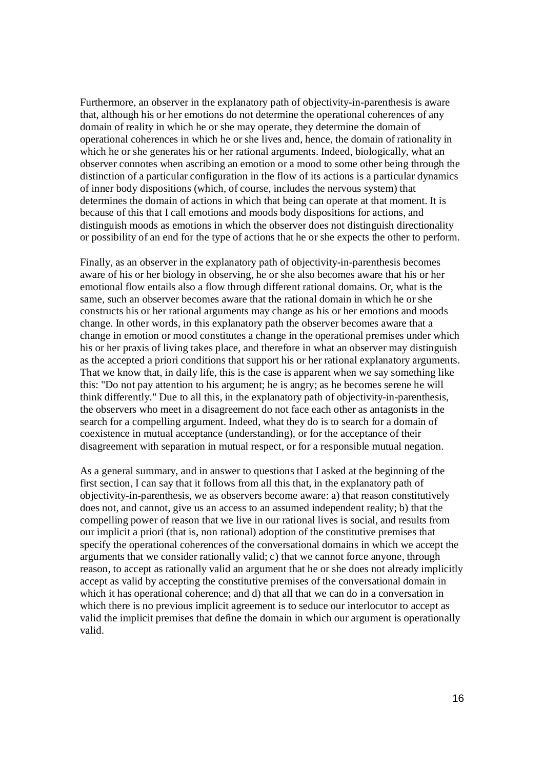Furthermore, an observer in the explanatory path of objectivity-in-parenthesis is aware that, although his or her emotions do not determine the operational coherences of any domain of reality in which he or she may operate, they determine the domain of operational coherences in which he or she lives and, hence, the domain of rationality in which he or she generates his or her rational arguments. Indeed, biologically, what an observer connotes when ascribing an emotion or a mood to some other being through the distinction of a particular configuration in the flow of its actions is a particular dynamics of inner body dispositions (which, of course, includes the nervous system) that determines the domain of actions in which that being can operate at that moment. It is because of this that I call emotions and moods body dispositions for actions, and distinguish moods as emotions in which the observer does not distinguish directionality or possibility of an end for the type of actions that he or she expects the other to perform.

Finally, as an observer in the explanatory path of objectivity-in-parenthesis becomes aware of his or her biology in observing, he or she also becomes aware that his or her emotional flow entails also a flow through different rational domains. Or, what is the same, such an observer becomes aware that the rational domain in which he or she constructs his or her rational arguments may change as his or her emotions and moods change. In other words, in this explanatory path the observer becomes aware that a change in emotion or mood constitutes a change in the operational premises under which his or her praxis of living takes place, and therefore in what an observer may distinguish as the accepted a priori conditions that support his or her rational explanatory arguments. That we know that, in daily life, this is the case is apparent when we say something like this: "Do not pay attention to his argument; he is angry; as he becomes serene he will think differently." Due to all this, in the explanatory path of objectivity-in-parenthesis, the observers who meet in a disagreement do not face each other as antagonists in the search for a compelling argument. Indeed, what they do is to search for a domain of coexistence in mutual acceptance (understanding), or for the acceptance of their disagreement with separation in mutual respect, or for a responsible mutual negation.

As a general summary, and in answer to questions that I asked at the beginning of the first section, I can say that it follows from all this that, in the explanatory path of objectivity-in-parenthesis, we as observers become aware: a) that reason constitutively does not, and cannot, give us an access to an assumed independent reality; b) that the compelling power of reason that we live in our rational lives is social, and results from our implicit a priori (that is, non rational) adoption of the constitutive premises that specify the operational coherences of the conversational domains in which we accept the arguments that we consider rationally valid; c) that we cannot force anyone, through reason, to accept as rationally valid an argument that he or she does not already implicitly accept as valid by accepting the constitutive premises of the conversational domain in which it has operational coherence; and d) that all that we can do in a conversation in which there is no previous implicit agreement is to seduce our interlocutor to accept as valid the implicit premises that define the domain in which our argument is operationally valid.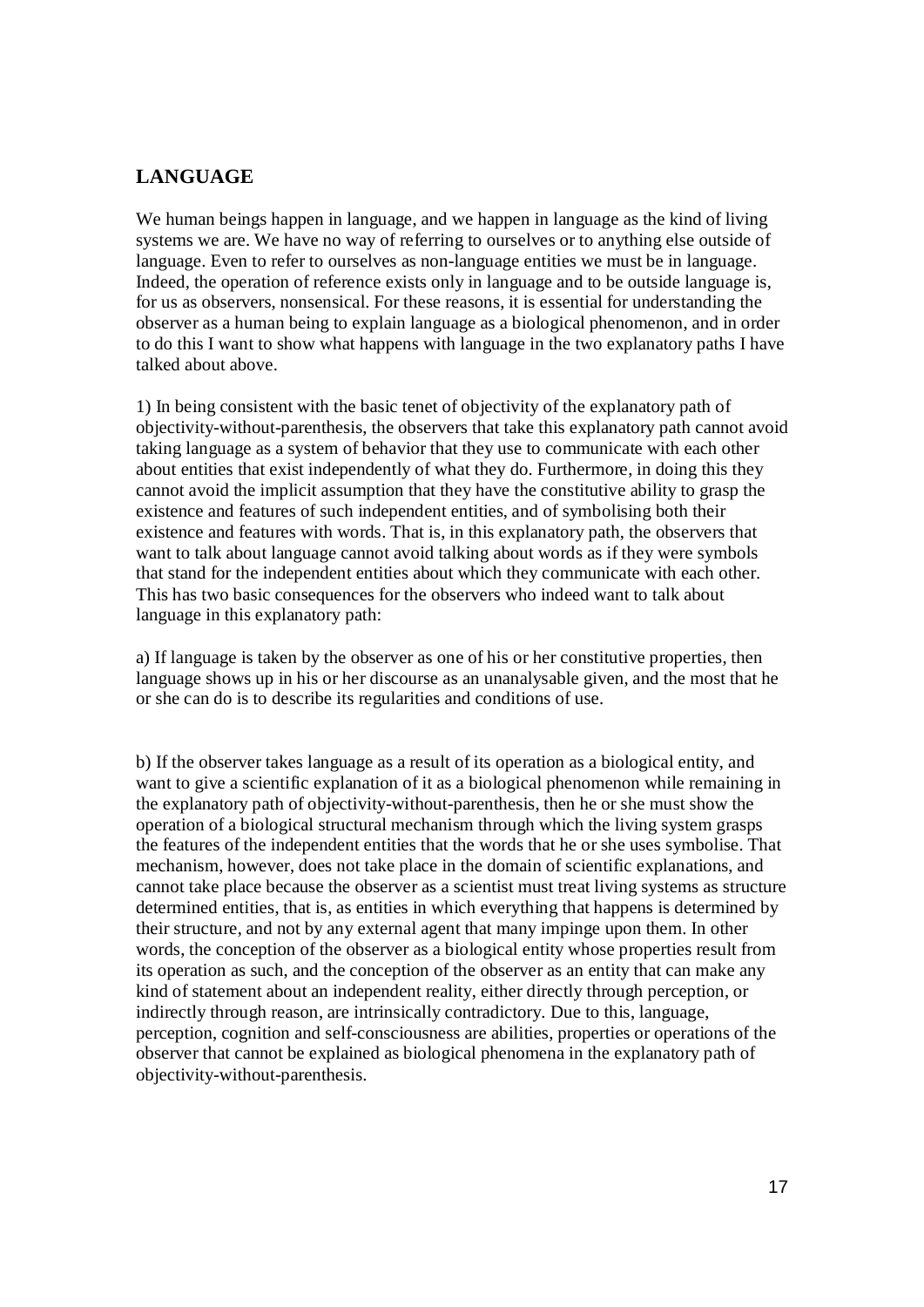## LANGUAGE

We human beings happen in language, and we happen in language as the kind of living systems we are. We have no way of referring to ourselves or to anything else outside of language. Even to refer to ourselves as non-language entities we must be in language. Indeed, the operation of reference exists only in language and to be outside language is, for us as observers, nonsensical. For these reasons, it is essential for understanding the observer as a human being to explain language as a biological phenomenon, and in order to do this I want to show what happens with language in the two explanatory paths I have talked about above.

1) In being consistent with the basic tenet of objectivity of the explanatory path of objectivity-without-parenthesis, the observers that take this explanatory path cannot avoid taking language as a system of behavior that they use to communicate with each other about entities that exist independently of what they do. Furthermore, in doing this they cannot avoid the implicit assumption that they have the constitutive ability to grasp the existence and features of such independent entities, and of symbolising both their existence and features with words. That is, in this explanatory path, the observers that want to talk about language cannot avoid talking about words as if they were symbols that stand for the independent entities about which they communicate with each other. This has two basic consequences for the observers who indeed want to talk about language in this explanatory path:

a) If language is taken by the observer as one of his or her constitutive properties, then language shows up in his or her discourse as an unanalysable given, and the most that he or she can do is to describe its regularities and conditions of use.

b) If the observer takes language as a result of its operation as a biological entity, and want to give a scientific explanation of it as a biological phenomenon while remaining in the explanatory path of objectivity-without-parenthesis, then he or she must show the operation of a biological structural mechanism through which the living system grasps the features of the independent entities that the words that he or she uses symbolise. That mechanism, however, does not take place in the domain of scientific explanations, and cannot take place because the observer as a scientist must treat living systems as structure determined entities, that is, as entities in which everything that happens is determined by their structure, and not by any external agent that many impinge upon them. In other words, the conception of the observer as a biological entity whose properties result from its operation as such, and the conception of the observer as an entity that can make any kind of statement about an independent reality, either directly through perception, or indirectly through reason, are intrinsically contradictory. Due to this, language, perception, cognition and self-consciousness are abilities, properties or operations of the observer that cannot be explained as biological phenomena in the explanatory path of objectivity-without-parenthesis.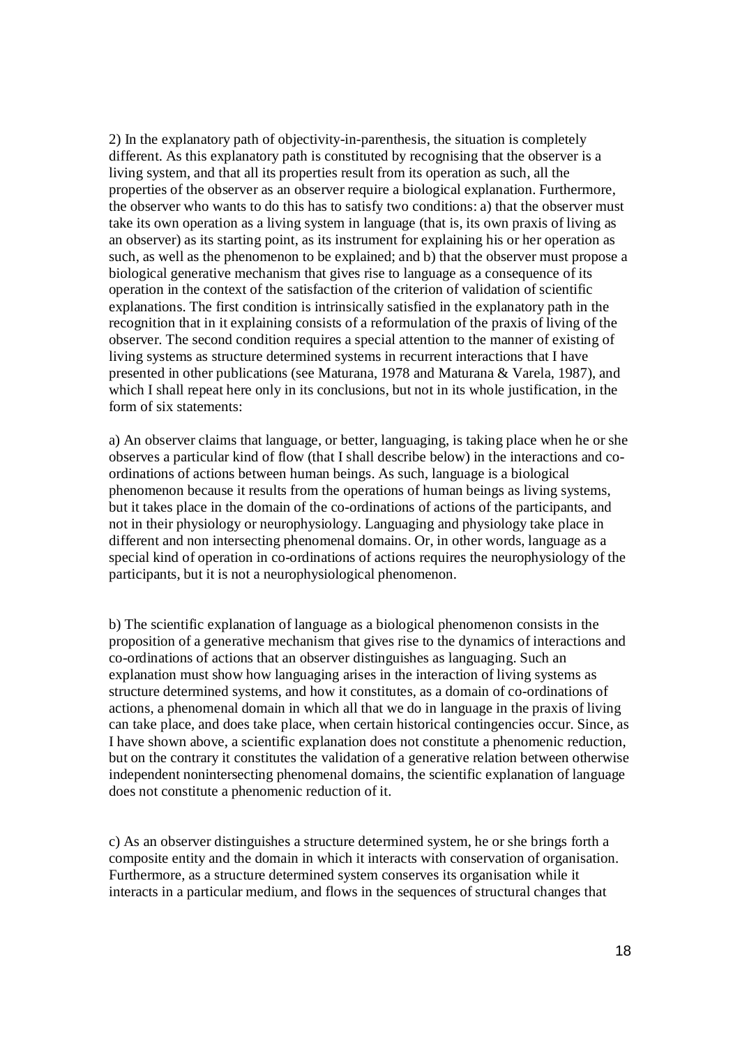2) In the explanatory path of objectivity-in-parenthesis, the situation is completely different. As this explanatory path is constituted by recognising that the observer is a living system, and that all its properties result from its operation as such, all the properties of the observer as an observer require a biological explanation. Furthermore, the observer who wants to do this has to satisfy two conditions: a) that the observer must take its own operation as a living system in language (that is, its own praxis of living as an observer) as its starting point, as its instrument for explaining his or her operation as such, as well as the phenomenon to be explained; and b) that the observer must propose a biological generative mechanism that gives rise to language as a consequence of its operation in the context of the satisfaction of the criterion of validation of scientific explanations. The first condition is intrinsically satisfied in the explanatory path in the recognition that in it explaining consists of a reformulation of the praxis of living of the observer. The second condition requires a special attention to the manner of existing of living systems as structure determined systems in recurrent interactions that I have presented in other publications (see Maturana, 1978 and Maturana & Varela, 1987), and which I shall repeat here only in its conclusions, but not in its whole justification, in the form of six statements:

a) An observer claims that language, or better, languaging, is taking place when he or she observes a particular kind of flow (that I shall describe below) in the interactions and co-ordinations of actions between human beings. As such, language is a biological phenomenon because it results from the operations of human beings as living systems, but it takes place in the domain of the co-ordinations of actions of the participants, and not in their physiology or neurophysiology. Languaging and physiology take place in different and non intersecting phenomenal domains. Or, in other words, language as a special kind of operation in co-ordinations of actions requires the neurophysiology of the participants, but it is not a neurophysiological phenomenon.

b) The scientific explanation of language as a biological phenomenon consists in the proposition of a generative mechanism that gives rise to the dynamics of interactions and co-ordinations of actions that an observer distinguishes as languaging. Such an explanation must show how languaging arises in the interaction of living systems as structure determined systems, and how it constitutes, as a domain of co-ordinations of actions, a phenomenal domain in which all that we do in language in the praxis of living can take place, and does take place, when certain historical contingencies occur. Since, as I have shown above, a scientific explanation does not constitute a phenomenic reduction, but on the contrary it constitutes the validation of a generative relation between otherwise independent nonintersecting phenomenal domains, the scientific explanation of language does not constitute a phenomenic reduction of it.

c) As an observer distinguishes a structure determined system, he or she brings forth a composite entity and the domain in which it interacts with conservation of organisation. Furthermore, as a structure determined system conserves its organisation while it interacts in a particular medium, and flows in the sequences of structural changes that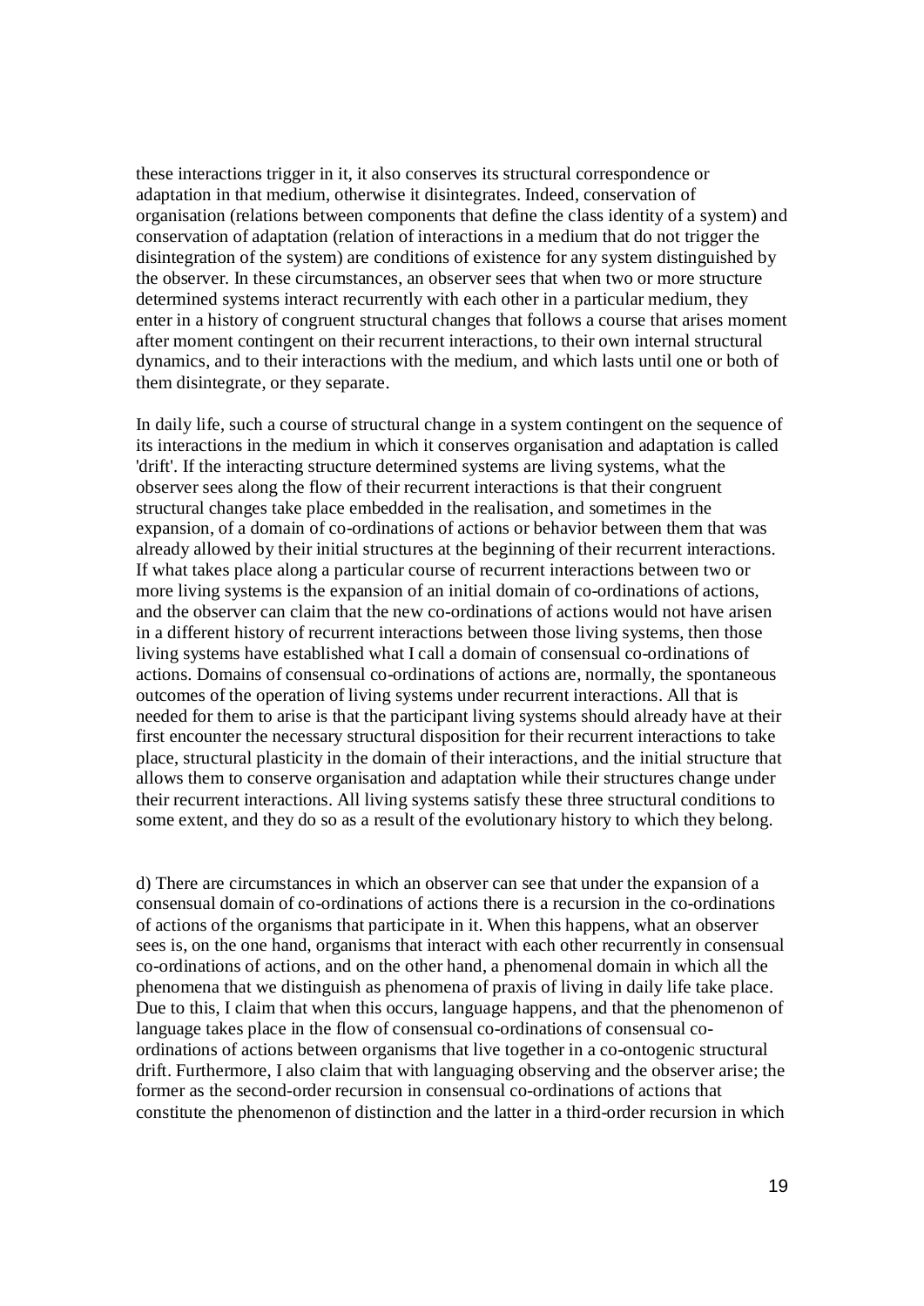these interactions trigger in it, it also conserves its structural correspondence or adaptation in that medium, otherwise it disintegrates. Indeed, conservation of organisation (relations between components that define the class identity of a system) and conservation of adaptation (relation of interactions in a medium that do not trigger the disintegration of the system) are conditions of existence for any system distinguished by the observer. In these circumstances, an observer sees that when two or more structure determined systems interact recurrently with each other in a particular medium, they enter in a history of congruent structural changes that follows a course that arises moment after moment contingent on their recurrent interactions, to their own internal structural dynamics, and to their interactions with the medium, and which lasts until one or both of them disintegrate, or they separate.

In daily life, such a course of structural change in a system contingent on the sequence of its interactions in the medium in which it conserves organisation and adaptation is called 'drift'. If the interacting structure determined systems are living systems, what the observer sees along the flow of their recurrent interactions is that their congruent structural changes take place embedded in the realisation, and sometimes in the expansion, of a domain of co-ordinations of actions or behavior between them that was already allowed by their initial structures at the beginning of their recurrent interactions. If what takes place along a particular course of recurrent interactions between two or more living systems is the expansion of an initial domain of co-ordinations of actions, and the observer can claim that the new co-ordinations of actions would not have arisen in a different history of recurrent interactions between those living systems, then those living systems have established what I call a domain of consensual co-ordinations of actions. Domains of consensual co-ordinations of actions are, normally, the spontaneous outcomes of the operation of living systems under recurrent interactions. All that is needed for them to arise is that the participant living systems should already have at their first encounter the necessary structural disposition for their recurrent interactions to take place, structural plasticity in the domain of their interactions, and the initial structure that allows them to conserve organisation and adaptation while their structures change under their recurrent interactions. All living systems satisfy these three structural conditions to some extent, and they do so as a result of the evolutionary history to which they belong.

d) There are circumstances in which an observer can see that under the expansion of a consensual domain of co-ordinations of actions there is a recursion in the co-ordinations of actions of the organisms that participate in it. When this happens, what an observer sees is, on the one hand, organisms that interact with each other recurrently in consensual co-ordinations of actions, and on the other hand, a phenomenal domain in which all the phenomena that we distinguish as phenomena of praxis of living in daily life take place. Due to this, I claim that when this occurs, language happens, and that the phenomenon of language takes place in the flow of consensual co-ordinations of consensual co-ordinations of actions between organisms that live together in a co-ontogenic structural drift. Furthermore, I also claim that with languaging observing and the observer arise; the former as the second-order recursion in consensual co-ordinations of actions that constitute the phenomenon of distinction and the latter in a third-order recursion in which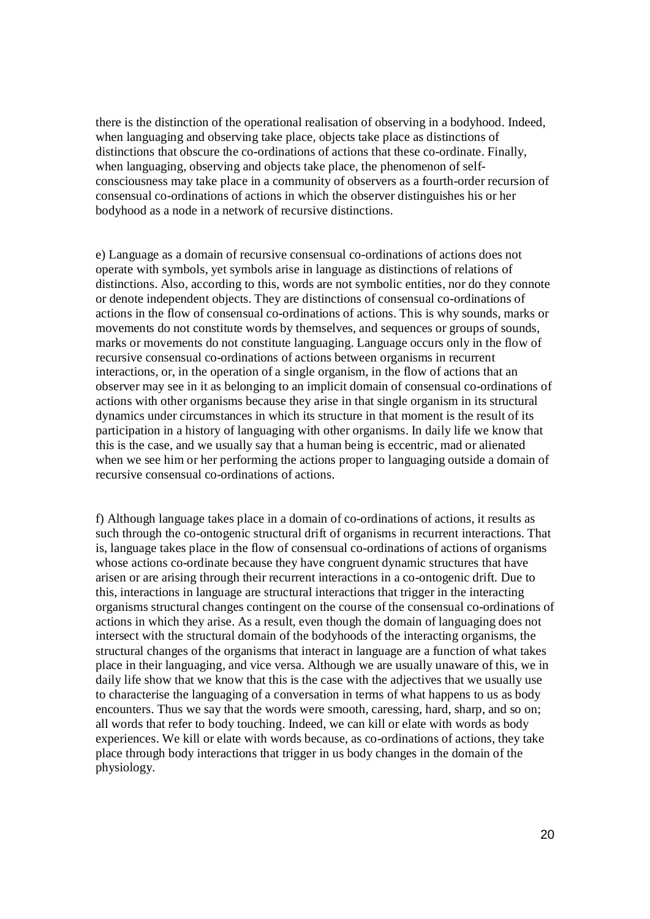there is the distinction of the operational realisation of observing in a bodyhood. Indeed, when languaging and observing take place, objects take place as distinctions of distinctions that obscure the co-ordinations of actions that these co-ordinate. Finally, when languaging, observing and objects take place, the phenomenon of self-consciousness may take place in a community of observers as a fourth-order recursion of consensual co-ordinations of actions in which the observer distinguishes his or her bodyhood as a node in a network of recursive distinctions.

e) Language as a domain of recursive consensual co-ordinations of actions does not operate with symbols, yet symbols arise in language as distinctions of relations of distinctions. Also, according to this, words are not symbolic entities, nor do they connote or denote independent objects. They are distinctions of consensual co-ordinations of actions in the flow of consensual co-ordinations of actions. This is why sounds, marks or movements do not constitute words by themselves, and sequences or groups of sounds, marks or movements do not constitute languaging. Language occurs only in the flow of recursive consensual co-ordinations of actions between organisms in recurrent interactions, or, in the operation of a single organism, in the flow of actions that an observer may see in it as belonging to an implicit domain of consensual co-ordinations of actions with other organisms because they arise in that single organism in its structural dynamics under circumstances in which its structure in that moment is the result of its participation in a history of languaging with other organisms. In daily life we know that this is the case, and we usually say that a human being is eccentric, mad or alienated when we see him or her performing the actions proper to languaging outside a domain of recursive consensual co-ordinations of actions.

f) Although language takes place in a domain of co-ordinations of actions, it results as such through the co-ontogenic structural drift of organisms in recurrent interactions. That is, language takes place in the flow of consensual co-ordinations of actions of organisms whose actions co-ordinate because they have congruent dynamic structures that have arisen or are arising through their recurrent interactions in a co-ontogenic drift. Due to this, interactions in language are structural interactions that trigger in the interacting organisms structural changes contingent on the course of the consensual co-ordinations of actions in which they arise. As a result, even though the domain of languaging does not intersect with the structural domain of the bodyhoods of the interacting organisms, the structural changes of the organisms that interact in language are a function of what takes place in their languaging, and vice versa. Although we are usually unaware of this, we in daily life show that we know that this is the case with the adjectives that we usually use to characterise the languaging of a conversation in terms of what happens to us as body encounters. Thus we say that the words were smooth, caressing, hard, sharp, and so on; all words that refer to body touching. Indeed, we can kill or elate with words as body experiences. We kill or elate with words because, as co-ordinations of actions, they take place through body interactions that trigger in us body changes in the domain of the physiology.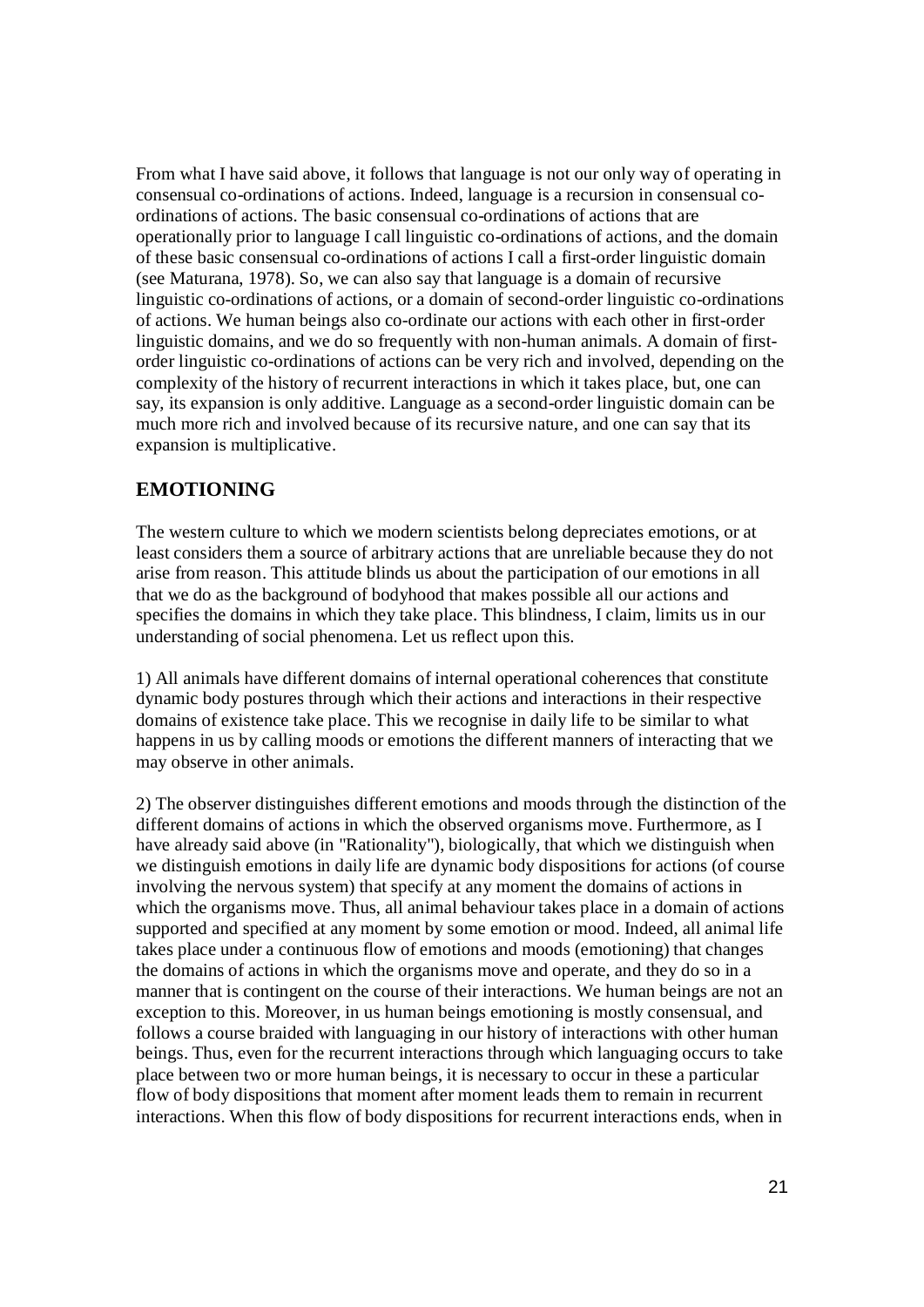From what I have said above, it follows that language is not our only way of operating in consensual co-ordinations of actions. Indeed, language is a recursion in consensual co-ordinations of actions. The basic consensual co-ordinations of actions that are operationally prior to language I call linguistic co-ordinations of actions, and the domain of these basic consensual co-ordinations of actions I call a first-order linguistic domain (see Maturana, 1978). So, we can also say that language is a domain of recursive linguistic co-ordinations of actions, or a domain of second-order linguistic co-ordinations of actions. We human beings also co-ordinate our actions with each other in first-order linguistic domains, and we do so frequently with non-human animals. A domain of first-order linguistic co-ordinations of actions can be very rich and involved, depending on the complexity of the history of recurrent interactions in which it takes place, but, one can say, its expansion is only additive. Language as a second-order linguistic domain can be much more rich and involved because of its recursive nature, and one can say that its expansion is multiplicative.

## EMOTIONING

The western culture to which we modern scientists belong depreciates emotions, or at least considers them a source of arbitrary actions that are unreliable because they do not arise from reason. This attitude blinds us about the participation of our emotions in all that we do as the background of bodyhood that makes possible all our actions and specifies the domains in which they take place. This blindness, I claim, limits us in our understanding of social phenomena. Let us reflect upon this.

1) All animals have different domains of internal operational coherences that constitute dynamic body postures through which their actions and interactions in their respective domains of existence take place. This we recognise in daily life to be similar to what happens in us by calling moods or emotions the different manners of interacting that we may observe in other animals.

2) The observer distinguishes different emotions and moods through the distinction of the different domains of actions in which the observed organisms move. Furthermore, as I have already said above (in "Rationality"), biologically, that which we distinguish when we distinguish emotions in daily life are dynamic body dispositions for actions (of course involving the nervous system) that specify at any moment the domains of actions in which the organisms move. Thus, all animal behaviour takes place in a domain of actions supported and specified at any moment by some emotion or mood. Indeed, all animal life takes place under a continuous flow of emotions and moods (emotioning) that changes the domains of actions in which the organisms move and operate, and they do so in a manner that is contingent on the course of their interactions. We human beings are not an exception to this. Moreover, in us human beings emotioning is mostly consensual, and follows a course braided with languaging in our history of interactions with other human beings. Thus, even for the recurrent interactions through which languaging occurs to take place between two or more human beings, it is necessary to occur in these a particular flow of body dispositions that moment after moment leads them to remain in recurrent interactions. When this flow of body dispositions for recurrent interactions ends, when in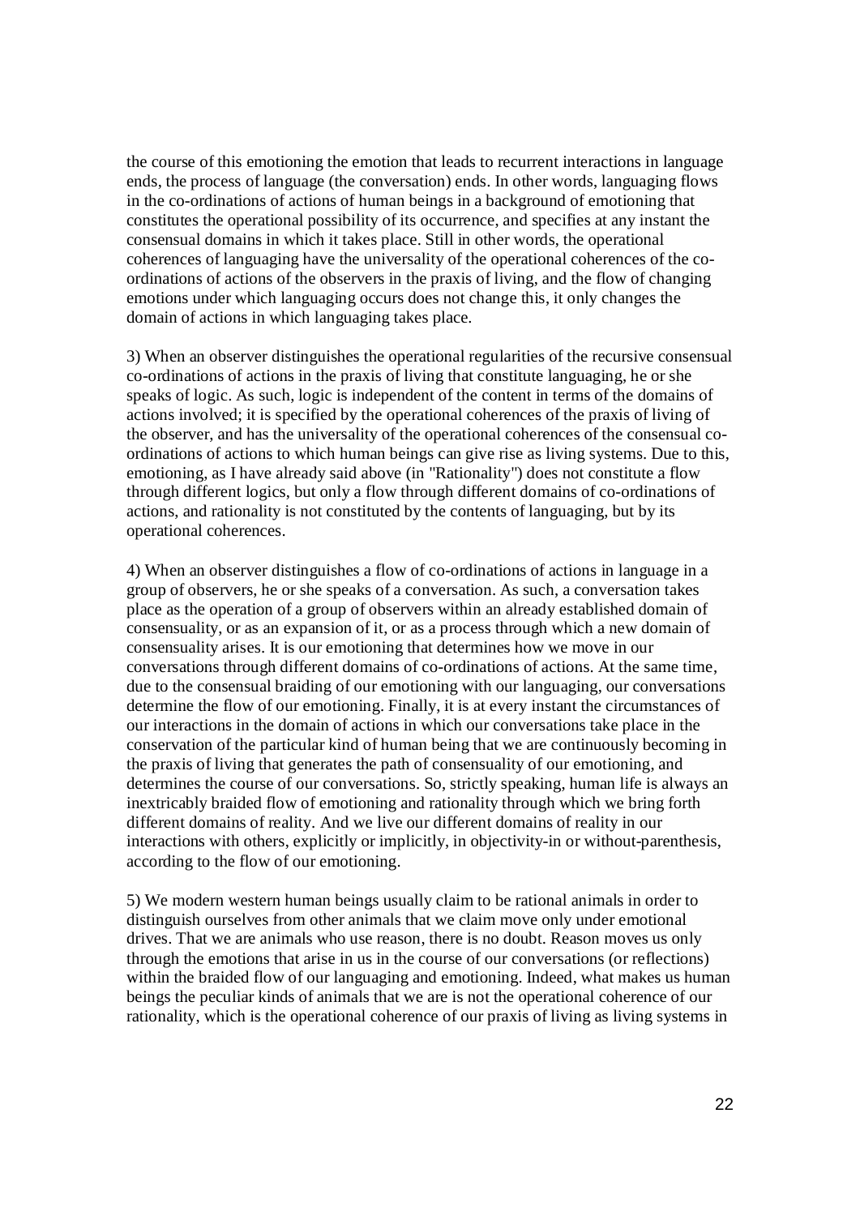the course of this emotioning the emotion that leads to recurrent interactions in language ends, the process of language (the conversation) ends. In other words, languaging flows in the co-ordinations of actions of human beings in a background of emotioning that constitutes the operational possibility of its occurrence, and specifies at any instant the consensual domains in which it takes place. Still in other words, the operational coherences of languaging have the universality of the operational coherences of the co-ordinations of actions of the observers in the praxis of living, and the flow of changing emotions under which languaging occurs does not change this, it only changes the domain of actions in which languaging takes place.

3) When an observer distinguishes the operational regularities of the recursive consensual co-ordinations of actions in the praxis of living that constitute languaging, he or she speaks of logic. As such, logic is independent of the content in terms of the domains of actions involved; it is specified by the operational coherences of the praxis of living of the observer, and has the universality of the operational coherences of the consensual co-ordinations of actions to which human beings can give rise as living systems. Due to this, emotioning, as I have already said above (in "Rationality") does not constitute a flow through different logics, but only a flow through different domains of co-ordinations of actions, and rationality is not constituted by the contents of languaging, but by its operational coherences.

4) When an observer distinguishes a flow of co-ordinations of actions in language in a group of observers, he or she speaks of a conversation. As such, a conversation takes place as the operation of a group of observers within an already established domain of consensuality, or as an expansion of it, or as a process through which a new domain of consensuality arises. It is our emotioning that determines how we move in our conversations through different domains of co-ordinations of actions. At the same time, due to the consensual braiding of our emotioning with our languaging, our conversations determine the flow of our emotioning. Finally, it is at every instant the circumstances of our interactions in the domain of actions in which our conversations take place in the conservation of the particular kind of human being that we are continuously becoming in the praxis of living that generates the path of consensuality of our emotioning, and determines the course of our conversations. So, strictly speaking, human life is always an inextricably braided flow of emotioning and rationality through which we bring forth different domains of reality. And we live our different domains of reality in our interactions with others, explicitly or implicitly, in objectivity-in or without-parenthesis, according to the flow of our emotioning.

5) We modern western human beings usually claim to be rational animals in order to distinguish ourselves from other animals that we claim move only under emotional drives. That we are animals who use reason, there is no doubt. Reason moves us only through the emotions that arise in us in the course of our conversations (or reflections) within the braided flow of our languaging and emotioning. Indeed, what makes us human beings the peculiar kinds of animals that we are is not the operational coherence of our rationality, which is the operational coherence of our praxis of living as living systems in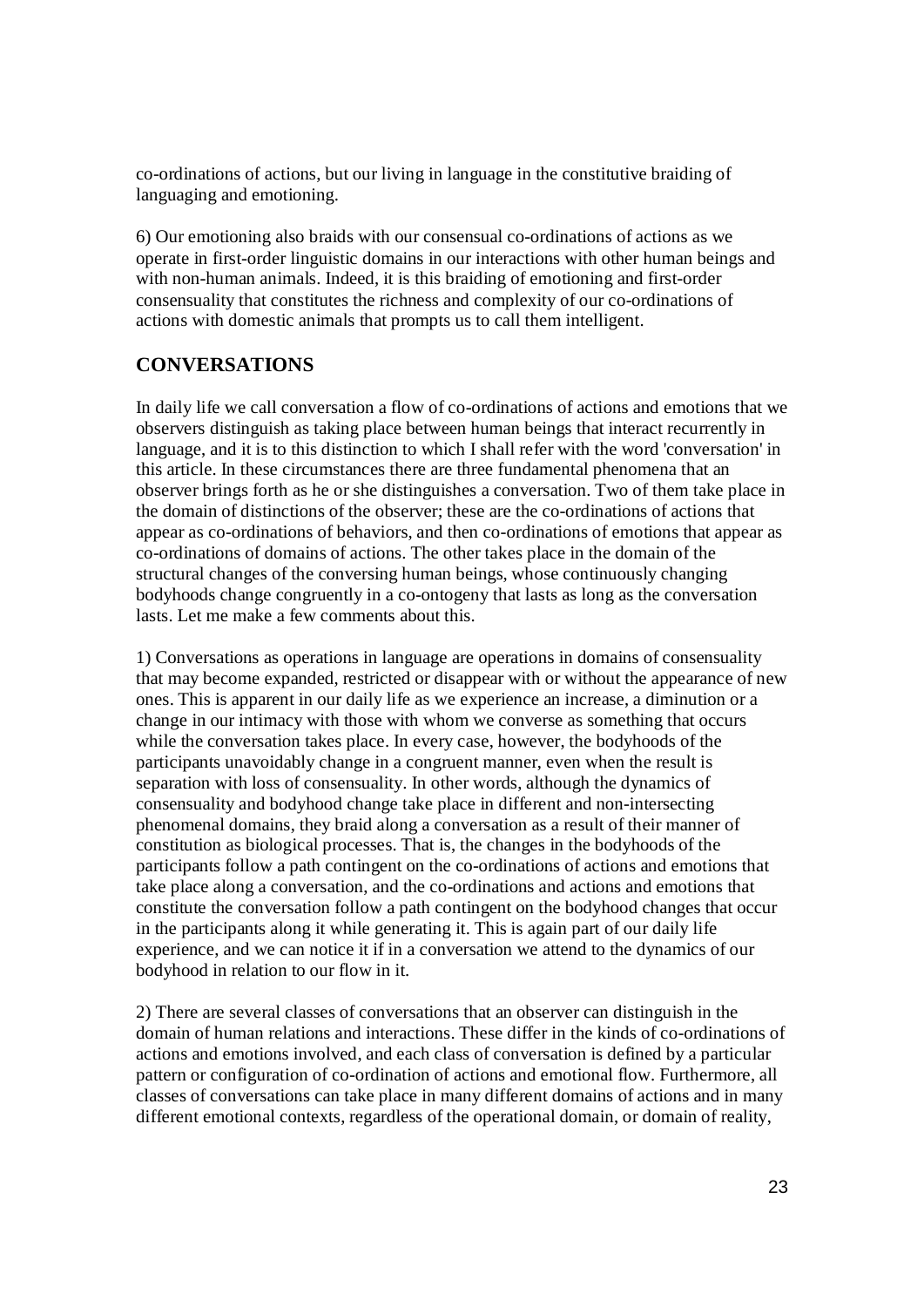co-ordinations of actions, but our living in language in the constitutive braiding of languaging and emotioning.

6) Our emotioning also braids with our consensual co-ordinations of actions as we operate in first-order linguistic domains in our interactions with other human beings and with non-human animals. Indeed, it is this braiding of emotioning and first-order consensuality that constitutes the richness and complexity of our co-ordinations of actions with domestic animals that prompts us to call them intelligent.

## CONVERSATIONS

In daily life we call conversation a flow of co-ordinations of actions and emotions that we observers distinguish as taking place between human beings that interact recurrently in language, and it is to this distinction to which I shall refer with the word 'conversation' in this article. In these circumstances there are three fundamental phenomena that an observer brings forth as he or she distinguishes a conversation. Two of them take place in the domain of distinctions of the observer; these are the co-ordinations of actions that appear as co-ordinations of behaviors, and then co-ordinations of emotions that appear as co-ordinations of domains of actions. The other takes place in the domain of the structural changes of the conversing human beings, whose continuously changing bodyhoods change congruently in a co-ontogeny that lasts as long as the conversation lasts. Let me make a few comments about this.

1) Conversations as operations in language are operations in domains of consensuality that may become expanded, restricted or disappear with or without the appearance of new ones. This is apparent in our daily life as we experience an increase, a diminution or a change in our intimacy with those with whom we converse as something that occurs while the conversation takes place. In every case, however, the bodyhoods of the participants unavoidably change in a congruent manner, even when the result is separation with loss of consensuality. In other words, although the dynamics of consensuality and bodyhood change take place in different and non-intersecting phenomenal domains, they braid along a conversation as a result of their manner of constitution as biological processes. That is, the changes in the bodyhoods of the participants follow a path contingent on the co-ordinations of actions and emotions that take place along a conversation, and the co-ordinations and actions and emotions that constitute the conversation follow a path contingent on the bodyhood changes that occur in the participants along it while generating it. This is again part of our daily life experience, and we can notice it if in a conversation we attend to the dynamics of our bodyhood in relation to our flow in it.

2) There are several classes of conversations that an observer can distinguish in the domain of human relations and interactions. These differ in the kinds of co-ordinations of actions and emotions involved, and each class of conversation is defined by a particular pattern or configuration of co-ordination of actions and emotional flow. Furthermore, all classes of conversations can take place in many different domains of actions and in many different emotional contexts, regardless of the operational domain, or domain of reality,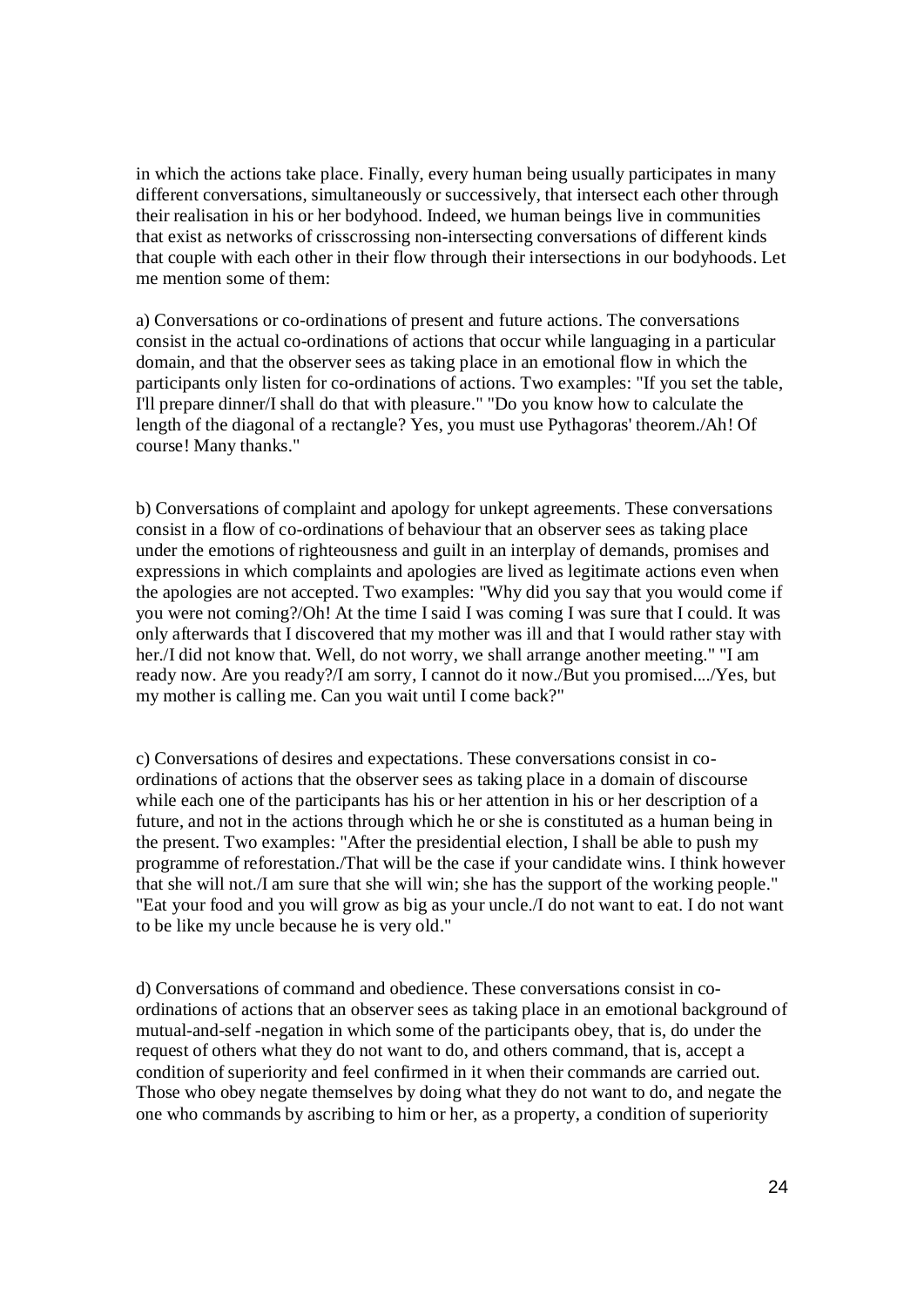in which the actions take place. Finally, every human being usually participates in many different conversations, simultaneously or successively, that intersect each other through their realisation in his or her bodyhood. Indeed, we human beings live in communities that exist as networks of crisscrossing non-intersecting conversations of different kinds that couple with each other in their flow through their intersections in our bodyhoods. Let me mention some of them:

a) Conversations or co-ordinations of present and future actions. The conversations consist in the actual co-ordinations of actions that occur while languaging in a particular domain, and that the observer sees as taking place in an emotional flow in which the participants only listen for co-ordinations of actions. Two examples: "If you set the table, I'll prepare dinner/I shall do that with pleasure." "Do you know how to calculate the length of the diagonal of a rectangle? Yes, you must use Pythagoras' theorem./Ah! Of course! Many thanks."

b) Conversations of complaint and apology for unkept agreements. These conversations consist in a flow of co-ordinations of behaviour that an observer sees as taking place under the emotions of righteousness and guilt in an interplay of demands, promises and expressions in which complaints and apologies are lived as legitimate actions even when the apologies are not accepted. Two examples: "Why did you say that you would come if you were not coming?/Oh! At the time I said I was coming I was sure that I could. It was only afterwards that I discovered that my mother was ill and that I would rather stay with her./I did not know that. Well, do not worry, we shall arrange another meeting." "I am ready now. Are you ready?/I am sorry, I cannot do it now./But you promised..../Yes, but my mother is calling me. Can you wait until I come back?"

c) Conversations of desires and expectations. These conversations consist in co-ordinations of actions that the observer sees as taking place in a domain of discourse while each one of the participants has his or her attention in his or her description of a future, and not in the actions through which he or she is constituted as a human being in the present. Two examples: "After the presidential election, I shall be able to push my programme of reforestation./That will be the case if your candidate wins. I think however that she will not./I am sure that she will win; she has the support of the working people." "Eat your food and you will grow as big as your uncle./I do not want to eat. I do not want to be like my uncle because he is very old."

d) Conversations of command and obedience. These conversations consist in co-ordinations of actions that an observer sees as taking place in an emotional background of mutual-and-self -negation in which some of the participants obey, that is, do under the request of others what they do not want to do, and others command, that is, accept a condition of superiority and feel confirmed in it when their commands are carried out. Those who obey negate themselves by doing what they do not want to do, and negate the one who commands by ascribing to him or her, as a property, a condition of superiority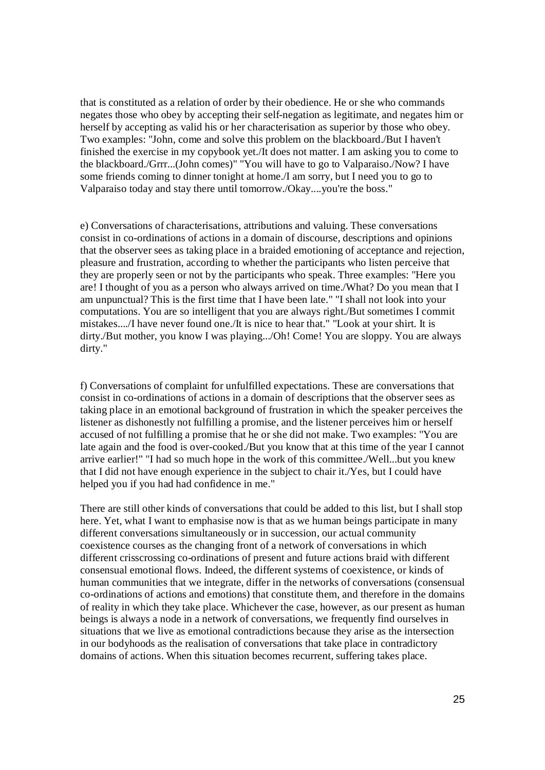that is constituted as a relation of order by their obedience. He or she who commands negates those who obey by accepting their self-negation as legitimate, and negates him or herself by accepting as valid his or her characterisation as superior by those who obey. Two examples: "John, come and solve this problem on the blackboard./But I haven't finished the exercise in my copybook yet./It does not matter. I am asking you to come to the blackboard./Grrr...(John comes)" "You will have to go to Valparaiso./Now? I have some friends coming to dinner tonight at home./I am sorry, but I need you to go to Valparaiso today and stay there until tomorrow./Okay....you're the boss."

e) Conversations of characterisations, attributions and valuing. These conversations consist in co-ordinations of actions in a domain of discourse, descriptions and opinions that the observer sees as taking place in a braided emotioning of acceptance and rejection, pleasure and frustration, according to whether the participants who listen perceive that they are properly seen or not by the participants who speak. Three examples: "Here you are! I thought of you as a person who always arrived on time./What? Do you mean that I am unpunctual? This is the first time that I have been late." "I shall not look into your computations. You are so intelligent that you are always right./But sometimes I commit mistakes..../I have never found one./It is nice to hear that." "Look at your shirt. It is dirty./But mother, you know I was playing.../Oh! Come! You are sloppy. You are always dirty."

f) Conversations of complaint for unfulfilled expectations. These are conversations that consist in co-ordinations of actions in a domain of descriptions that the observer sees as taking place in an emotional background of frustration in which the speaker perceives the listener as dishonestly not fulfilling a promise, and the listener perceives him or herself accused of not fulfilling a promise that he or she did not make. Two examples: "You are late again and the food is over-cooked./But you know that at this time of the year I cannot arrive earlier!" "I had so much hope in the work of this committee./Well...but you knew that I did not have enough experience in the subject to chair it./Yes, but I could have helped you if you had had confidence in me."

There are still other kinds of conversations that could be added to this list, but I shall stop here. Yet, what I want to emphasise now is that as we human beings participate in many different conversations simultaneously or in succession, our actual community coexistence courses as the changing front of a network of conversations in which different crisscrossing co-ordinations of present and future actions braid with different consensual emotional flows. Indeed, the different systems of coexistence, or kinds of human communities that we integrate, differ in the networks of conversations (consensual co-ordinations of actions and emotions) that constitute them, and therefore in the domains of reality in which they take place. Whichever the case, however, as our present as human beings is always a node in a network of conversations, we frequently find ourselves in situations that we live as emotional contradictions because they arise as the intersection in our bodyhoods as the realisation of conversations that take place in contradictory domains of actions. When this situation becomes recurrent, suffering takes place.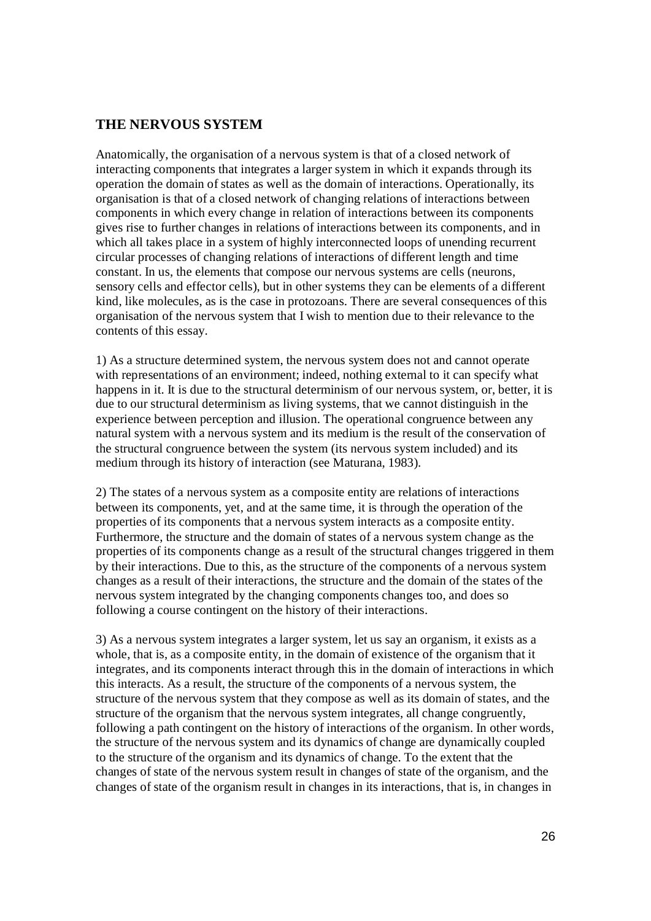## THE NERVOUS SYSTEM

Anatomically, the organisation of a nervous system is that of a closed network of interacting components that integrates a larger system in which it expands through its operation the domain of states as well as the domain of interactions. Operationally, its organisation is that of a closed network of changing relations of interactions between components in which every change in relation of interactions between its components gives rise to further changes in relations of interactions between its components, and in which all takes place in a system of highly interconnected loops of unending recurrent circular processes of changing relations of interactions of different length and time constant. In us, the elements that compose our nervous systems are cells (neurons, sensory cells and effector cells), but in other systems they can be elements of a different kind, like molecules, as is the case in protozoans. There are several consequences of this organisation of the nervous system that I wish to mention due to their relevance to the contents of this essay.

1) As a structure determined system, the nervous system does not and cannot operate with representations of an environment; indeed, nothing external to it can specify what happens in it. It is due to the structural determinism of our nervous system, or, better, it is due to our structural determinism as living systems, that we cannot distinguish in the experience between perception and illusion. The operational congruence between any natural system with a nervous system and its medium is the result of the conservation of the structural congruence between the system (its nervous system included) and its medium through its history of interaction (see Maturana, 1983).

2) The states of a nervous system as a composite entity are relations of interactions between its components, yet, and at the same time, it is through the operation of the properties of its components that a nervous system interacts as a composite entity. Furthermore, the structure and the domain of states of a nervous system change as the properties of its components change as a result of the structural changes triggered in them by their interactions. Due to this, as the structure of the components of a nervous system changes as a result of their interactions, the structure and the domain of the states of the nervous system integrated by the changing components changes too, and does so following a course contingent on the history of their interactions.

3) As a nervous system integrates a larger system, let us say an organism, it exists as a whole, that is, as a composite entity, in the domain of existence of the organism that it integrates, and its components interact through this in the domain of interactions in which this interacts. As a result, the structure of the components of a nervous system, the structure of the nervous system that they compose as well as its domain of states, and the structure of the organism that the nervous system integrates, all change congruently, following a path contingent on the history of interactions of the organism. In other words, the structure of the nervous system and its dynamics of change are dynamically coupled to the structure of the organism and its dynamics of change. To the extent that the changes of state of the nervous system result in changes of state of the organism, and the changes of state of the organism result in changes in its interactions, that is, in changes in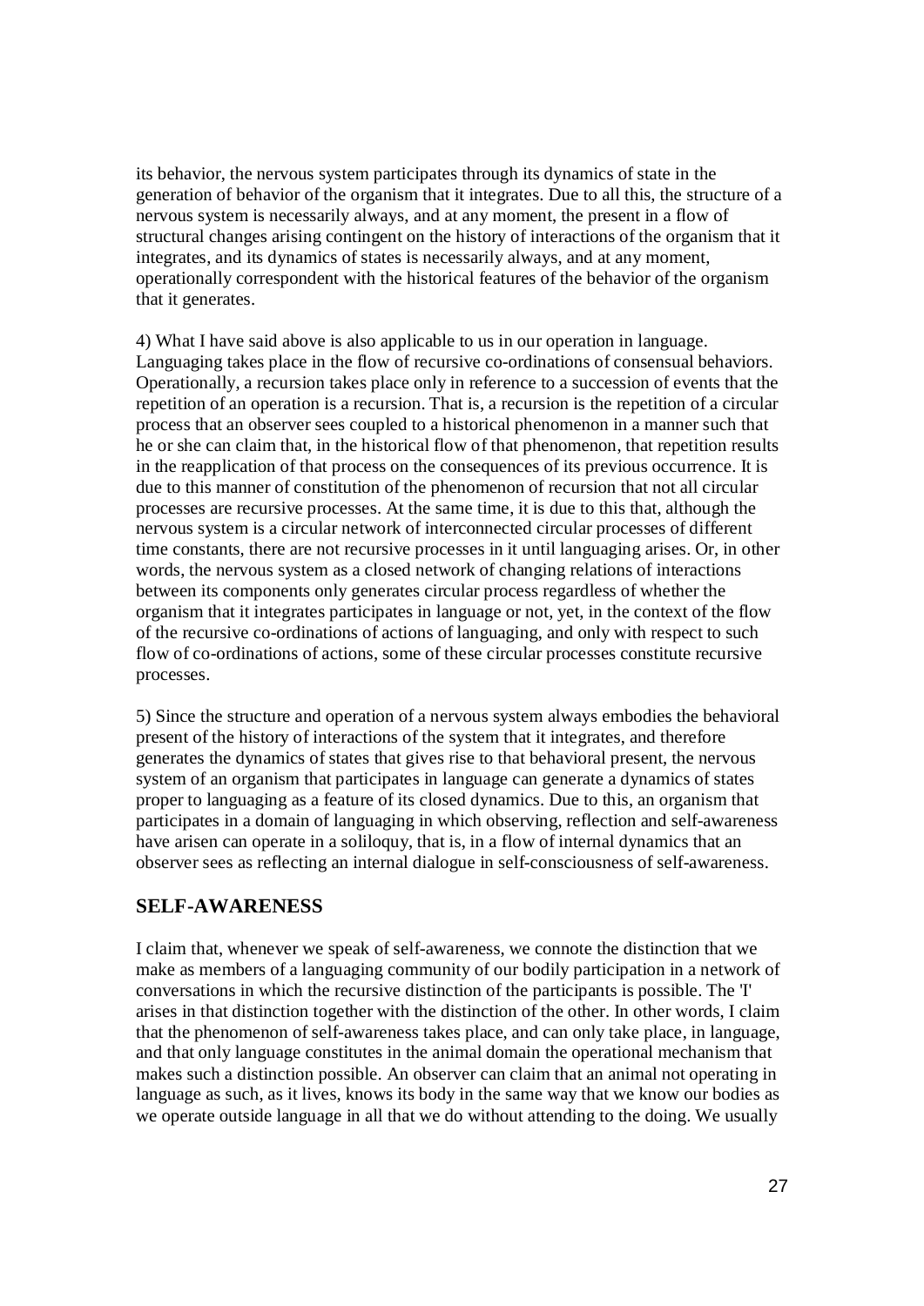its behavior, the nervous system participates through its dynamics of state in the generation of behavior of the organism that it integrates. Due to all this, the structure of a nervous system is necessarily always, and at any moment, the present in a flow of structural changes arising contingent on the history of interactions of the organism that it integrates, and its dynamics of states is necessarily always, and at any moment, operationally correspondent with the historical features of the behavior of the organism that it generates.

4) What I have said above is also applicable to us in our operation in language. Languaging takes place in the flow of recursive co-ordinations of consensual behaviors. Operationally, a recursion takes place only in reference to a succession of events that the repetition of an operation is a recursion. That is, a recursion is the repetition of a circular process that an observer sees coupled to a historical phenomenon in a manner such that he or she can claim that, in the historical flow of that phenomenon, that repetition results in the reapplication of that process on the consequences of its previous occurrence. It is due to this manner of constitution of the phenomenon of recursion that not all circular processes are recursive processes. At the same time, it is due to this that, although the nervous system is a circular network of interconnected circular processes of different time constants, there are not recursive processes in it until languaging arises. Or, in other words, the nervous system as a closed network of changing relations of interactions between its components only generates circular process regardless of whether the organism that it integrates participates in language or not, yet, in the context of the flow of the recursive co-ordinations of actions of languaging, and only with respect to such flow of co-ordinations of actions, some of these circular processes constitute recursive processes.

5) Since the structure and operation of a nervous system always embodies the behavioral present of the history of interactions of the system that it integrates, and therefore generates the dynamics of states that gives rise to that behavioral present, the nervous system of an organism that participates in language can generate a dynamics of states proper to languaging as a feature of its closed dynamics. Due to this, an organism that participates in a domain of languaging in which observing, reflection and self-awareness have arisen can operate in a soliloquy, that is, in a flow of internal dynamics that an observer sees as reflecting an internal dialogue in self-consciousness of self-awareness.

## SELF-AWARENESS

I claim that, whenever we speak of self-awareness, we connote the distinction that we make as members of a languaging community of our bodily participation in a network of conversations in which the recursive distinction of the participants is possible. The 'I' arises in that distinction together with the distinction of the other. In other words, I claim that the phenomenon of self-awareness takes place, and can only take place, in language, and that only language constitutes in the animal domain the operational mechanism that makes such a distinction possible. An observer can claim that an animal not operating in language as such, as it lives, knows its body in the same way that we know our bodies as we operate outside language in all that we do without attending to the doing. We usually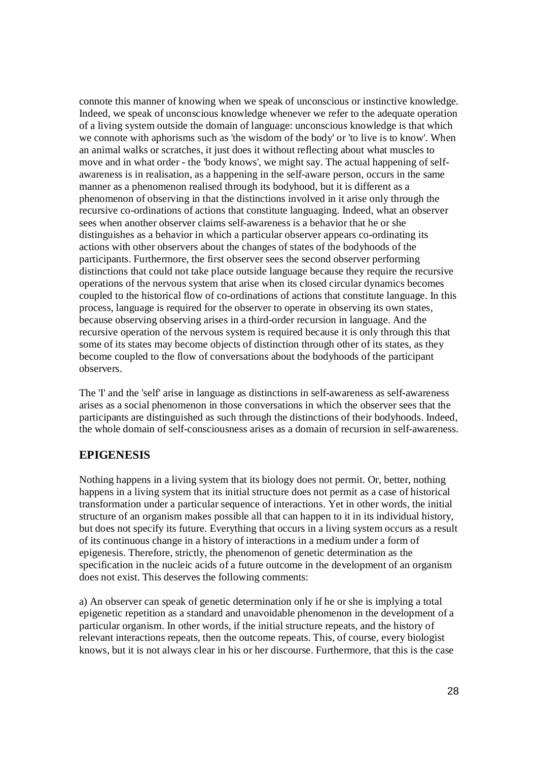connote this manner of knowing when we speak of unconscious or instinctive knowledge. Indeed, we speak of unconscious knowledge whenever we refer to the adequate operation of a living system outside the domain of language: unconscious knowledge is that which we connote with aphorisms such as 'the wisdom of the body' or 'to live is to know'. When an animal walks or scratches, it just does it without reflecting about what muscles to move and in what order - the 'body knows', we might say. The actual happening of self-awareness is in realisation, as a happening in the self-aware person, occurs in the same manner as a phenomenon realised through its bodyhood, but it is different as a phenomenon of observing in that the distinctions involved in it arise only through the recursive co-ordinations of actions that constitute languaging. Indeed, what an observer sees when another observer claims self-awareness is a behavior that he or she distinguishes as a behavior in which a particular observer appears co-ordinating its actions with other observers about the changes of states of the bodyhoods of the participants. Furthermore, the first observer sees the second observer performing distinctions that could not take place outside language because they require the recursive operations of the nervous system that arise when its closed circular dynamics becomes coupled to the historical flow of co-ordinations of actions that constitute language. In this process, language is required for the observer to operate in observing its own states, because observing observing arises in a third-order recursion in language. And the recursive operation of the nervous system is required because it is only through this that some of its states may become objects of distinction through other of its states, as they become coupled to the flow of conversations about the bodyhoods of the participant observers.

The 'I' and the 'self' arise in language as distinctions in self-awareness as self-awareness arises as a social phenomenon in those conversations in which the observer sees that the participants are distinguished as such through the distinctions of their bodyhoods. Indeed, the whole domain of self-consciousness arises as a domain of recursion in self-awareness.

## EPIGENESIS

Nothing happens in a living system that its biology does not permit. Or, better, nothing happens in a living system that its initial structure does not permit as a case of historical transformation under a particular sequence of interactions. Yet in other words, the initial structure of an organism makes possible all that can happen to it in its individual history, but does not specify its future. Everything that occurs in a living system occurs as a result of its continuous change in a history of interactions in a medium under a form of epigenesis. Therefore, strictly, the phenomenon of genetic determination as the specification in the nucleic acids of a future outcome in the development of an organism does not exist. This deserves the following comments:

a) An observer can speak of genetic determination only if he or she is implying a total epigenetic repetition as a standard and unavoidable phenomenon in the development of a particular organism. In other words, if the initial structure repeats, and the history of relevant interactions repeats, then the outcome repeats. This, of course, every biologist knows, but it is not always clear in his or her discourse. Furthermore, that this is the case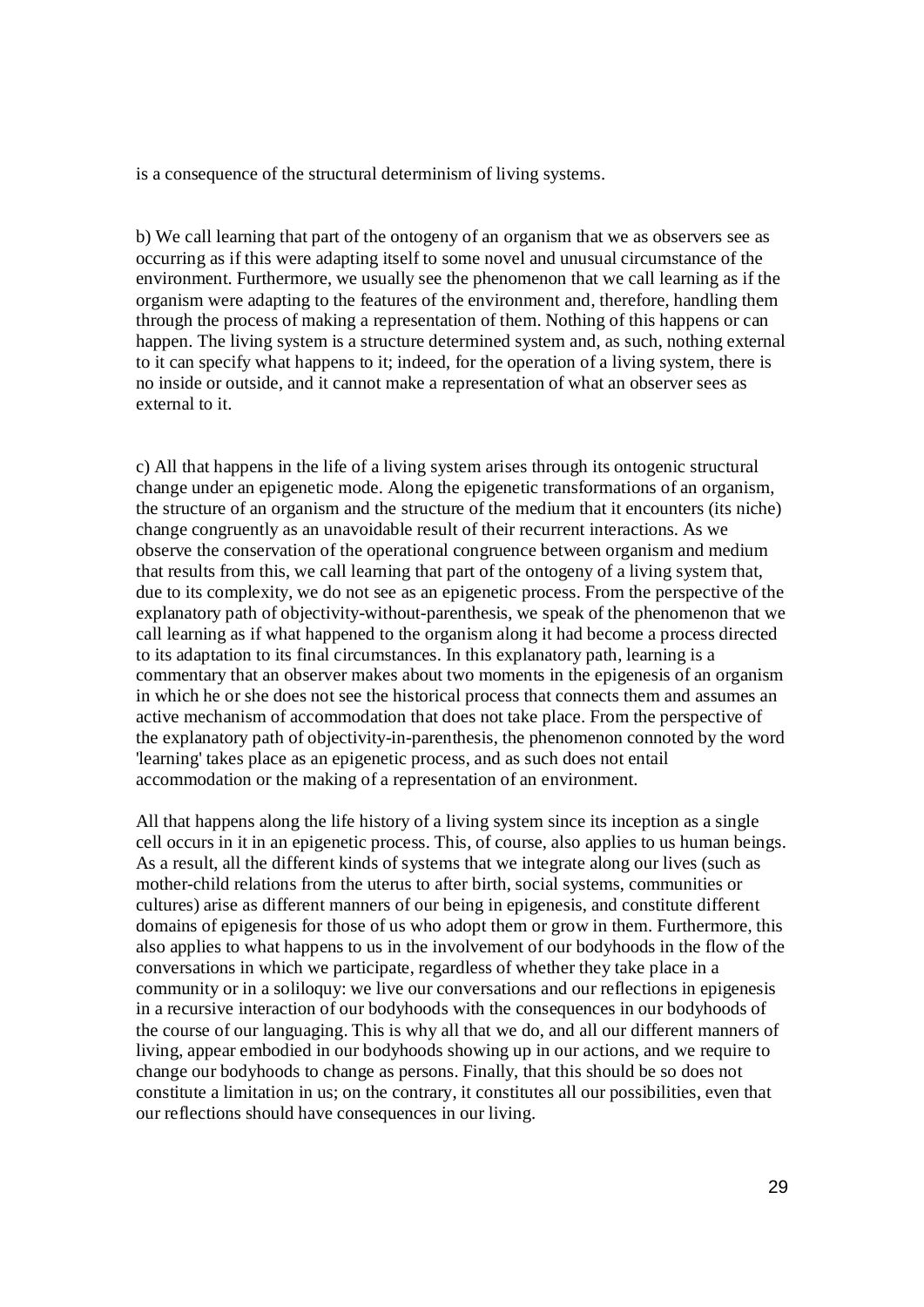is a consequence of the structural determinism of living systems.

b) We call learning that part of the ontogeny of an organism that we as observers see as occurring as if this were adapting itself to some novel and unusual circumstance of the environment. Furthermore, we usually see the phenomenon that we call learning as if the organism were adapting to the features of the environment and, therefore, handling them through the process of making a representation of them. Nothing of this happens or can happen. The living system is a structure determined system and, as such, nothing external to it can specify what happens to it; indeed, for the operation of a living system, there is no inside or outside, and it cannot make a representation of what an observer sees as external to it.

c) All that happens in the life of a living system arises through its ontogenic structural change under an epigenetic mode. Along the epigenetic transformations of an organism, the structure of an organism and the structure of the medium that it encounters (its niche) change congruently as an unavoidable result of their recurrent interactions. As we observe the conservation of the operational congruence between organism and medium that results from this, we call learning that part of the ontogeny of a living system that, due to its complexity, we do not see as an epigenetic process. From the perspective of the explanatory path of objectivity-without-parenthesis, we speak of the phenomenon that we call learning as if what happened to the organism along it had become a process directed to its adaptation to its final circumstances. In this explanatory path, learning is a commentary that an observer makes about two moments in the epigenesis of an organism in which he or she does not see the historical process that connects them and assumes an active mechanism of accommodation that does not take place. From the perspective of the explanatory path of objectivity-in-parenthesis, the phenomenon connoted by the word 'learning' takes place as an epigenetic process, and as such does not entail accommodation or the making of a representation of an environment.

All that happens along the life history of a living system since its inception as a single cell occurs in it in an epigenetic process. This, of course, also applies to us human beings. As a result, all the different kinds of systems that we integrate along our lives (such as mother-child relations from the uterus to after birth, social systems, communities or cultures) arise as different manners of our being in epigenesis, and constitute different domains of epigenesis for those of us who adopt them or grow in them. Furthermore, this also applies to what happens to us in the involvement of our bodyhoods in the flow of the conversations in which we participate, regardless of whether they take place in a community or in a soliloquy: we live our conversations and our reflections in epigenesis in a recursive interaction of our bodyhoods with the consequences in our bodyhoods of the course of our languaging. This is why all that we do, and all our different manners of living, appear embodied in our bodyhoods showing up in our actions, and we require to change our bodyhoods to change as persons. Finally, that this should be so does not constitute a limitation in us; on the contrary, it constitutes all our possibilities, even that our reflections should have consequences in our living.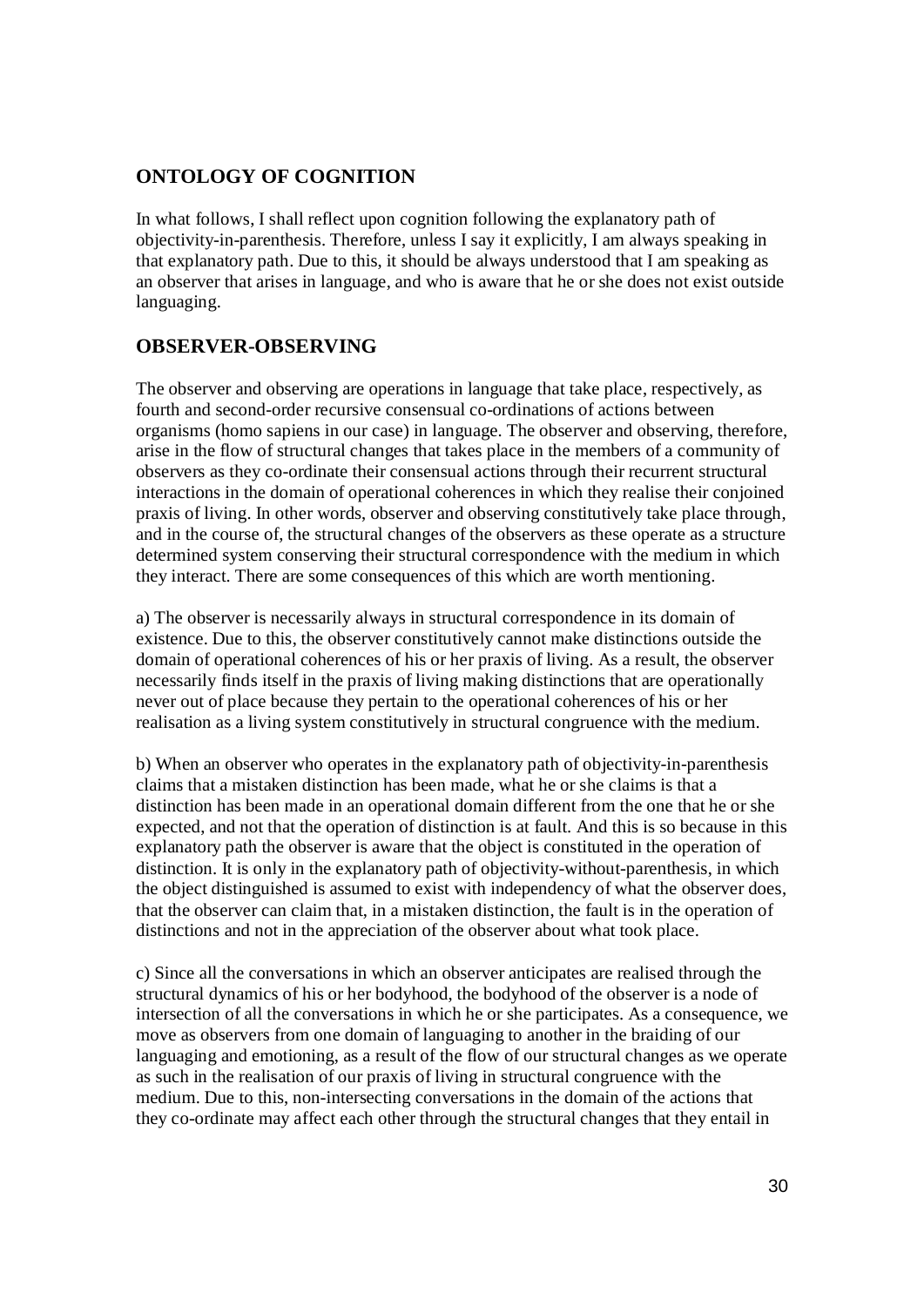## ONTOLOGY OF COGNITION

In what follows, I shall reflect upon cognition following the explanatory path of objectivity-in-parenthesis. Therefore, unless I say it explicitly, I am always speaking in that explanatory path. Due to this, it should be always understood that I am speaking as an observer that arises in language, and who is aware that he or she does not exist outside languaging.

## OBSERVER-OBSERVING

The observer and observing are operations in language that take place, respectively, as fourth and second-order recursive consensual co-ordinations of actions between organisms (homo sapiens in our case) in language. The observer and observing, therefore, arise in the flow of structural changes that takes place in the members of a community of observers as they co-ordinate their consensual actions through their recurrent structural interactions in the domain of operational coherences in which they realise their conjoined praxis of living. In other words, observer and observing constitutively take place through, and in the course of, the structural changes of the observers as these operate as a structure determined system conserving their structural correspondence with the medium in which they interact. There are some consequences of this which are worth mentioning.

a) The observer is necessarily always in structural correspondence in its domain of existence. Due to this, the observer constitutively cannot make distinctions outside the domain of operational coherences of his or her praxis of living. As a result, the observer necessarily finds itself in the praxis of living making distinctions that are operationally never out of place because they pertain to the operational coherences of his or her realisation as a living system constitutively in structural congruence with the medium.

b) When an observer who operates in the explanatory path of objectivity-in-parenthesis claims that a mistaken distinction has been made, what he or she claims is that a distinction has been made in an operational domain different from the one that he or she expected, and not that the operation of distinction is at fault. And this is so because in this explanatory path the observer is aware that the object is constituted in the operation of distinction. It is only in the explanatory path of objectivity-without-parenthesis, in which the object distinguished is assumed to exist with independency of what the observer does, that the observer can claim that, in a mistaken distinction, the fault is in the operation of distinctions and not in the appreciation of the observer about what took place.

c) Since all the conversations in which an observer anticipates are realised through the structural dynamics of his or her bodyhood, the bodyhood of the observer is a node of intersection of all the conversations in which he or she participates. As a consequence, we move as observers from one domain of languaging to another in the braiding of our languaging and emotioning, as a result of the flow of our structural changes as we operate as such in the realisation of our praxis of living in structural congruence with the medium. Due to this, non-intersecting conversations in the domain of the actions that they co-ordinate may affect each other through the structural changes that they entail in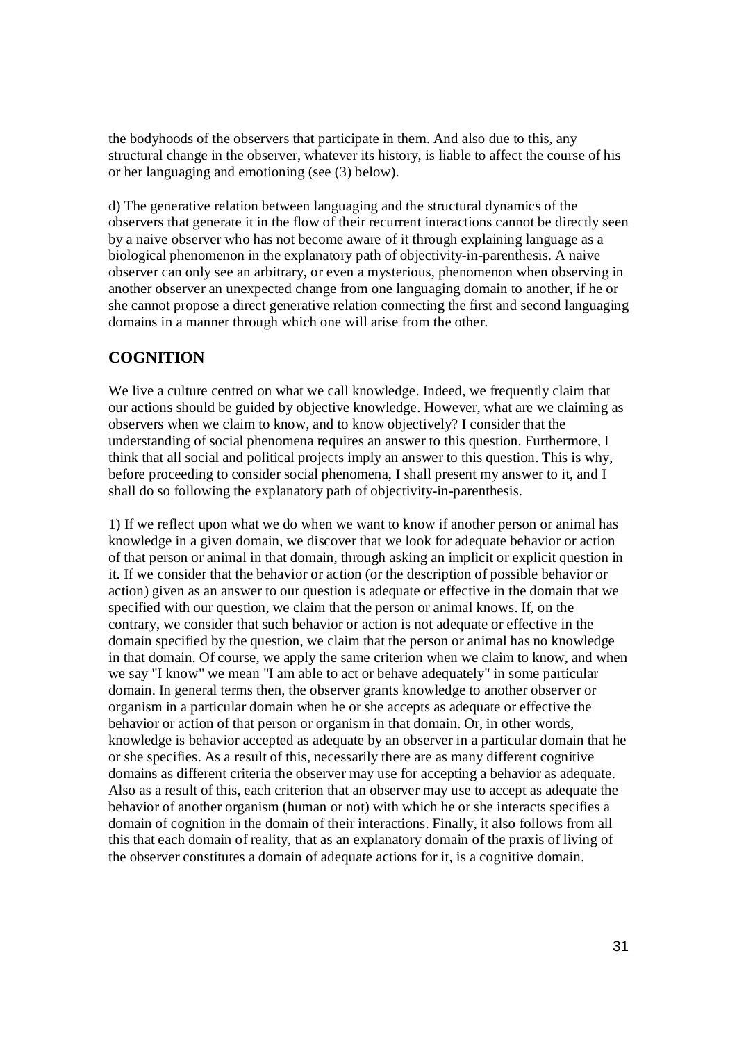the bodyhoods of the observers that participate in them. And also due to this, any structural change in the observer, whatever its history, is liable to affect the course of his or her languaging and emotioning (see (3) below).

d) The generative relation between languaging and the structural dynamics of the observers that generate it in the flow of their recurrent interactions cannot be directly seen by a naive observer who has not become aware of it through explaining language as a biological phenomenon in the explanatory path of objectivity-in-parenthesis. A naive observer can only see an arbitrary, or even a mysterious, phenomenon when observing in another observer an unexpected change from one languaging domain to another, if he or she cannot propose a direct generative relation connecting the first and second languaging domains in a manner through which one will arise from the other.

## COGNITION

We live a culture centred on what we call knowledge. Indeed, we frequently claim that our actions should be guided by objective knowledge. However, what are we claiming as observers when we claim to know, and to know objectively? I consider that the understanding of social phenomena requires an answer to this question. Furthermore, I think that all social and political projects imply an answer to this question. This is why, before proceeding to consider social phenomena, I shall present my answer to it, and I shall do so following the explanatory path of objectivity-in-parenthesis.

1) If we reflect upon what we do when we want to know if another person or animal has knowledge in a given domain, we discover that we look for adequate behavior or action of that person or animal in that domain, through asking an implicit or explicit question in it. If we consider that the behavior or action (or the description of possible behavior or action) given as an answer to our question is adequate or effective in the domain that we specified with our question, we claim that the person or animal knows. If, on the contrary, we consider that such behavior or action is not adequate or effective in the domain specified by the question, we claim that the person or animal has no knowledge in that domain. Of course, we apply the same criterion when we claim to know, and when we say "I know" we mean "I am able to act or behave adequately" in some particular domain. In general terms then, the observer grants knowledge to another observer or organism in a particular domain when he or she accepts as adequate or effective the behavior or action of that person or organism in that domain. Or, in other words, knowledge is behavior accepted as adequate by an observer in a particular domain that he or she specifies. As a result of this, necessarily there are as many different cognitive domains as different criteria the observer may use for accepting a behavior as adequate. Also as a result of this, each criterion that an observer may use to accept as adequate the behavior of another organism (human or not) with which he or she interacts specifies a domain of cognition in the domain of their interactions. Finally, it also follows from all this that each domain of reality, that as an explanatory domain of the praxis of living of the observer constitutes a domain of adequate actions for it, is a cognitive domain.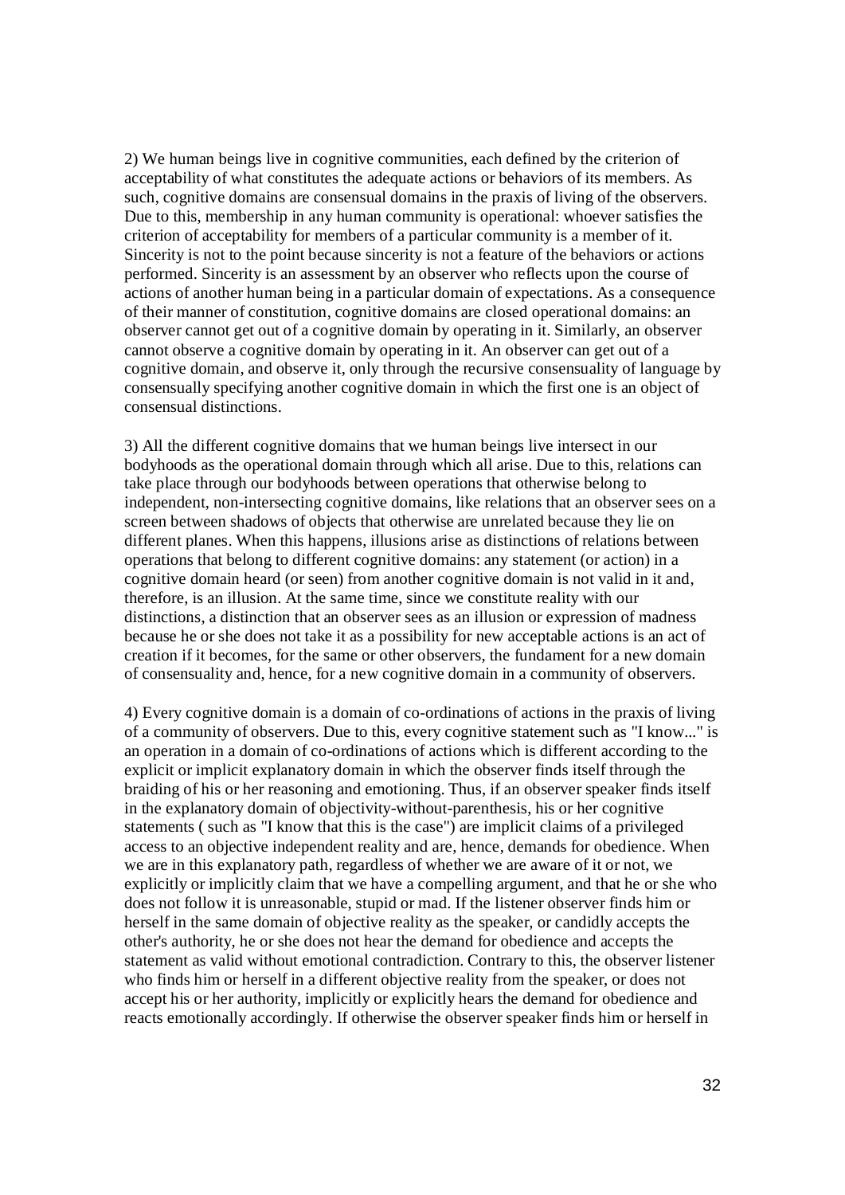2) We human beings live in cognitive communities, each defined by the criterion of acceptability of what constitutes the adequate actions or behaviors of its members. As such, cognitive domains are consensual domains in the praxis of living of the observers. Due to this, membership in any human community is operational: whoever satisfies the criterion of acceptability for members of a particular community is a member of it. Sincerity is not to the point because sincerity is not a feature of the behaviors or actions performed. Sincerity is an assessment by an observer who reflects upon the course of actions of another human being in a particular domain of expectations. As a consequence of their manner of constitution, cognitive domains are closed operational domains: an observer cannot get out of a cognitive domain by operating in it. Similarly, an observer cannot observe a cognitive domain by operating in it. An observer can get out of a cognitive domain, and observe it, only through the recursive consensuality of language by consensually specifying another cognitive domain in which the first one is an object of consensual distinctions.

3) All the different cognitive domains that we human beings live intersect in our bodyhoods as the operational domain through which all arise. Due to this, relations can take place through our bodyhoods between operations that otherwise belong to independent, non-intersecting cognitive domains, like relations that an observer sees on a screen between shadows of objects that otherwise are unrelated because they lie on different planes. When this happens, illusions arise as distinctions of relations between operations that belong to different cognitive domains: any statement (or action) in a cognitive domain heard (or seen) from another cognitive domain is not valid in it and, therefore, is an illusion. At the same time, since we constitute reality with our distinctions, a distinction that an observer sees as an illusion or expression of madness because he or she does not take it as a possibility for new acceptable actions is an act of creation if it becomes, for the same or other observers, the fundament for a new domain of consensuality and, hence, for a new cognitive domain in a community of observers.

4) Every cognitive domain is a domain of co-ordinations of actions in the praxis of living of a community of observers. Due to this, every cognitive statement such as "I know..." is an operation in a domain of co-ordinations of actions which is different according to the explicit or implicit explanatory domain in which the observer finds itself through the braiding of his or her reasoning and emotioning. Thus, if an observer speaker finds itself in the explanatory domain of objectivity-without-parenthesis, his or her cognitive statements ( such as "I know that this is the case") are implicit claims of a privileged access to an objective independent reality and are, hence, demands for obedience. When we are in this explanatory path, regardless of whether we are aware of it or not, we explicitly or implicitly claim that we have a compelling argument, and that he or she who does not follow it is unreasonable, stupid or mad. If the listener observer finds him or herself in the same domain of objective reality as the speaker, or candidly accepts the other's authority, he or she does not hear the demand for obedience and accepts the statement as valid without emotional contradiction. Contrary to this, the observer listener who finds him or herself in a different objective reality from the speaker, or does not accept his or her authority, implicitly or explicitly hears the demand for obedience and reacts emotionally accordingly. If otherwise the observer speaker finds him or herself in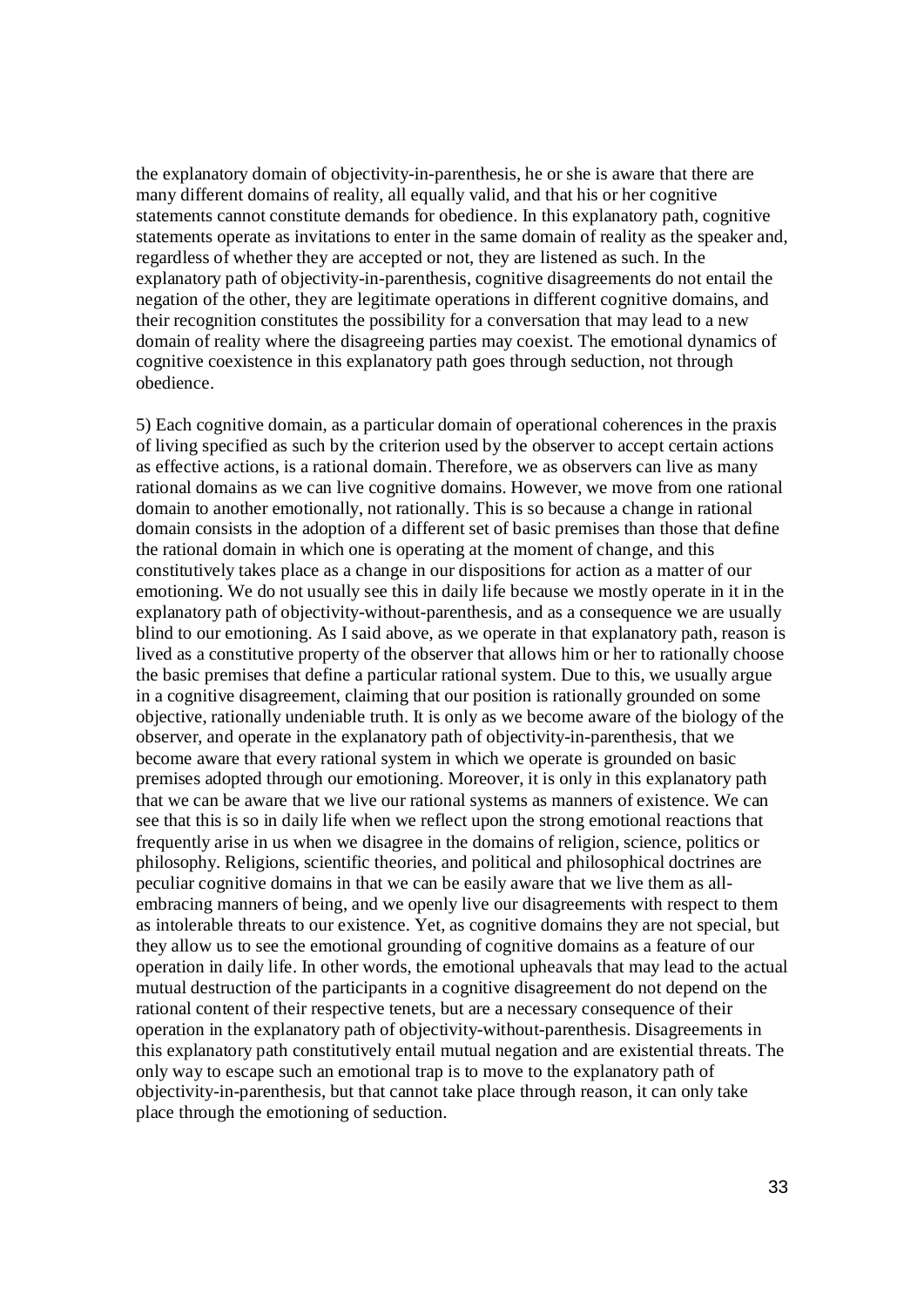the explanatory domain of objectivity-in-parenthesis, he or she is aware that there are many different domains of reality, all equally valid, and that his or her cognitive statements cannot constitute demands for obedience. In this explanatory path, cognitive statements operate as invitations to enter in the same domain of reality as the speaker and, regardless of whether they are accepted or not, they are listened as such. In the explanatory path of objectivity-in-parenthesis, cognitive disagreements do not entail the negation of the other, they are legitimate operations in different cognitive domains, and their recognition constitutes the possibility for a conversation that may lead to a new domain of reality where the disagreeing parties may coexist. The emotional dynamics of cognitive coexistence in this explanatory path goes through seduction, not through obedience.

5) Each cognitive domain, as a particular domain of operational coherences in the praxis of living specified as such by the criterion used by the observer to accept certain actions as effective actions, is a rational domain. Therefore, we as observers can live as many rational domains as we can live cognitive domains. However, we move from one rational domain to another emotionally, not rationally. This is so because a change in rational domain consists in the adoption of a different set of basic premises than those that define the rational domain in which one is operating at the moment of change, and this constitutively takes place as a change in our dispositions for action as a matter of our emotioning. We do not usually see this in daily life because we mostly operate in it in the explanatory path of objectivity-without-parenthesis, and as a consequence we are usually blind to our emotioning. As I said above, as we operate in that explanatory path, reason is lived as a constitutive property of the observer that allows him or her to rationally choose the basic premises that define a particular rational system. Due to this, we usually argue in a cognitive disagreement, claiming that our position is rationally grounded on some objective, rationally undeniable truth. It is only as we become aware of the biology of the observer, and operate in the explanatory path of objectivity-in-parenthesis, that we become aware that every rational system in which we operate is grounded on basic premises adopted through our emotioning. Moreover, it is only in this explanatory path that we can be aware that we live our rational systems as manners of existence. We can see that this is so in daily life when we reflect upon the strong emotional reactions that frequently arise in us when we disagree in the domains of religion, science, politics or philosophy. Religions, scientific theories, and political and philosophical doctrines are peculiar cognitive domains in that we can be easily aware that we live them as all-embracing manners of being, and we openly live our disagreements with respect to them as intolerable threats to our existence. Yet, as cognitive domains they are not special, but they allow us to see the emotional grounding of cognitive domains as a feature of our operation in daily life. In other words, the emotional upheavals that may lead to the actual mutual destruction of the participants in a cognitive disagreement do not depend on the rational content of their respective tenets, but are a necessary consequence of their operation in the explanatory path of objectivity-without-parenthesis. Disagreements in this explanatory path constitutively entail mutual negation and are existential threats. The only way to escape such an emotional trap is to move to the explanatory path of objectivity-in-parenthesis, but that cannot take place through reason, it can only take place through the emotioning of seduction.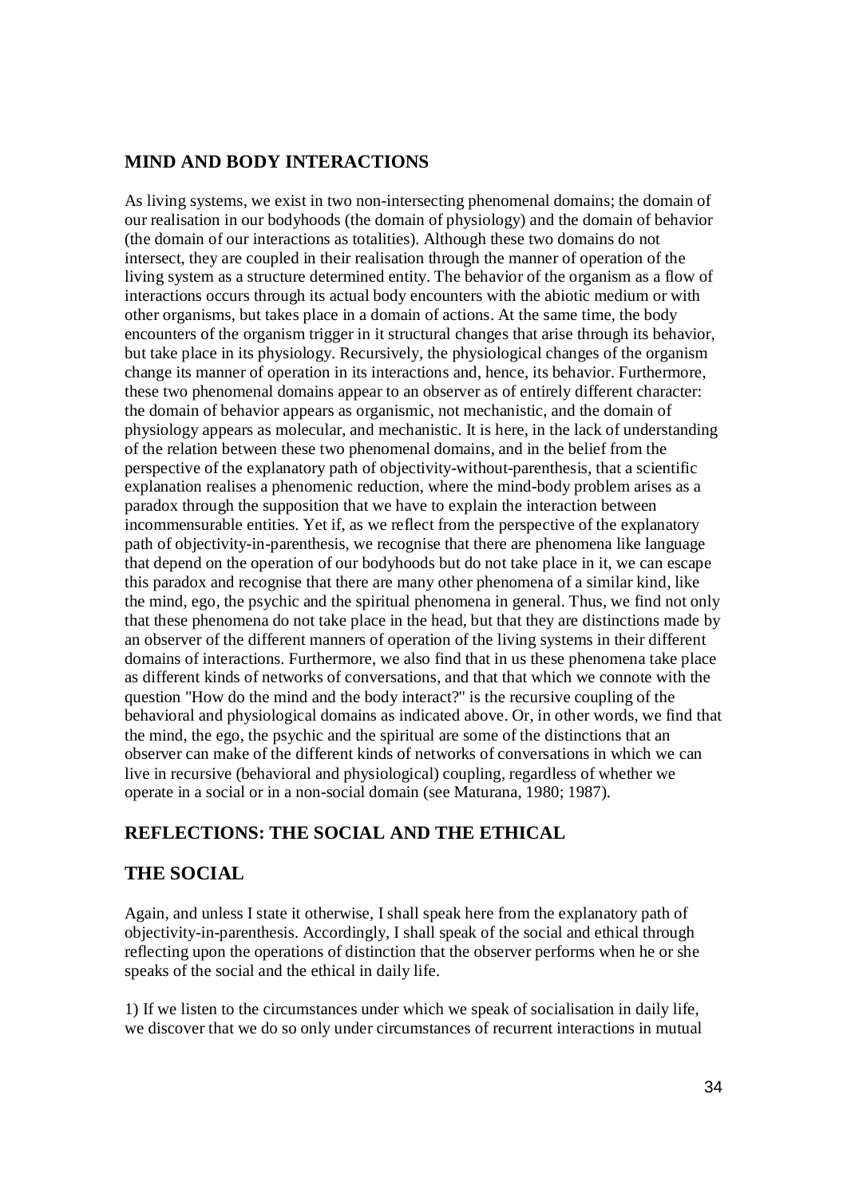## MIND AND BODY INTERACTIONS

As living systems, we exist in two non-intersecting phenomenal domains; the domain of our realisation in our bodyhoods (the domain of physiology) and the domain of behavior (the domain of our interactions as totalities). Although these two domains do not intersect, they are coupled in their realisation through the manner of operation of the living system as a structure determined entity. The behavior of the organism as a flow of interactions occurs through its actual body encounters with the abiotic medium or with other organisms, but takes place in a domain of actions. At the same time, the body encounters of the organism trigger in it structural changes that arise through its behavior, but take place in its physiology. Recursively, the physiological changes of the organism change its manner of operation in its interactions and, hence, its behavior. Furthermore, these two phenomenal domains appear to an observer as of entirely different character: the domain of behavior appears as organismic, not mechanistic, and the domain of physiology appears as molecular, and mechanistic. It is here, in the lack of understanding of the relation between these two phenomenal domains, and in the belief from the perspective of the explanatory path of objectivity-without-parenthesis, that a scientific explanation realises a phenomenic reduction, where the mind-body problem arises as a paradox through the supposition that we have to explain the interaction between incommensurable entities. Yet if, as we reflect from the perspective of the explanatory path of objectivity-in-parenthesis, we recognise that there are phenomena like language that depend on the operation of our bodyhoods but do not take place in it, we can escape this paradox and recognise that there are many other phenomena of a similar kind, like the mind, ego, the psychic and the spiritual phenomena in general. Thus, we find not only that these phenomena do not take place in the head, but that they are distinctions made by an observer of the different manners of operation of the living systems in their different domains of interactions. Furthermore, we also find that in us these phenomena take place as different kinds of networks of conversations, and that that which we connote with the question "How do the mind and the body interact?" is the recursive coupling of the behavioral and physiological domains as indicated above. Or, in other words, we find that the mind, the ego, the psychic and the spiritual are some of the distinctions that an observer can make of the different kinds of networks of conversations in which we can live in recursive (behavioral and physiological) coupling, regardless of whether we operate in a social or in a non-social domain (see Maturana, 1980; 1987).

## REFLECTIONS: THE SOCIAL AND THE ETHICAL

## THE SOCIAL

Again, and unless I state it otherwise, I shall speak here from the explanatory path of objectivity-in-parenthesis. Accordingly, I shall speak of the social and ethical through reflecting upon the operations of distinction that the observer performs when he or she speaks of the social and the ethical in daily life.

1) If we listen to the circumstances under which we speak of socialisation in daily life, we discover that we do so only under circumstances of recurrent interactions in mutual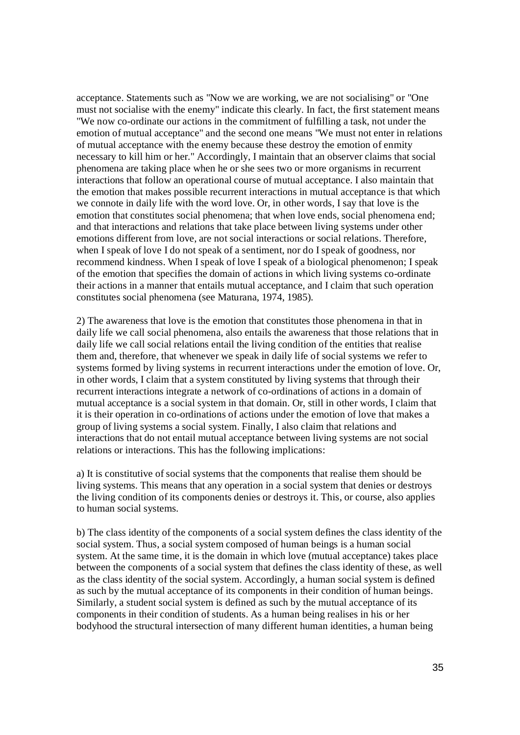acceptance. Statements such as "Now we are working, we are not socialising" or "One must not socialise with the enemy" indicate this clearly. In fact, the first statement means "We now co-ordinate our actions in the commitment of fulfilling a task, not under the emotion of mutual acceptance" and the second one means "We must not enter in relations of mutual acceptance with the enemy because these destroy the emotion of enmity necessary to kill him or her." Accordingly, I maintain that an observer claims that social phenomena are taking place when he or she sees two or more organisms in recurrent interactions that follow an operational course of mutual acceptance. I also maintain that the emotion that makes possible recurrent interactions in mutual acceptance is that which we connote in daily life with the word love. Or, in other words, I say that love is the emotion that constitutes social phenomena; that when love ends, social phenomena end; and that interactions and relations that take place between living systems under other emotions different from love, are not social interactions or social relations. Therefore, when I speak of love I do not speak of a sentiment, nor do I speak of goodness, nor recommend kindness. When I speak of love I speak of a biological phenomenon; I speak of the emotion that specifies the domain of actions in which living systems co-ordinate their actions in a manner that entails mutual acceptance, and I claim that such operation constitutes social phenomena (see Maturana, 1974, 1985).

2) The awareness that love is the emotion that constitutes those phenomena in that in daily life we call social phenomena, also entails the awareness that those relations that in daily life we call social relations entail the living condition of the entities that realise them and, therefore, that whenever we speak in daily life of social systems we refer to systems formed by living systems in recurrent interactions under the emotion of love. Or, in other words, I claim that a system constituted by living systems that through their recurrent interactions integrate a network of co-ordinations of actions in a domain of mutual acceptance is a social system in that domain. Or, still in other words, I claim that it is their operation in co-ordinations of actions under the emotion of love that makes a group of living systems a social system. Finally, I also claim that relations and interactions that do not entail mutual acceptance between living systems are not social relations or interactions. This has the following implications:

a) It is constitutive of social systems that the components that realise them should be living systems. This means that any operation in a social system that denies or destroys the living condition of its components denies or destroys it. This, or course, also applies to human social systems.

b) The class identity of the components of a social system defines the class identity of the social system. Thus, a social system composed of human beings is a human social system. At the same time, it is the domain in which love (mutual acceptance) takes place between the components of a social system that defines the class identity of these, as well as the class identity of the social system. Accordingly, a human social system is defined as such by the mutual acceptance of its components in their condition of human beings. Similarly, a student social system is defined as such by the mutual acceptance of its components in their condition of students. As a human being realises in his or her bodyhood the structural intersection of many different human identities, a human being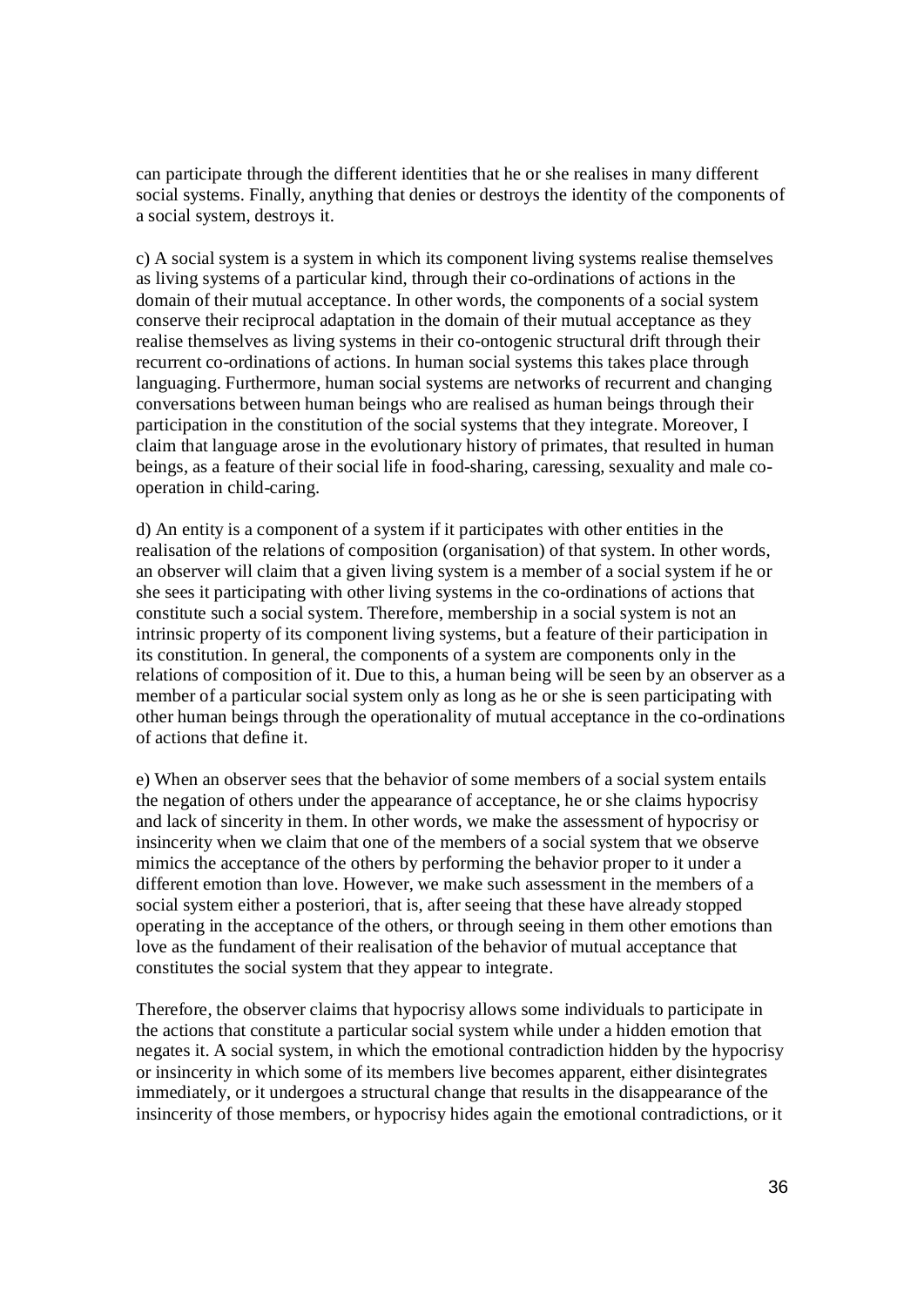can participate through the different identities that he or she realises in many different social systems. Finally, anything that denies or destroys the identity of the components of a social system, destroys it.

c) A social system is a system in which its component living systems realise themselves as living systems of a particular kind, through their co-ordinations of actions in the domain of their mutual acceptance. In other words, the components of a social system conserve their reciprocal adaptation in the domain of their mutual acceptance as they realise themselves as living systems in their co-ontogenic structural drift through their recurrent co-ordinations of actions. In human social systems this takes place through languaging. Furthermore, human social systems are networks of recurrent and changing conversations between human beings who are realised as human beings through their participation in the constitution of the social systems that they integrate. Moreover, I claim that language arose in the evolutionary history of primates, that resulted in human beings, as a feature of their social life in food-sharing, caressing, sexuality and male co-operation in child-caring.

d) An entity is a component of a system if it participates with other entities in the realisation of the relations of composition (organisation) of that system. In other words, an observer will claim that a given living system is a member of a social system if he or she sees it participating with other living systems in the co-ordinations of actions that constitute such a social system. Therefore, membership in a social system is not an intrinsic property of its component living systems, but a feature of their participation in its constitution. In general, the components of a system are components only in the relations of composition of it. Due to this, a human being will be seen by an observer as a member of a particular social system only as long as he or she is seen participating with other human beings through the operationality of mutual acceptance in the co-ordinations of actions that define it.

e) When an observer sees that the behavior of some members of a social system entails the negation of others under the appearance of acceptance, he or she claims hypocrisy and lack of sincerity in them. In other words, we make the assessment of hypocrisy or insincerity when we claim that one of the members of a social system that we observe mimics the acceptance of the others by performing the behavior proper to it under a different emotion than love. However, we make such assessment in the members of a social system either a posteriori, that is, after seeing that these have already stopped operating in the acceptance of the others, or through seeing in them other emotions than love as the fundament of their realisation of the behavior of mutual acceptance that constitutes the social system that they appear to integrate.

Therefore, the observer claims that hypocrisy allows some individuals to participate in the actions that constitute a particular social system while under a hidden emotion that negates it. A social system, in which the emotional contradiction hidden by the hypocrisy or insincerity in which some of its members live becomes apparent, either disintegrates immediately, or it undergoes a structural change that results in the disappearance of the insincerity of those members, or hypocrisy hides again the emotional contradictions, or it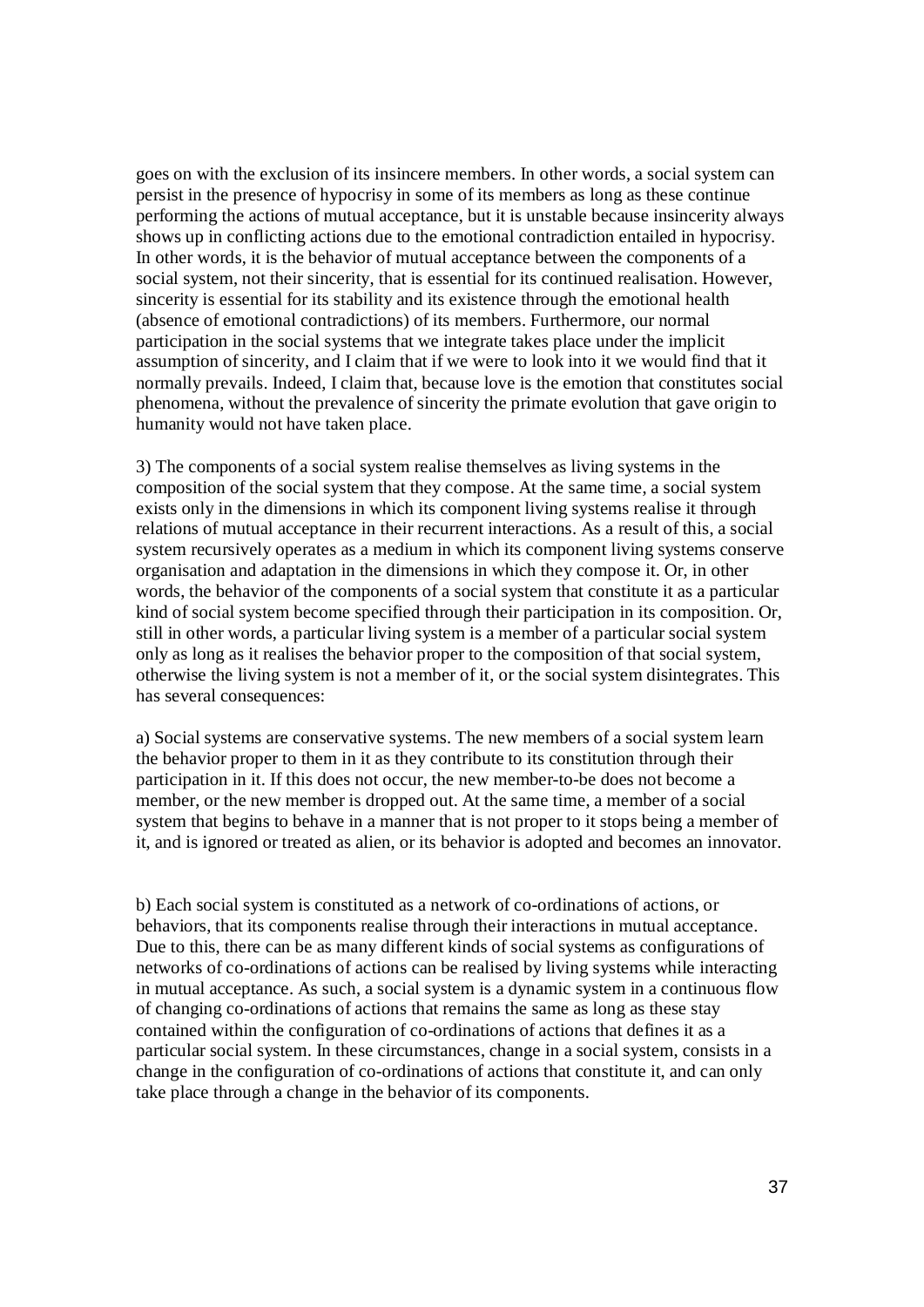goes on with the exclusion of its insincere members. In other words, a social system can persist in the presence of hypocrisy in some of its members as long as these continue performing the actions of mutual acceptance, but it is unstable because insincerity always shows up in conflicting actions due to the emotional contradiction entailed in hypocrisy. In other words, it is the behavior of mutual acceptance between the components of a social system, not their sincerity, that is essential for its continued realisation. However, sincerity is essential for its stability and its existence through the emotional health (absence of emotional contradictions) of its members. Furthermore, our normal participation in the social systems that we integrate takes place under the implicit assumption of sincerity, and I claim that if we were to look into it we would find that it normally prevails. Indeed, I claim that, because love is the emotion that constitutes social phenomena, without the prevalence of sincerity the primate evolution that gave origin to humanity would not have taken place.

3) The components of a social system realise themselves as living systems in the composition of the social system that they compose. At the same time, a social system exists only in the dimensions in which its component living systems realise it through relations of mutual acceptance in their recurrent interactions. As a result of this, a social system recursively operates as a medium in which its component living systems conserve organisation and adaptation in the dimensions in which they compose it. Or, in other words, the behavior of the components of a social system that constitute it as a particular kind of social system become specified through their participation in its composition. Or, still in other words, a particular living system is a member of a particular social system only as long as it realises the behavior proper to the composition of that social system, otherwise the living system is not a member of it, or the social system disintegrates. This has several consequences:

a) Social systems are conservative systems. The new members of a social system learn the behavior proper to them in it as they contribute to its constitution through their participation in it. If this does not occur, the new member-to-be does not become a member, or the new member is dropped out. At the same time, a member of a social system that begins to behave in a manner that is not proper to it stops being a member of it, and is ignored or treated as alien, or its behavior is adopted and becomes an innovator.

b) Each social system is constituted as a network of co-ordinations of actions, or behaviors, that its components realise through their interactions in mutual acceptance. Due to this, there can be as many different kinds of social systems as configurations of networks of co-ordinations of actions can be realised by living systems while interacting in mutual acceptance. As such, a social system is a dynamic system in a continuous flow of changing co-ordinations of actions that remains the same as long as these stay contained within the configuration of co-ordinations of actions that defines it as a particular social system. In these circumstances, change in a social system, consists in a change in the configuration of co-ordinations of actions that constitute it, and can only take place through a change in the behavior of its components.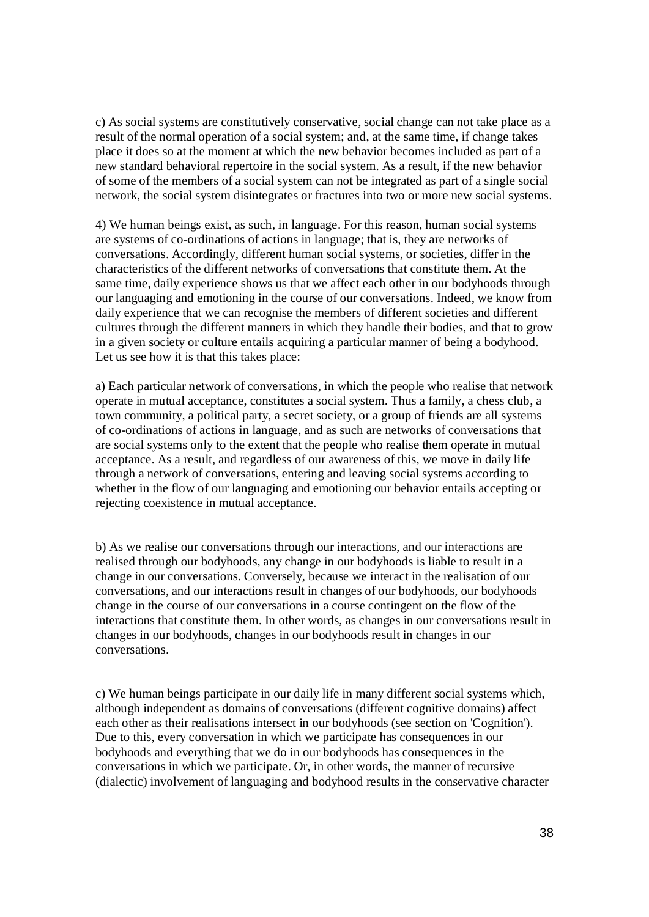c) As social systems are constitutively conservative, social change can not take place as a result of the normal operation of a social system; and, at the same time, if change takes place it does so at the moment at which the new behavior becomes included as part of a new standard behavioral repertoire in the social system. As a result, if the new behavior of some of the members of a social system can not be integrated as part of a single social network, the social system disintegrates or fractures into two or more new social systems.

4) We human beings exist, as such, in language. For this reason, human social systems are systems of co-ordinations of actions in language; that is, they are networks of conversations. Accordingly, different human social systems, or societies, differ in the characteristics of the different networks of conversations that constitute them. At the same time, daily experience shows us that we affect each other in our bodyhoods through our languaging and emotioning in the course of our conversations. Indeed, we know from daily experience that we can recognise the members of different societies and different cultures through the different manners in which they handle their bodies, and that to grow in a given society or culture entails acquiring a particular manner of being a bodyhood. Let us see how it is that this takes place:

a) Each particular network of conversations, in which the people who realise that network operate in mutual acceptance, constitutes a social system. Thus a family, a chess club, a town community, a political party, a secret society, or a group of friends are all systems of co-ordinations of actions in language, and as such are networks of conversations that are social systems only to the extent that the people who realise them operate in mutual acceptance. As a result, and regardless of our awareness of this, we move in daily life through a network of conversations, entering and leaving social systems according to whether in the flow of our languaging and emotioning our behavior entails accepting or rejecting coexistence in mutual acceptance.

b) As we realise our conversations through our interactions, and our interactions are realised through our bodyhoods, any change in our bodyhoods is liable to result in a change in our conversations. Conversely, because we interact in the realisation of our conversations, and our interactions result in changes of our bodyhoods, our bodyhoods change in the course of our conversations in a course contingent on the flow of the interactions that constitute them. In other words, as changes in our conversations result in changes in our bodyhoods, changes in our bodyhoods result in changes in our conversations.

c) We human beings participate in our daily life in many different social systems which, although independent as domains of conversations (different cognitive domains) affect each other as their realisations intersect in our bodyhoods (see section on 'Cognition'). Due to this, every conversation in which we participate has consequences in our bodyhoods and everything that we do in our bodyhoods has consequences in the conversations in which we participate. Or, in other words, the manner of recursive (dialectic) involvement of languaging and bodyhood results in the conservative character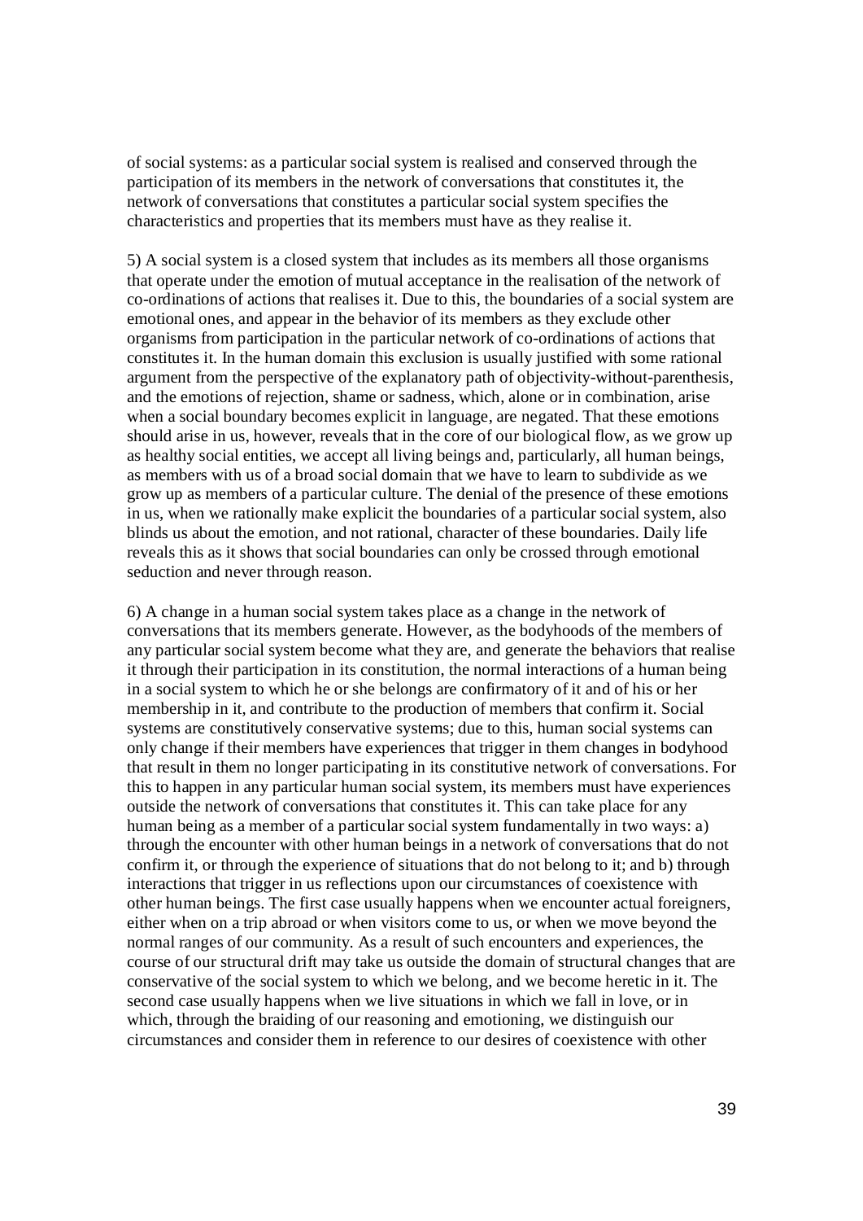of social systems: as a particular social system is realised and conserved through the participation of its members in the network of conversations that constitutes it, the network of conversations that constitutes a particular social system specifies the characteristics and properties that its members must have as they realise it.

5) A social system is a closed system that includes as its members all those organisms that operate under the emotion of mutual acceptance in the realisation of the network of co-ordinations of actions that realises it. Due to this, the boundaries of a social system are emotional ones, and appear in the behavior of its members as they exclude other organisms from participation in the particular network of co-ordinations of actions that constitutes it. In the human domain this exclusion is usually justified with some rational argument from the perspective of the explanatory path of objectivity-without-parenthesis, and the emotions of rejection, shame or sadness, which, alone or in combination, arise when a social boundary becomes explicit in language, are negated. That these emotions should arise in us, however, reveals that in the core of our biological flow, as we grow up as healthy social entities, we accept all living beings and, particularly, all human beings, as members with us of a broad social domain that we have to learn to subdivide as we grow up as members of a particular culture. The denial of the presence of these emotions in us, when we rationally make explicit the boundaries of a particular social system, also blinds us about the emotion, and not rational, character of these boundaries. Daily life reveals this as it shows that social boundaries can only be crossed through emotional seduction and never through reason.

6) A change in a human social system takes place as a change in the network of conversations that its members generate. However, as the bodyhoods of the members of any particular social system become what they are, and generate the behaviors that realise it through their participation in its constitution, the normal interactions of a human being in a social system to which he or she belongs are confirmatory of it and of his or her membership in it, and contribute to the production of members that confirm it. Social systems are constitutively conservative systems; due to this, human social systems can only change if their members have experiences that trigger in them changes in bodyhood that result in them no longer participating in its constitutive network of conversations. For this to happen in any particular human social system, its members must have experiences outside the network of conversations that constitutes it. This can take place for any human being as a member of a particular social system fundamentally in two ways: a) through the encounter with other human beings in a network of conversations that do not confirm it, or through the experience of situations that do not belong to it; and b) through interactions that trigger in us reflections upon our circumstances of coexistence with other human beings. The first case usually happens when we encounter actual foreigners, either when on a trip abroad or when visitors come to us, or when we move beyond the normal ranges of our community. As a result of such encounters and experiences, the course of our structural drift may take us outside the domain of structural changes that are conservative of the social system to which we belong, and we become heretic in it. The second case usually happens when we live situations in which we fall in love, or in which, through the braiding of our reasoning and emotioning, we distinguish our circumstances and consider them in reference to our desires of coexistence with other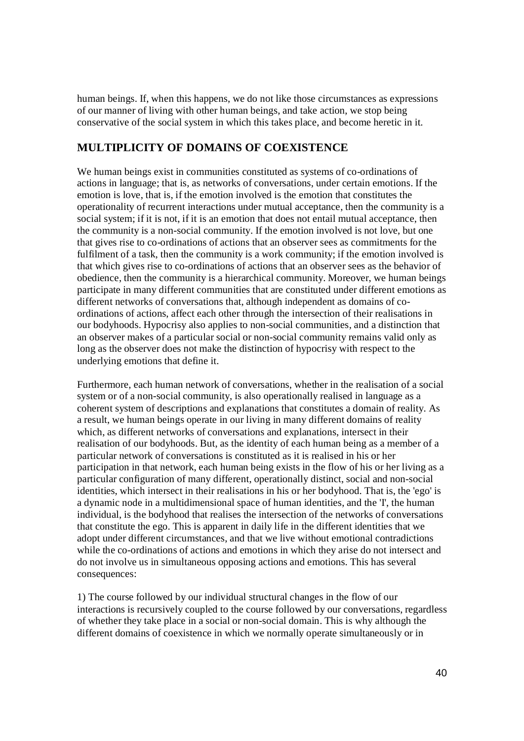human beings. If, when this happens, we do not like those circumstances as expressions of our manner of living with other human beings, and take action, we stop being conservative of the social system in which this takes place, and become heretic in it.

## MULTIPLICITY OF DOMAINS OF COEXISTENCE

We human beings exist in communities constituted as systems of co-ordinations of actions in language; that is, as networks of conversations, under certain emotions. If the emotion is love, that is, if the emotion involved is the emotion that constitutes the operationality of recurrent interactions under mutual acceptance, then the community is a social system; if it is not, if it is an emotion that does not entail mutual acceptance, then the community is a non-social community. If the emotion involved is not love, but one that gives rise to co-ordinations of actions that an observer sees as commitments for the fulfilment of a task, then the community is a work community; if the emotion involved is that which gives rise to co-ordinations of actions that an observer sees as the behavior of obedience, then the community is a hierarchical community. Moreover, we human beings participate in many different communities that are constituted under different emotions as different networks of conversations that, although independent as domains of co-ordinations of actions, affect each other through the intersection of their realisations in our bodyhoods. Hypocrisy also applies to non-social communities, and a distinction that an observer makes of a particular social or non-social community remains valid only as long as the observer does not make the distinction of hypocrisy with respect to the underlying emotions that define it.

Furthermore, each human network of conversations, whether in the realisation of a social system or of a non-social community, is also operationally realised in language as a coherent system of descriptions and explanations that constitutes a domain of reality. As a result, we human beings operate in our living in many different domains of reality which, as different networks of conversations and explanations, intersect in their realisation of our bodyhoods. But, as the identity of each human being as a member of a particular network of conversations is constituted as it is realised in his or her participation in that network, each human being exists in the flow of his or her living as a particular configuration of many different, operationally distinct, social and non-social identities, which intersect in their realisations in his or her bodyhood. That is, the 'ego' is a dynamic node in a multidimensional space of human identities, and the 'I', the human individual, is the bodyhood that realises the intersection of the networks of conversations that constitute the ego. This is apparent in daily life in the different identities that we adopt under different circumstances, and that we live without emotional contradictions while the co-ordinations of actions and emotions in which they arise do not intersect and do not involve us in simultaneous opposing actions and emotions. This has several consequences:

1) The course followed by our individual structural changes in the flow of our interactions is recursively coupled to the course followed by our conversations, regardless of whether they take place in a social or non-social domain. This is why although the different domains of coexistence in which we normally operate simultaneously or in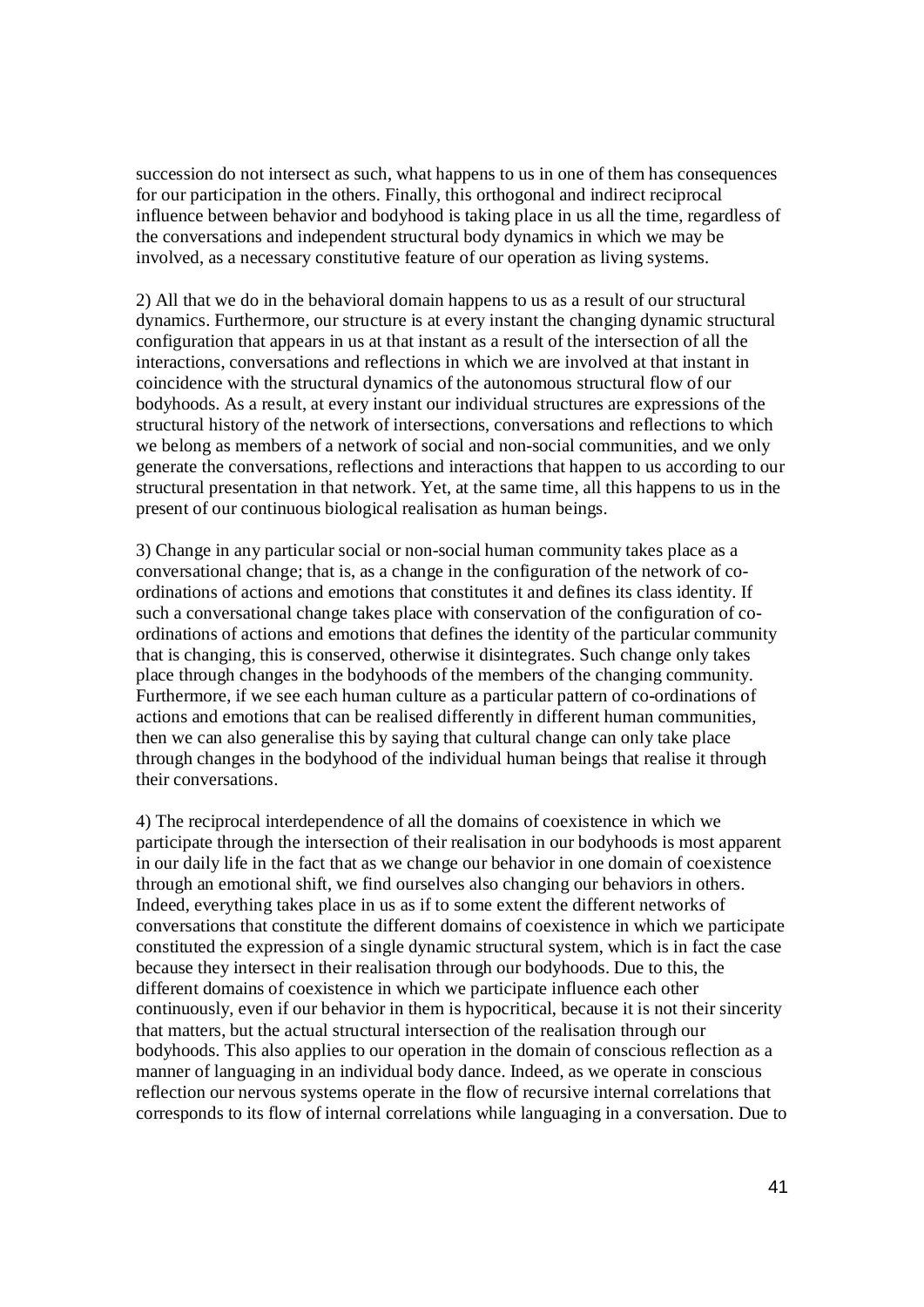succession do not intersect as such, what happens to us in one of them has consequences for our participation in the others. Finally, this orthogonal and indirect reciprocal influence between behavior and bodyhood is taking place in us all the time, regardless of the conversations and independent structural body dynamics in which we may be involved, as a necessary constitutive feature of our operation as living systems.

2) All that we do in the behavioral domain happens to us as a result of our structural dynamics. Furthermore, our structure is at every instant the changing dynamic structural configuration that appears in us at that instant as a result of the intersection of all the interactions, conversations and reflections in which we are involved at that instant in coincidence with the structural dynamics of the autonomous structural flow of our bodyhoods. As a result, at every instant our individual structures are expressions of the structural history of the network of intersections, conversations and reflections to which we belong as members of a network of social and non-social communities, and we only generate the conversations, reflections and interactions that happen to us according to our structural presentation in that network. Yet, at the same time, all this happens to us in the present of our continuous biological realisation as human beings.

3) Change in any particular social or non-social human community takes place as a conversational change; that is, as a change in the configuration of the network of co-ordinations of actions and emotions that constitutes it and defines its class identity. If such a conversational change takes place with conservation of the configuration of co-ordinations of actions and emotions that defines the identity of the particular community that is changing, this is conserved, otherwise it disintegrates. Such change only takes place through changes in the bodyhoods of the members of the changing community. Furthermore, if we see each human culture as a particular pattern of co-ordinations of actions and emotions that can be realised differently in different human communities, then we can also generalise this by saying that cultural change can only take place through changes in the bodyhood of the individual human beings that realise it through their conversations.

4) The reciprocal interdependence of all the domains of coexistence in which we participate through the intersection of their realisation in our bodyhoods is most apparent in our daily life in the fact that as we change our behavior in one domain of coexistence through an emotional shift, we find ourselves also changing our behaviors in others. Indeed, everything takes place in us as if to some extent the different networks of conversations that constitute the different domains of coexistence in which we participate constituted the expression of a single dynamic structural system, which is in fact the case because they intersect in their realisation through our bodyhoods. Due to this, the different domains of coexistence in which we participate influence each other continuously, even if our behavior in them is hypocritical, because it is not their sincerity that matters, but the actual structural intersection of the realisation through our bodyhoods. This also applies to our operation in the domain of conscious reflection as a manner of languaging in an individual body dance. Indeed, as we operate in conscious reflection our nervous systems operate in the flow of recursive internal correlations that corresponds to its flow of internal correlations while languaging in a conversation. Due to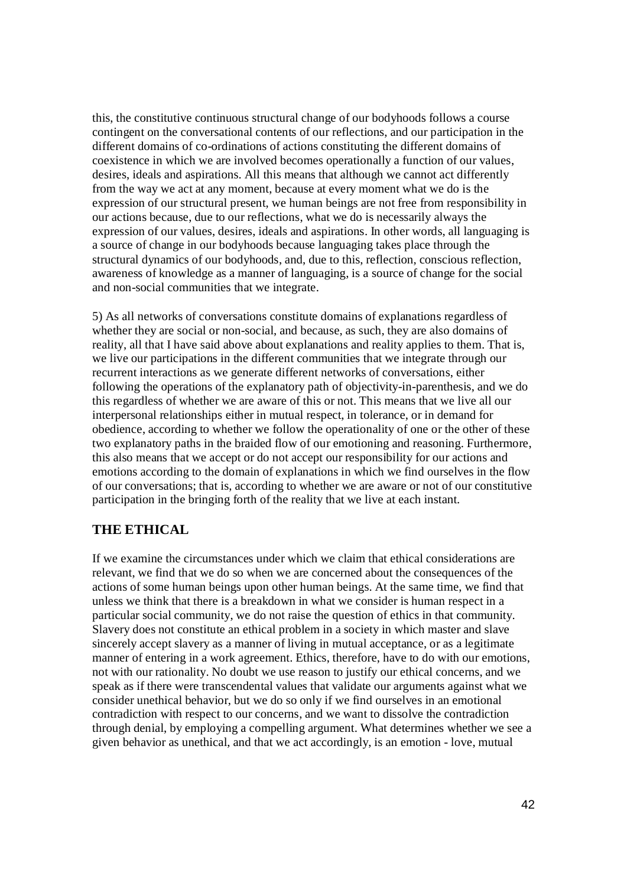this, the constitutive continuous structural change of our bodyhoods follows a course contingent on the conversational contents of our reflections, and our participation in the different domains of co-ordinations of actions constituting the different domains of coexistence in which we are involved becomes operationally a function of our values, desires, ideals and aspirations. All this means that although we cannot act differently from the way we act at any moment, because at every moment what we do is the expression of our structural present, we human beings are not free from responsibility in our actions because, due to our reflections, what we do is necessarily always the expression of our values, desires, ideals and aspirations. In other words, all languaging is a source of change in our bodyhoods because languaging takes place through the structural dynamics of our bodyhoods, and, due to this, reflection, conscious reflection, awareness of knowledge as a manner of languaging, is a source of change for the social and non-social communities that we integrate.

5) As all networks of conversations constitute domains of explanations regardless of whether they are social or non-social, and because, as such, they are also domains of reality, all that I have said above about explanations and reality applies to them. That is, we live our participations in the different communities that we integrate through our recurrent interactions as we generate different networks of conversations, either following the operations of the explanatory path of objectivity-in-parenthesis, and we do this regardless of whether we are aware of this or not. This means that we live all our interpersonal relationships either in mutual respect, in tolerance, or in demand for obedience, according to whether we follow the operationality of one or the other of these two explanatory paths in the braided flow of our emotioning and reasoning. Furthermore, this also means that we accept or do not accept our responsibility for our actions and emotions according to the domain of explanations in which we find ourselves in the flow of our conversations; that is, according to whether we are aware or not of our constitutive participation in the bringing forth of the reality that we live at each instant.

## THE ETHICAL

If we examine the circumstances under which we claim that ethical considerations are relevant, we find that we do so when we are concerned about the consequences of the actions of some human beings upon other human beings. At the same time, we find that unless we think that there is a breakdown in what we consider is human respect in a particular social community, we do not raise the question of ethics in that community. Slavery does not constitute an ethical problem in a society in which master and slave sincerely accept slavery as a manner of living in mutual acceptance, or as a legitimate manner of entering in a work agreement. Ethics, therefore, have to do with our emotions, not with our rationality. No doubt we use reason to justify our ethical concerns, and we speak as if there were transcendental values that validate our arguments against what we consider unethical behavior, but we do so only if we find ourselves in an emotional contradiction with respect to our concerns, and we want to dissolve the contradiction through denial, by employing a compelling argument. What determines whether we see a given behavior as unethical, and that we act accordingly, is an emotion - love, mutual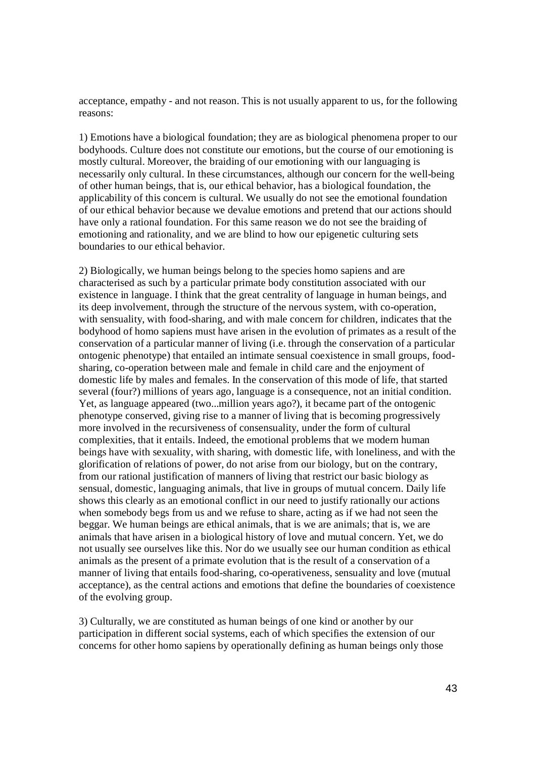acceptance, empathy - and not reason. This is not usually apparent to us, for the following reasons:

1) Emotions have a biological foundation; they are as biological phenomena proper to our bodyhoods. Culture does not constitute our emotions, but the course of our emotioning is mostly cultural. Moreover, the braiding of our emotioning with our languaging is necessarily only cultural. In these circumstances, although our concern for the well-being of other human beings, that is, our ethical behavior, has a biological foundation, the applicability of this concern is cultural. We usually do not see the emotional foundation of our ethical behavior because we devalue emotions and pretend that our actions should have only a rational foundation. For this same reason we do not see the braiding of emotioning and rationality, and we are blind to how our epigenetic culturing sets boundaries to our ethical behavior.

2) Biologically, we human beings belong to the species homo sapiens and are characterised as such by a particular primate body constitution associated with our existence in language. I think that the great centrality of language in human beings, and its deep involvement, through the structure of the nervous system, with co-operation, with sensuality, with food-sharing, and with male concern for children, indicates that the bodyhood of homo sapiens must have arisen in the evolution of primates as a result of the conservation of a particular manner of living (i.e. through the conservation of a particular ontogenic phenotype) that entailed an intimate sensual coexistence in small groups, food-sharing, co-operation between male and female in child care and the enjoyment of domestic life by males and females. In the conservation of this mode of life, that started several (four?) millions of years ago, language is a consequence, not an initial condition. Yet, as language appeared (two...million years ago?), it became part of the ontogenic phenotype conserved, giving rise to a manner of living that is becoming progressively more involved in the recursiveness of consensuality, under the form of cultural complexities, that it entails. Indeed, the emotional problems that we modern human beings have with sexuality, with sharing, with domestic life, with loneliness, and with the glorification of relations of power, do not arise from our biology, but on the contrary, from our rational justification of manners of living that restrict our basic biology as sensual, domestic, languaging animals, that live in groups of mutual concern. Daily life shows this clearly as an emotional conflict in our need to justify rationally our actions when somebody begs from us and we refuse to share, acting as if we had not seen the beggar. We human beings are ethical animals, that is we are animals; that is, we are animals that have arisen in a biological history of love and mutual concern. Yet, we do not usually see ourselves like this. Nor do we usually see our human condition as ethical animals as the present of a primate evolution that is the result of a conservation of a manner of living that entails food-sharing, co-operativeness, sensuality and love (mutual acceptance), as the central actions and emotions that define the boundaries of coexistence of the evolving group.

3) Culturally, we are constituted as human beings of one kind or another by our participation in different social systems, each of which specifies the extension of our concerns for other homo sapiens by operationally defining as human beings only those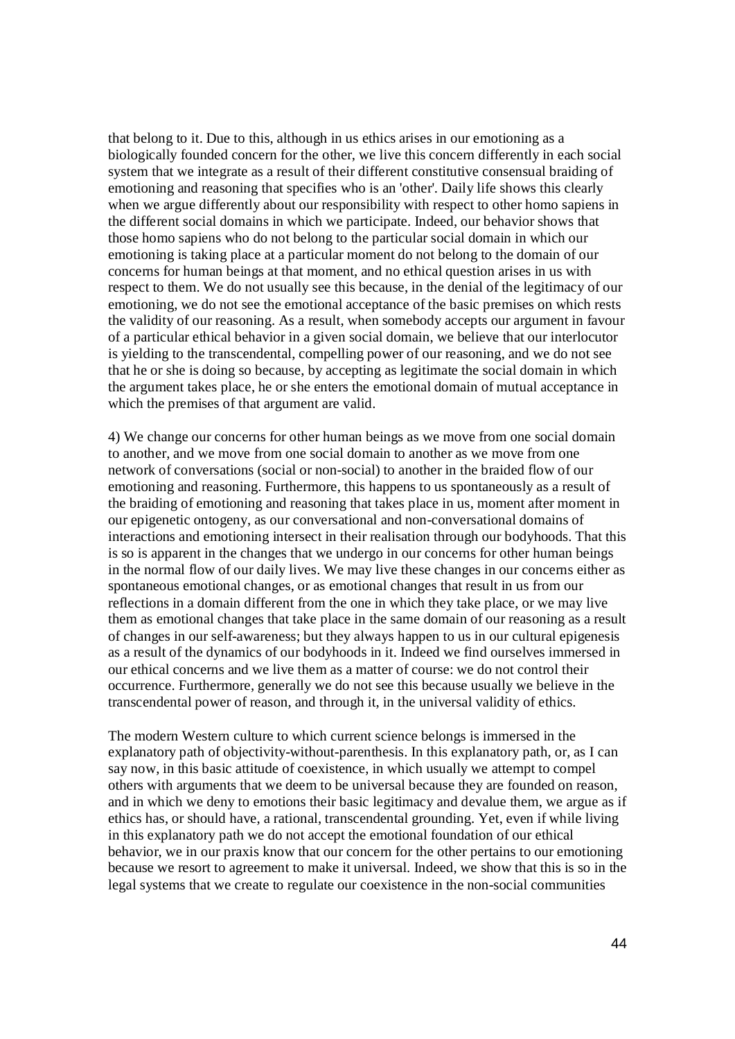that belong to it. Due to this, although in us ethics arises in our emotioning as a biologically founded concern for the other, we live this concern differently in each social system that we integrate as a result of their different constitutive consensual braiding of emotioning and reasoning that specifies who is an 'other'. Daily life shows this clearly when we argue differently about our responsibility with respect to other homo sapiens in the different social domains in which we participate. Indeed, our behavior shows that those homo sapiens who do not belong to the particular social domain in which our emotioning is taking place at a particular moment do not belong to the domain of our concerns for human beings at that moment, and no ethical question arises in us with respect to them. We do not usually see this because, in the denial of the legitimacy of our emotioning, we do not see the emotional acceptance of the basic premises on which rests the validity of our reasoning. As a result, when somebody accepts our argument in favour of a particular ethical behavior in a given social domain, we believe that our interlocutor is yielding to the transcendental, compelling power of our reasoning, and we do not see that he or she is doing so because, by accepting as legitimate the social domain in which the argument takes place, he or she enters the emotional domain of mutual acceptance in which the premises of that argument are valid.

4) We change our concerns for other human beings as we move from one social domain to another, and we move from one social domain to another as we move from one network of conversations (social or non-social) to another in the braided flow of our emotioning and reasoning. Furthermore, this happens to us spontaneously as a result of the braiding of emotioning and reasoning that takes place in us, moment after moment in our epigenetic ontogeny, as our conversational and non-conversational domains of interactions and emotioning intersect in their realisation through our bodyhoods. That this is so is apparent in the changes that we undergo in our concerns for other human beings in the normal flow of our daily lives. We may live these changes in our concerns either as spontaneous emotional changes, or as emotional changes that result in us from our reflections in a domain different from the one in which they take place, or we may live them as emotional changes that take place in the same domain of our reasoning as a result of changes in our self-awareness; but they always happen to us in our cultural epigenesis as a result of the dynamics of our bodyhoods in it. Indeed we find ourselves immersed in our ethical concerns and we live them as a matter of course: we do not control their occurrence. Furthermore, generally we do not see this because usually we believe in the transcendental power of reason, and through it, in the universal validity of ethics.

The modern Western culture to which current science belongs is immersed in the explanatory path of objectivity-without-parenthesis. In this explanatory path, or, as I can say now, in this basic attitude of coexistence, in which usually we attempt to compel others with arguments that we deem to be universal because they are founded on reason, and in which we deny to emotions their basic legitimacy and devalue them, we argue as if ethics has, or should have, a rational, transcendental grounding. Yet, even if while living in this explanatory path we do not accept the emotional foundation of our ethical behavior, we in our praxis know that our concern for the other pertains to our emotioning because we resort to agreement to make it universal. Indeed, we show that this is so in the legal systems that we create to regulate our coexistence in the non-social communities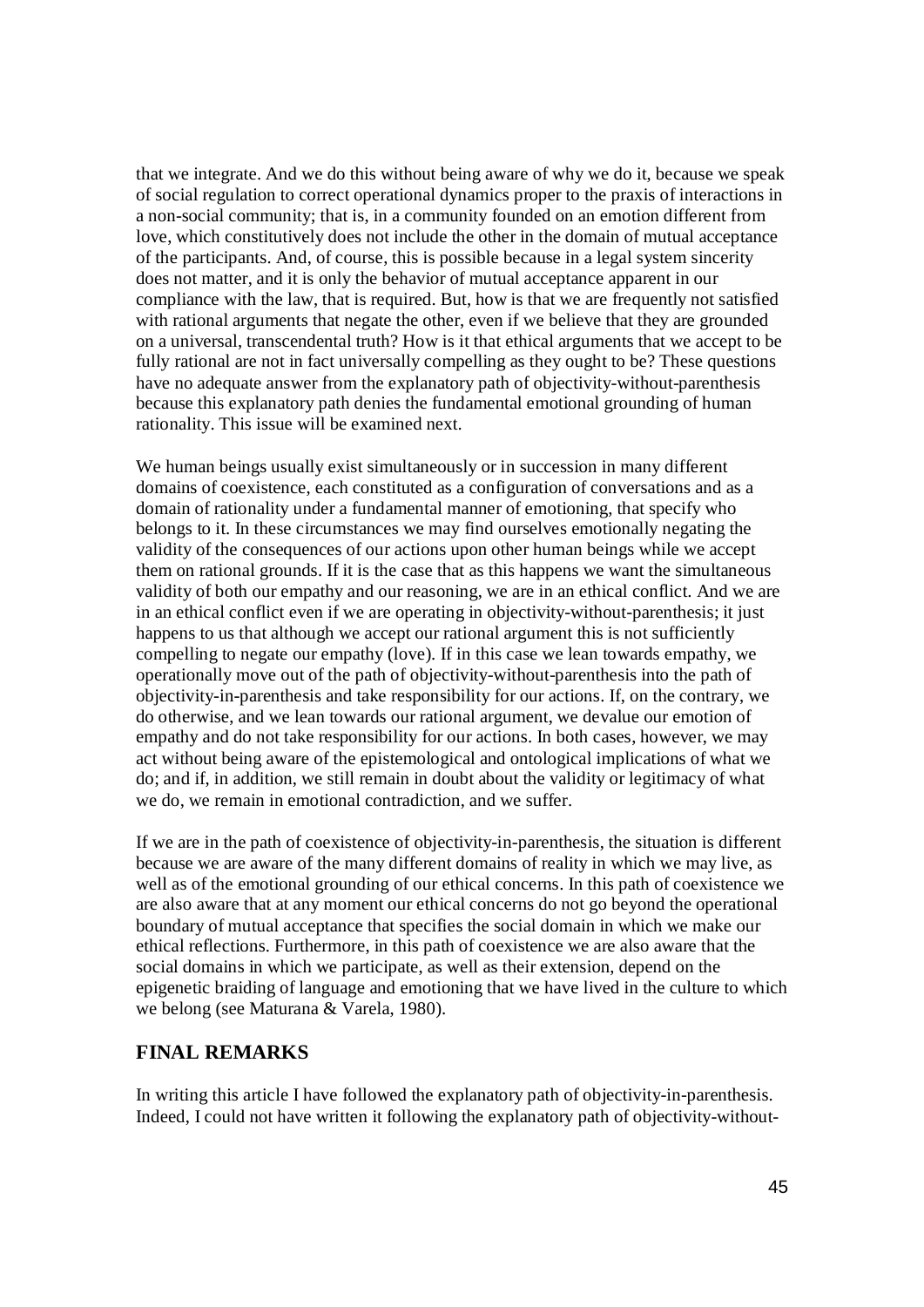that we integrate. And we do this without being aware of why we do it, because we speak of social regulation to correct operational dynamics proper to the praxis of interactions in a non-social community; that is, in a community founded on an emotion different from love, which constitutively does not include the other in the domain of mutual acceptance of the participants. And, of course, this is possible because in a legal system sincerity does not matter, and it is only the behavior of mutual acceptance apparent in our compliance with the law, that is required. But, how is that we are frequently not satisfied with rational arguments that negate the other, even if we believe that they are grounded on a universal, transcendental truth? How is it that ethical arguments that we accept to be fully rational are not in fact universally compelling as they ought to be? These questions have no adequate answer from the explanatory path of objectivity-without-parenthesis because this explanatory path denies the fundamental emotional grounding of human rationality. This issue will be examined next.

We human beings usually exist simultaneously or in succession in many different domains of coexistence, each constituted as a configuration of conversations and as a domain of rationality under a fundamental manner of emotioning, that specify who belongs to it. In these circumstances we may find ourselves emotionally negating the validity of the consequences of our actions upon other human beings while we accept them on rational grounds. If it is the case that as this happens we want the simultaneous validity of both our empathy and our reasoning, we are in an ethical conflict. And we are in an ethical conflict even if we are operating in objectivity-without-parenthesis; it just happens to us that although we accept our rational argument this is not sufficiently compelling to negate our empathy (love). If in this case we lean towards empathy, we operationally move out of the path of objectivity-without-parenthesis into the path of objectivity-in-parenthesis and take responsibility for our actions. If, on the contrary, we do otherwise, and we lean towards our rational argument, we devalue our emotion of empathy and do not take responsibility for our actions. In both cases, however, we may act without being aware of the epistemological and ontological implications of what we do; and if, in addition, we still remain in doubt about the validity or legitimacy of what we do, we remain in emotional contradiction, and we suffer.

If we are in the path of coexistence of objectivity-in-parenthesis, the situation is different because we are aware of the many different domains of reality in which we may live, as well as of the emotional grounding of our ethical concerns. In this path of coexistence we are also aware that at any moment our ethical concerns do not go beyond the operational boundary of mutual acceptance that specifies the social domain in which we make our ethical reflections. Furthermore, in this path of coexistence we are also aware that the social domains in which we participate, as well as their extension, depend on the epigenetic braiding of language and emotioning that we have lived in the culture to which we belong (see Maturana & Varela, 1980).

## FINAL REMARKS

In writing this article I have followed the explanatory path of objectivity-in-parenthesis. Indeed, I could not have written it following the explanatory path of objectivity-without-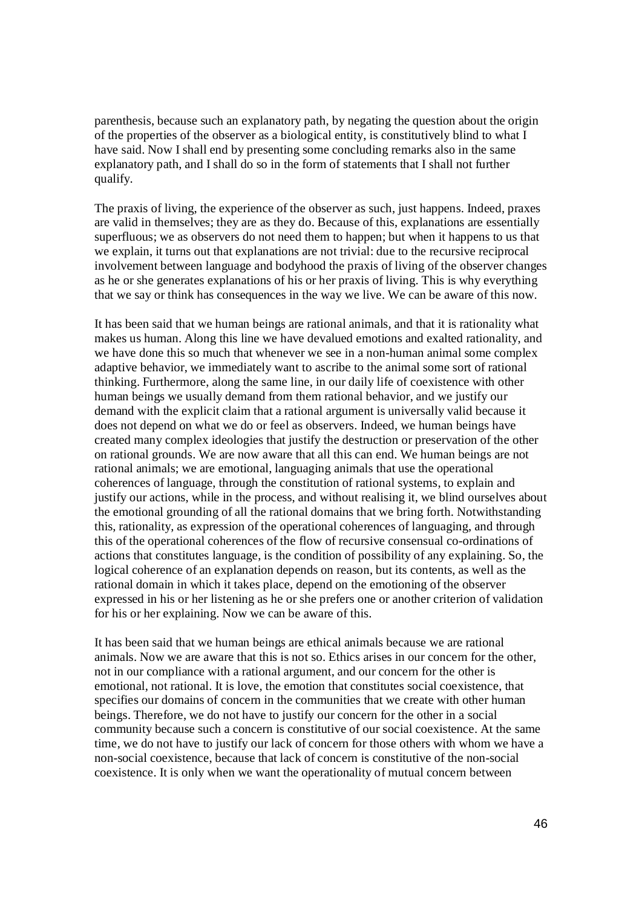parenthesis, because such an explanatory path, by negating the question about the origin of the properties of the observer as a biological entity, is constitutively blind to what I have said. Now I shall end by presenting some concluding remarks also in the same explanatory path, and I shall do so in the form of statements that I shall not further qualify.

The praxis of living, the experience of the observer as such, just happens. Indeed, praxes are valid in themselves; they are as they do. Because of this, explanations are essentially superfluous; we as observers do not need them to happen; but when it happens to us that we explain, it turns out that explanations are not trivial: due to the recursive reciprocal involvement between language and bodyhood the praxis of living of the observer changes as he or she generates explanations of his or her praxis of living. This is why everything that we say or think has consequences in the way we live. We can be aware of this now.

It has been said that we human beings are rational animals, and that it is rationality what makes us human. Along this line we have devalued emotions and exalted rationality, and we have done this so much that whenever we see in a non-human animal some complex adaptive behavior, we immediately want to ascribe to the animal some sort of rational thinking. Furthermore, along the same line, in our daily life of coexistence with other human beings we usually demand from them rational behavior, and we justify our demand with the explicit claim that a rational argument is universally valid because it does not depend on what we do or feel as observers. Indeed, we human beings have created many complex ideologies that justify the destruction or preservation of the other on rational grounds. We are now aware that all this can end. We human beings are not rational animals; we are emotional, languaging animals that use the operational coherences of language, through the constitution of rational systems, to explain and justify our actions, while in the process, and without realising it, we blind ourselves about the emotional grounding of all the rational domains that we bring forth. Notwithstanding this, rationality, as expression of the operational coherences of languaging, and through this of the operational coherences of the flow of recursive consensual co-ordinations of actions that constitutes language, is the condition of possibility of any explaining. So, the logical coherence of an explanation depends on reason, but its contents, as well as the rational domain in which it takes place, depend on the emotioning of the observer expressed in his or her listening as he or she prefers one or another criterion of validation for his or her explaining. Now we can be aware of this.

It has been said that we human beings are ethical animals because we are rational animals. Now we are aware that this is not so. Ethics arises in our concern for the other, not in our compliance with a rational argument, and our concern for the other is emotional, not rational. It is love, the emotion that constitutes social coexistence, that specifies our domains of concern in the communities that we create with other human beings. Therefore, we do not have to justify our concern for the other in a social community because such a concern is constitutive of our social coexistence. At the same time, we do not have to justify our lack of concern for those others with whom we have a non-social coexistence, because that lack of concern is constitutive of the non-social coexistence. It is only when we want the operationality of mutual concern between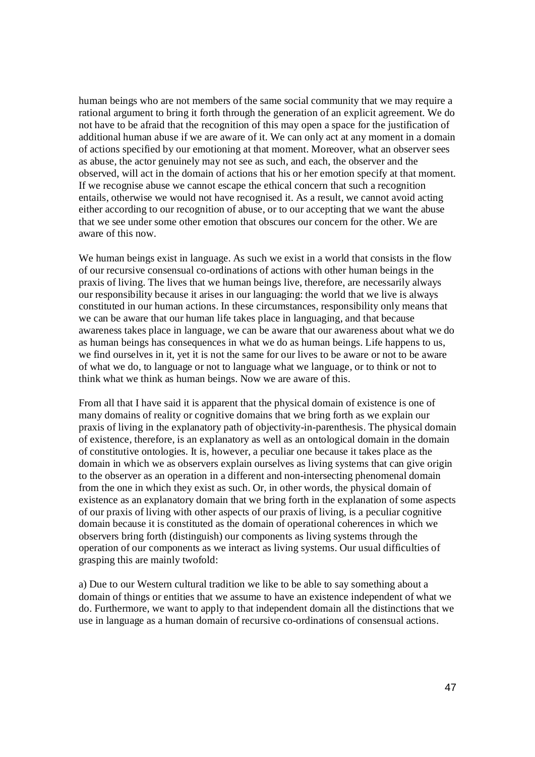human beings who are not members of the same social community that we may require a rational argument to bring it forth through the generation of an explicit agreement. We do not have to be afraid that the recognition of this may open a space for the justification of additional human abuse if we are aware of it. We can only act at any moment in a domain of actions specified by our emotioning at that moment. Moreover, what an observer sees as abuse, the actor genuinely may not see as such, and each, the observer and the observed, will act in the domain of actions that his or her emotion specify at that moment. If we recognise abuse we cannot escape the ethical concern that such a recognition entails, otherwise we would not have recognised it. As a result, we cannot avoid acting either according to our recognition of abuse, or to our accepting that we want the abuse that we see under some other emotion that obscures our concern for the other. We are aware of this now.

We human beings exist in language. As such we exist in a world that consists in the flow of our recursive consensual co-ordinations of actions with other human beings in the praxis of living. The lives that we human beings live, therefore, are necessarily always our responsibility because it arises in our languaging: the world that we live is always constituted in our human actions. In these circumstances, responsibility only means that we can be aware that our human life takes place in languaging, and that because awareness takes place in language, we can be aware that our awareness about what we do as human beings has consequences in what we do as human beings. Life happens to us, we find ourselves in it, yet it is not the same for our lives to be aware or not to be aware of what we do, to language or not to language what we language, or to think or not to think what we think as human beings. Now we are aware of this.

From all that I have said it is apparent that the physical domain of existence is one of many domains of reality or cognitive domains that we bring forth as we explain our praxis of living in the explanatory path of objectivity-in-parenthesis. The physical domain of existence, therefore, is an explanatory as well as an ontological domain in the domain of constitutive ontologies. It is, however, a peculiar one because it takes place as the domain in which we as observers explain ourselves as living systems that can give origin to the observer as an operation in a different and non-intersecting phenomenal domain from the one in which they exist as such. Or, in other words, the physical domain of existence as an explanatory domain that we bring forth in the explanation of some aspects of our praxis of living with other aspects of our praxis of living, is a peculiar cognitive domain because it is constituted as the domain of operational coherences in which we observers bring forth (distinguish) our components as living systems through the operation of our components as we interact as living systems. Our usual difficulties of grasping this are mainly twofold:

a) Due to our Western cultural tradition we like to be able to say something about a domain of things or entities that we assume to have an existence independent of what we do. Furthermore, we want to apply to that independent domain all the distinctions that we use in language as a human domain of recursive co-ordinations of consensual actions.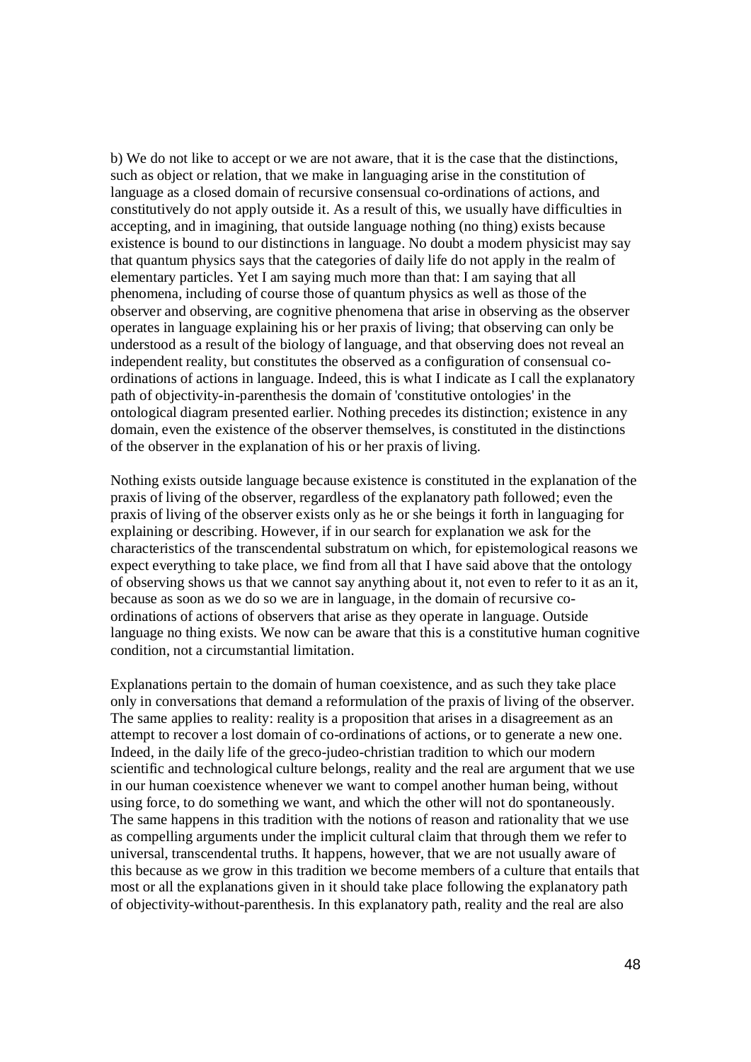b) We do not like to accept or we are not aware, that it is the case that the distinctions, such as object or relation, that we make in languaging arise in the constitution of language as a closed domain of recursive consensual co-ordinations of actions, and constitutively do not apply outside it. As a result of this, we usually have difficulties in accepting, and in imagining, that outside language nothing (no thing) exists because existence is bound to our distinctions in language. No doubt a modern physicist may say that quantum physics says that the categories of daily life do not apply in the realm of elementary particles. Yet I am saying much more than that: I am saying that all phenomena, including of course those of quantum physics as well as those of the observer and observing, are cognitive phenomena that arise in observing as the observer operates in language explaining his or her praxis of living; that observing can only be understood as a result of the biology of language, and that observing does not reveal an independent reality, but constitutes the observed as a configuration of consensual co-ordinations of actions in language. Indeed, this is what I indicate as I call the explanatory path of objectivity-in-parenthesis the domain of 'constitutive ontologies' in the ontological diagram presented earlier. Nothing precedes its distinction; existence in any domain, even the existence of the observer themselves, is constituted in the distinctions of the observer in the explanation of his or her praxis of living.

Nothing exists outside language because existence is constituted in the explanation of the praxis of living of the observer, regardless of the explanatory path followed; even the praxis of living of the observer exists only as he or she beings it forth in languaging for explaining or describing. However, if in our search for explanation we ask for the characteristics of the transcendental substratum on which, for epistemological reasons we expect everything to take place, we find from all that I have said above that the ontology of observing shows us that we cannot say anything about it, not even to refer to it as an it, because as soon as we do so we are in language, in the domain of recursive co-ordinations of actions of observers that arise as they operate in language. Outside language no thing exists. We now can be aware that this is a constitutive human cognitive condition, not a circumstantial limitation.

Explanations pertain to the domain of human coexistence, and as such they take place only in conversations that demand a reformulation of the praxis of living of the observer. The same applies to reality: reality is a proposition that arises in a disagreement as an attempt to recover a lost domain of co-ordinations of actions, or to generate a new one. Indeed, in the daily life of the greco-judeo-christian tradition to which our modern scientific and technological culture belongs, reality and the real are argument that we use in our human coexistence whenever we want to compel another human being, without using force, to do something we want, and which the other will not do spontaneously. The same happens in this tradition with the notions of reason and rationality that we use as compelling arguments under the implicit cultural claim that through them we refer to universal, transcendental truths. It happens, however, that we are not usually aware of this because as we grow in this tradition we become members of a culture that entails that most or all the explanations given in it should take place following the explanatory path of objectivity-without-parenthesis. In this explanatory path, reality and the real are also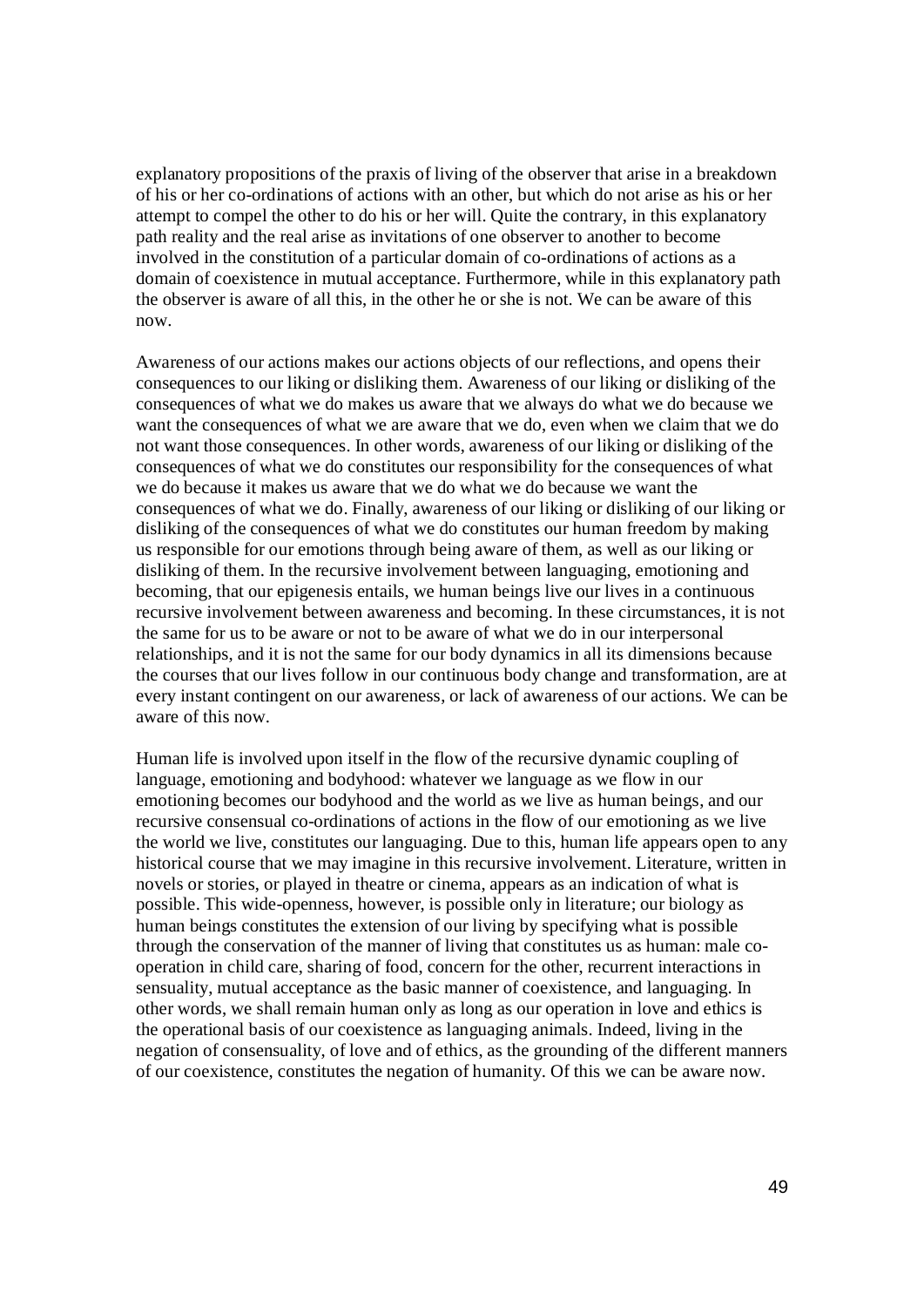explanatory propositions of the praxis of living of the observer that arise in a breakdown of his or her co-ordinations of actions with an other, but which do not arise as his or her attempt to compel the other to do his or her will. Quite the contrary, in this explanatory path reality and the real arise as invitations of one observer to another to become involved in the constitution of a particular domain of co-ordinations of actions as a domain of coexistence in mutual acceptance. Furthermore, while in this explanatory path the observer is aware of all this, in the other he or she is not. We can be aware of this now.

Awareness of our actions makes our actions objects of our reflections, and opens their consequences to our liking or disliking them. Awareness of our liking or disliking of the consequences of what we do makes us aware that we always do what we do because we want the consequences of what we are aware that we do, even when we claim that we do not want those consequences. In other words, awareness of our liking or disliking of the consequences of what we do constitutes our responsibility for the consequences of what we do because it makes us aware that we do what we do because we want the consequences of what we do. Finally, awareness of our liking or disliking of our liking or disliking of the consequences of what we do constitutes our human freedom by making us responsible for our emotions through being aware of them, as well as our liking or disliking of them. In the recursive involvement between languaging, emotioning and becoming, that our epigenesis entails, we human beings live our lives in a continuous recursive involvement between awareness and becoming. In these circumstances, it is not the same for us to be aware or not to be aware of what we do in our interpersonal relationships, and it is not the same for our body dynamics in all its dimensions because the courses that our lives follow in our continuous body change and transformation, are at every instant contingent on our awareness, or lack of awareness of our actions. We can be aware of this now.

Human life is involved upon itself in the flow of the recursive dynamic coupling of language, emotioning and bodyhood: whatever we language as we flow in our emotioning becomes our bodyhood and the world as we live as human beings, and our recursive consensual co-ordinations of actions in the flow of our emotioning as we live the world we live, constitutes our languaging. Due to this, human life appears open to any historical course that we may imagine in this recursive involvement. Literature, written in novels or stories, or played in theatre or cinema, appears as an indication of what is possible. This wide-openness, however, is possible only in literature; our biology as human beings constitutes the extension of our living by specifying what is possible through the conservation of the manner of living that constitutes us as human: male co-operation in child care, sharing of food, concern for the other, recurrent interactions in sensuality, mutual acceptance as the basic manner of coexistence, and languaging. In other words, we shall remain human only as long as our operation in love and ethics is the operational basis of our coexistence as languaging animals. Indeed, living in the negation of consensuality, of love and of ethics, as the grounding of the different manners of our coexistence, constitutes the negation of humanity. Of this we can be aware now.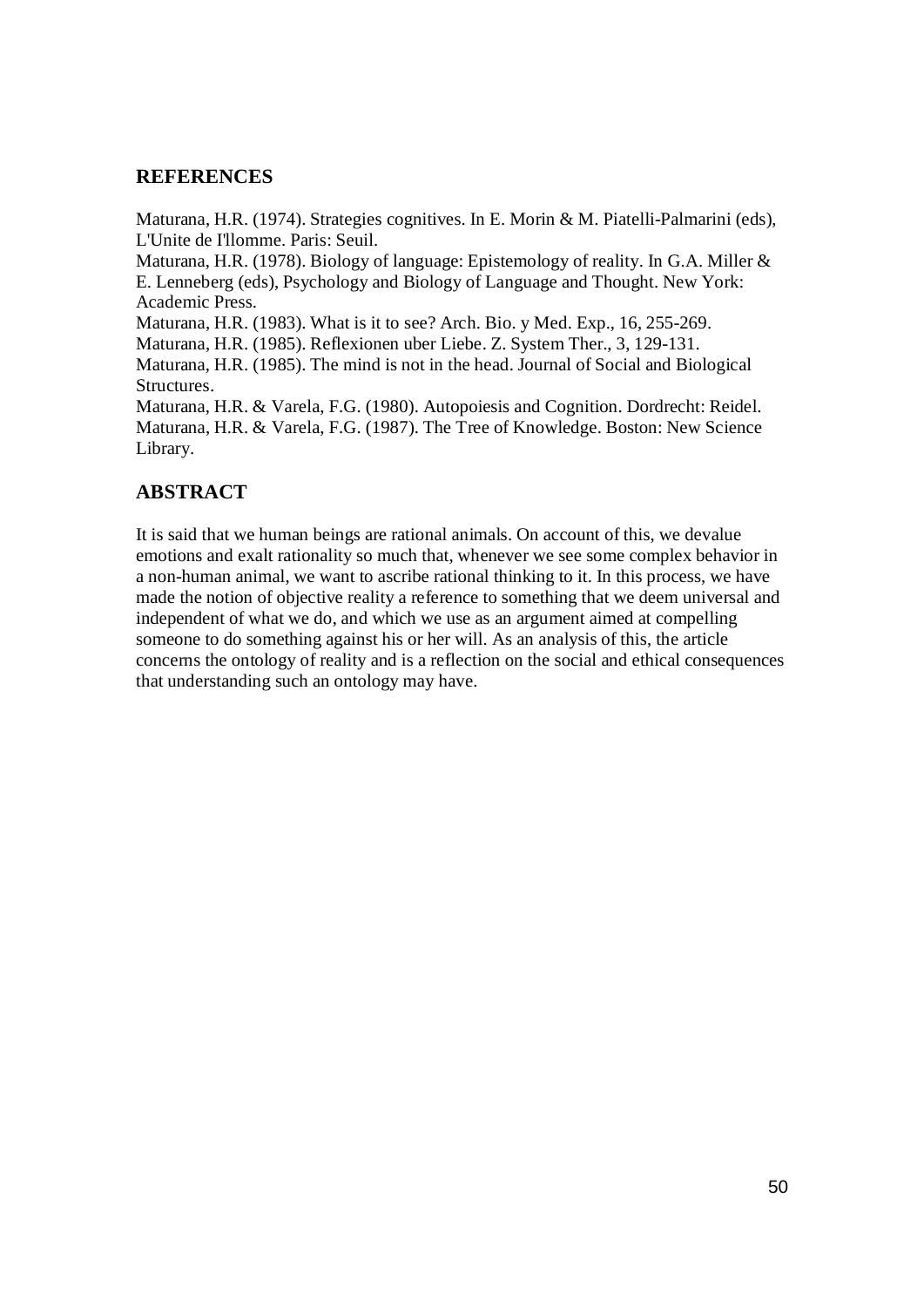## REFERENCES

Maturana, H.R. (1974). Strategies cognitives. In E. Morin & M. Piatelli-Palmarini (eds), L'Unite de I'llomme. Paris: Seuil.

Maturana, H.R. (1978). Biology of language: Epistemology of reality. In G.A. Miller & E. Lenneberg (eds), Psychology and Biology of Language and Thought. New York: Academic Press.

Maturana, H.R. (1983). What is it to see? Arch. Bio. y Med. Exp., 16, 255-269.

Maturana, H.R. (1985). Reflexionen uber Liebe. Z. System Ther., 3, 129-131.

Maturana, H.R. (1985). The mind is not in the head. Journal of Social and Biological Structures.

Maturana, H.R. & Varela, F.G. (1980). Autopoiesis and Cognition. Dordrecht: Reidel.

Maturana, H.R. & Varela, F.G. (1987). The Tree of Knowledge. Boston: New Science Library.

## ABSTRACT

It is said that we human beings are rational animals. On account of this, we devalue emotions and exalt rationality so much that, whenever we see some complex behavior in a non-human animal, we want to ascribe rational thinking to it. In this process, we have made the notion of objective reality a reference to something that we deem universal and independent of what we do, and which we use as an argument aimed at compelling someone to do something against his or her will. As an analysis of this, the article concerns the ontology of reality and is a reflection on the social and ethical consequences that understanding such an ontology may have.